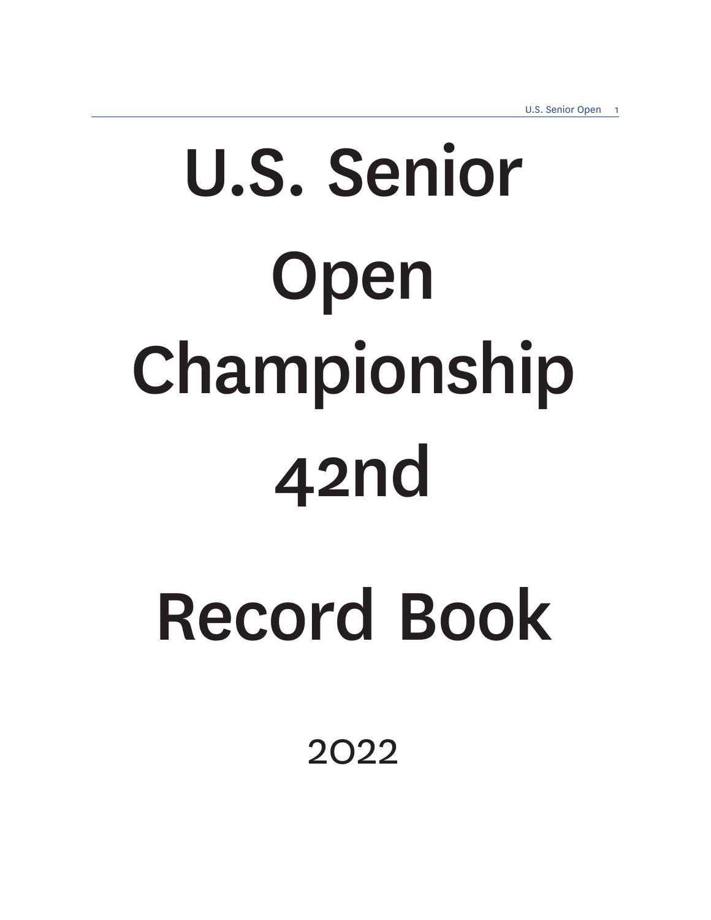# U.S. Senior Open Championship 42nd

# Record Book

2022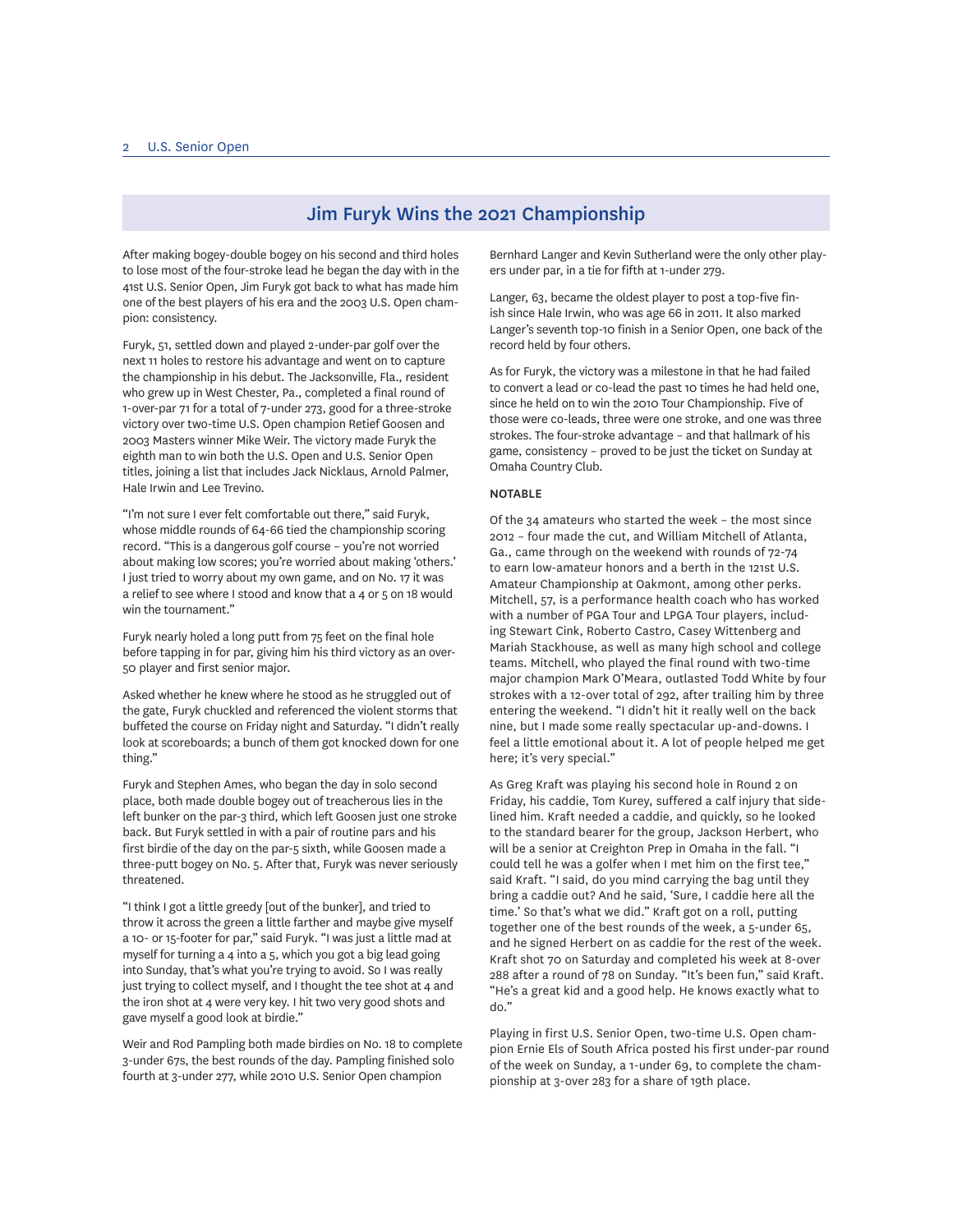## Jim Furyk Wins the 2021 Championship

After making bogey-double bogey on his second and third holes to lose most of the four-stroke lead he began the day with in the 41st U.S. Senior Open, Jim Furyk got back to what has made him one of the best players of his era and the 2003 U.S. Open champion: consistency.

Furyk, 51, settled down and played 2-under-par golf over the next 11 holes to restore his advantage and went on to capture the championship in his debut. The Jacksonville, Fla., resident who grew up in West Chester, Pa., completed a final round of 1-over-par 71 for a total of 7-under 273, good for a three-stroke victory over two-time U.S. Open champion Retief Goosen and 2003 Masters winner Mike Weir. The victory made Furyk the eighth man to win both the U.S. Open and U.S. Senior Open titles, joining a list that includes Jack Nicklaus, Arnold Palmer, Hale Irwin and Lee Trevino.

"I'm not sure I ever felt comfortable out there," said Furyk, whose middle rounds of 64-66 tied the championship scoring record. "This is a dangerous golf course – you're not worried about making low scores; you're worried about making 'others.' I just tried to worry about my own game, and on No. 17 it was a relief to see where I stood and know that a 4 or 5 on 18 would win the tournament."

Furyk nearly holed a long putt from 75 feet on the final hole before tapping in for par, giving him his third victory as an over-50 player and first senior major.

Asked whether he knew where he stood as he struggled out of the gate, Furyk chuckled and referenced the violent storms that buffeted the course on Friday night and Saturday. "I didn't really look at scoreboards; a bunch of them got knocked down for one thing."

Furyk and Stephen Ames, who began the day in solo second place, both made double bogey out of treacherous lies in the left bunker on the par-3 third, which left Goosen just one stroke back. But Furyk settled in with a pair of routine pars and his first birdie of the day on the par-5 sixth, while Goosen made a three-putt bogey on No. 5. After that, Furyk was never seriously threatened.

"I think I got a little greedy [out of the bunker], and tried to throw it across the green a little farther and maybe give myself a 10- or 15-footer for par," said Furyk. "I was just a little mad at myself for turning a 4 into a 5, which you got a big lead going into Sunday, that's what you're trying to avoid. So I was really just trying to collect myself, and I thought the tee shot at 4 and the iron shot at 4 were very key. I hit two very good shots and gave myself a good look at birdie."

Weir and Rod Pampling both made birdies on No. 18 to complete 3-under 67s, the best rounds of the day. Pampling finished solo fourth at 3-under 277, while 2010 U.S. Senior Open champion Bernhard Langer and Kevin Sutherland were the only other players under par, in a tie for fifth at 1-under 279.

Langer, 63, became the oldest player to post a top-five finish since Hale Irwin, who was age 66 in 2011. It also marked Langer's seventh top-10 finish in a Senior Open, one back of the record held by four others.

As for Furyk, the victory was a milestone in that he had failed to convert a lead or co-lead the past 10 times he had held one, since he held on to win the 2010 Tour Championship. Five of those were co-leads, three were one stroke, and one was three strokes. The four-stroke advantage – and that hallmark of his game, consistency – proved to be just the ticket on Sunday at Omaha Country Club.

### NOTABLE

Of the 34 amateurs who started the week – the most since 2012 – four made the cut, and William Mitchell of Atlanta, Ga., came through on the weekend with rounds of 72-74 to earn low-amateur honors and a berth in the 121st U.S. Amateur Championship at Oakmont, among other perks. Mitchell, 57, is a performance health coach who has worked with a number of PGA Tour and LPGA Tour players, including Stewart Cink, Roberto Castro, Casey Wittenberg and Mariah Stackhouse, as well as many high school and college teams. Mitchell, who played the final round with two-time major champion Mark O'Meara, outlasted Todd White by four strokes with a 12-over total of 292, after trailing him by three entering the weekend. "I didn't hit it really well on the back nine, but I made some really spectacular up-and-downs. I feel a little emotional about it. A lot of people helped me get here; it's very special."

As Greg Kraft was playing his second hole in Round 2 on Friday, his caddie, Tom Kurey, suffered a calf injury that sidelined him. Kraft needed a caddie, and quickly, so he looked to the standard bearer for the group, Jackson Herbert, who will be a senior at Creighton Prep in Omaha in the fall. "I could tell he was a golfer when I met him on the first tee," said Kraft. "I said, do you mind carrying the bag until they bring a caddie out? And he said, 'Sure, I caddie here all the time.' So that's what we did." Kraft got on a roll, putting together one of the best rounds of the week, a 5-under 65, and he signed Herbert on as caddie for the rest of the week. Kraft shot 70 on Saturday and completed his week at 8-over 288 after a round of 78 on Sunday. "It's been fun," said Kraft. "He's a great kid and a good help. He knows exactly what to do."

Playing in first U.S. Senior Open, two-time U.S. Open champion Ernie Els of South Africa posted his first under-par round of the week on Sunday, a 1-under 69, to complete the championship at 3-over 283 for a share of 19th place.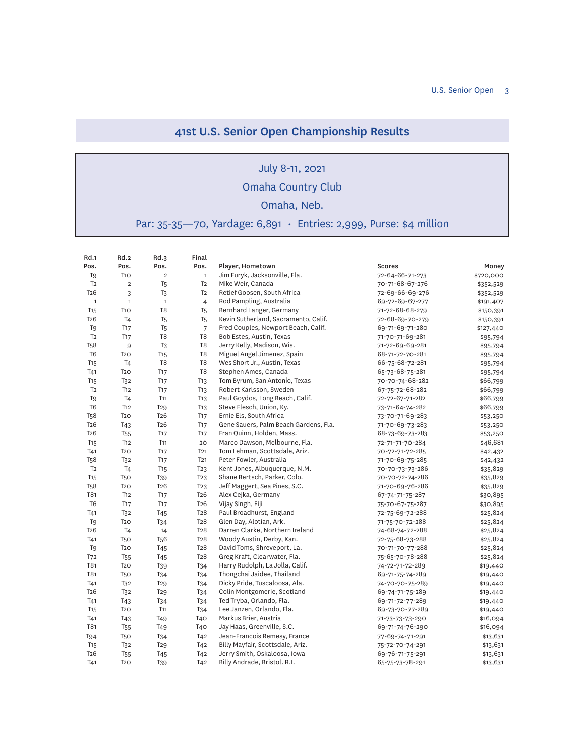## 41st U.S. Senior Open Championship Results

July 8-11, 2021

Omaha Country Club

Omaha, Neb.

Par: 35-35—70, Yardage: 6,891 · Entries: 2,999, Purse: $4 million

| Rd.1 Pos. | Rd.2 Pos. | Rd.3 Pos. | Final Pos. | Player, Hometown | Scores | Money |
|---|---|---|---|---|---|---|
| T9 | T10 | 2 | 1 | Jim Furyk, Jacksonville, Fla. | 72-64-66-71-273 | $720,000 |
| T2 | 2 | T5 | T2 | Mike Weir, Canada | 70-71-68-67-276 | $352,529 |
| T26 | 3 | T3 | T2 | Retief Goosen, South Africa | 72-69-66-69-276 | $352,529 |
| 1 | 1 | 1 | 4 | Rod Pampling, Australia | 69-72-69-67-277 | $191,407 |
| T15 | T10 | T8 | T5 | Bernhard Langer, Germany | 71-72-68-68-279 | $150,391 |
| T26 | T4 | T5 | T5 | Kevin Sutherland, Sacramento, Calif. | 72-68-69-70-279 | $150,391 |
| T9 | T17 | T5 | 7 | Fred Couples, Newport Beach, Calif. | 69-71-69-71-280 | $127,440 |
| T2 | T17 | T8 | T8 | Bob Estes, Austin, Texas | 71-70-71-69-281 | $95,794 |
| T58 | 9 | T3 | T8 | Jerry Kelly, Madison, Wis. | 71-72-69-69-281 | $95,794 |
| T6 | T20 | T15 | T8 | Miguel Angel Jimenez, Spain | 68-71-72-70-281 | $95,794 |
| T15 | T4 | T8 | T8 | Wes Short Jr., Austin, Texas | 66-75-68-72-281 | $95,794 |
| T41 | T20 | T17 | T8 | Stephen Ames, Canada | 65-73-68-75-281 | $95,794 |
| T15 | T32 | T17 | T13 | Tom Byrum, San Antonio, Texas | 70-70-74-68-282 | $66,799 |
| T2 | T12 | T17 | T13 | Robert Karlsson, Sweden | 67-75-72-68-282 | $66,799 |
| T9 | T4 | T11 | T13 | Paul Goydos, Long Beach, Calif. | 72-72-67-71-282 | $66,799 |
| T6 | T12 | T29 | T13 | Steve Flesch, Union, Ky. | 73-71-64-74-282 | $66,799 |
| T58 | T20 | T26 | T17 | Ernie Els, South Africa | 73-70-71-69-283 | $53,250 |
| T26 | T43 | T26 | T17 | Gene Sauers, Palm Beach Gardens, Fla. | 71-70-69-73-283 | $53,250 |
| T26 | T55 | T17 | T17 | Fran Quinn, Holden, Mass. | 68-73-69-73-283 | $53,250 |
| T15 | T12 | T11 | 20 | Marco Dawson, Melbourne, Fla. | 72-71-71-70-284 | $46,681 |
| T41 | T20 | T17 | T21 | Tom Lehman, Scottsdale, Ariz. | 70-72-71-72-285 | $42,432 |
| T58 | T32 | T17 | T21 | Peter Fowler, Australia | 71-70-69-75-285 | $42,432 |
| T2 | T4 | T15 | T23 | Kent Jones, Albuquerque, N.M. | 70-70-73-73-286 | $35,829 |
| T15 | T50 | T39 | T23 | Shane Bertsch, Parker, Colo. | 70-70-72-74-286 | $35,829 |
| T58 | T20 | T26 | T23 | Jeff Maggert, Sea Pines, S.C. | 71-70-69-76-286 | $35,829 |
| T81 | T12 | T17 | T26 | Alex Cejka, Germany | 67-74-71-75-287 | $30,895 |
| T6 | T17 | T17 | T26 | Vijay Singh, Fiji | 75-70-67-75-287 | $30,895 |
| T41 | T32 | T45 | T28 | Paul Broadhurst, England | 72-75-69-72-288 | $25,824 |
| T9 | T20 | T34 | T28 | Glen Day, Alotian, Ark. | 71-75-70-72-288 | $25,824 |
| T26 | T4 | 14 | T28 | Darren Clarke, Northern Ireland | 74-68-74-72-288 | $25,824 |
| T41 | T50 | T56 | T28 | Woody Austin, Derby, Kan. | 72-75-68-73-288 | $25,824 |
| T9 | T20 | T45 | T28 | David Toms, Shreveport, La. | 70-71-70-77-288 | $25,824 |
| T72 | T55 | T45 | T28 | Greg Kraft, Clearwater, Fla. | 75-65-70-78-288 | $25,824 |
| T81 | T20 | T39 | T34 | Harry Rudolph, La Jolla, Calif. | 74-72-71-72-289 | $19,440 |
| T81 | T50 | T34 | T34 | Thongchai Jaidee, Thailand | 69-71-75-74-289 | $19,440 |
| T41 | T32 | T29 | T34 | Dicky Pride, Tuscaloosa, Ala. | 74-70-70-75-289 | $19,440 |
| T26 | T32 | T29 | T34 | Colin Montgomerie, Scotland | 69-74-71-75-289 | $19,440 |
| T41 | T43 | T34 | T34 | Ted Tryba, Orlando, Fla. | 69-71-72-77-289 | $19,440 |
| T15 | T20 | T11 | T34 | Lee Janzen, Orlando, Fla. | 69-73-70-77-289 | $19,440 |
| T41 | T43 | T49 | T40 | Markus Brier, Austria | 71-73-73-73-290 | $16,094 |
| T81 | T55 | T49 | T40 | Jay Haas, Greenville, S.C. | 69-71-74-76-290 | $16,094 |
| T94 | T50 | T34 | T42 | Jean-Francois Remesy, France | 77-69-74-71-291 | $13,631 |
| T15 | T32 | T29 | T42 | Billy Mayfair, Scottsdale, Ariz. | 75-72-70-74-291 | $13,631 |
| T26 | T55 | T45 | T42 | Jerry Smith, Oskaloosa, Iowa | 69-76-71-75-291 | $13,631 |
| T41 | T20 | T39 | T42 | Billy Andrade, Bristol. R.I. | 65-75-73-78-291 | $13,631 |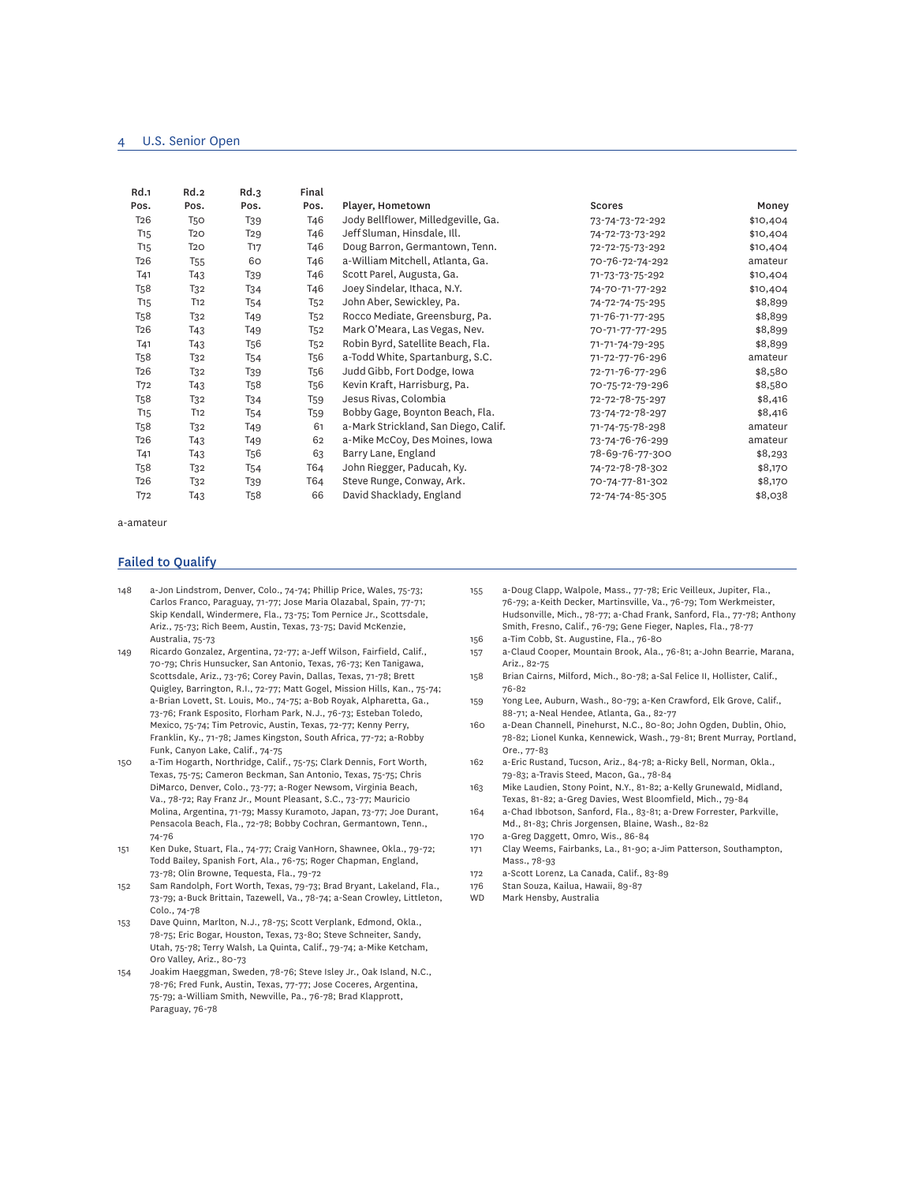| Rd.1 Pos. | Rd.2 Pos. | Rd.3 Pos. | Final Pos. | Player, Hometown | Scores | Money |
|---|---|---|---|---|---|---|
| T26 | T50 | T39 | T46 | Jody Bellflower, Milledgeville, Ga. | 73-74-73-72-292 | $10,404 |
| T15 | T20 | T29 | T46 | Jeff Sluman, Hinsdale, Ill. | 74-72-73-73-292 | $10,404 |
| T15 | T20 | T17 | T46 | Doug Barron, Germantown, Tenn. | 72-72-75-73-292 | $10,404 |
| T26 | T55 | 60 | T46 | a-William Mitchell, Atlanta, Ga. | 70-76-72-74-292 | amateur |
| T41 | T43 | T39 | T46 | Scott Parel, Augusta, Ga. | 71-73-73-75-292 | $10,404 |
| T58 | T32 | T34 | T46 | Joey Sindelar, Ithaca, N.Y. | 74-70-71-77-292 | $10,404 |
| T15 | T12 | T54 | T52 | John Aber, Sewickley, Pa. | 74-72-74-75-295 | $8,899 |
| T58 | T32 | T49 | T52 | Rocco Mediate, Greensburg, Pa. | 71-76-71-77-295 | $8,899 |
| T26 | T43 | T49 | T52 | Mark O'Meara, Las Vegas, Nev. | 70-71-77-77-295 | $8,899 |
| T41 | T43 | T56 | T52 | Robin Byrd, Satellite Beach, Fla. | 71-71-74-79-295 | $8,899 |
| T58 | T32 | T54 | T56 | a-Todd White, Spartanburg, S.C. | 71-72-77-76-296 | amateur |
| T26 | T32 | T39 | T56 | Judd Gibb, Fort Dodge, Iowa | 72-71-76-77-296 | $8,580 |
| T72 | T43 | T58 | T56 | Kevin Kraft, Harrisburg, Pa. | 70-75-72-79-296 | $8,580 |
| T58 | T32 | T34 | T59 | Jesus Rivas, Colombia | 72-72-78-75-297 | $8,416 |
| T15 | T12 | T54 | T59 | Bobby Gage, Boynton Beach, Fla. | 73-74-72-78-297 | $8,416 |
| T58 | T32 | T49 | 61 | a-Mark Strickland, San Diego, Calif. | 71-74-75-78-298 | amateur |
| T26 | T43 | T49 | 62 | a-Mike McCoy, Des Moines, Iowa | 73-74-76-76-299 | amateur |
| T41 | T43 | T56 | 63 | Barry Lane, England | 78-69-76-77-300 | $8,293 |
| T58 | T32 | T54 | T64 | John Riegger, Paducah, Ky. | 74-72-78-78-302 | $8,170 |
| T26 | T32 | T39 | T64 | Steve Runge, Conway, Ark. | 70-74-77-81-302 | $8,170 |
| T72 | T43 | T58 | 66 | David Shacklady, England | 72-74-74-85-305 | $8,038 |

a-amateur

## Failed to Qualify

148 a-Jon Lindstrom, Denver, Colo., 74-74; Phillip Price, Wales, 75-73; Carlos Franco, Paraguay, 71-77; Jose Maria Olazabal, Spain, 77-71; Skip Kendall, Windermere, Fla., 73-75; Tom Pernice Jr., Scottsdale, Ariz., 75-73; Rich Beem, Austin, Texas, 73-75; David McKenzie, Australia, 75-73

149 Ricardo Gonzalez, Argentina, 72-77; a-Jeff Wilson, Fairfield, Calif., 70-79; Chris Hunsucker, San Antonio, Texas, 76-73; Ken Tanigawa, Scottsdale, Ariz., 73-76; Corey Pavin, Dallas, Texas, 71-78; Brett Quigley, Barrington, R.I., 72-77; Matt Gogel, Mission Hills, Kan., 75-74; a-Brian Lovett, St. Louis, Mo., 74-75; a-Bob Royak, Alpharetta, Ga., 73-76; Frank Esposito, Florham Park, N.J., 76-73; Esteban Toledo, Mexico, 75-74; Tim Petrovic, Austin, Texas, 72-77; Kenny Perry, Franklin, Ky., 71-78; James Kingston, South Africa, 77-72; a-Robby Funk, Canyon Lake, Calif., 74-75

150 a-Tim Hogarth, Northridge, Calif., 75-75; Clark Dennis, Fort Worth, Texas, 75-75; Cameron Beckman, San Antonio, Texas, 75-75; Chris DiMarco, Denver, Colo., 73-77; a-Roger Newsom, Virginia Beach, Va., 78-72; Ray Franz Jr., Mount Pleasant, S.C., 73-77; Mauricio Molina, Argentina, 71-79; Massy Kuramoto, Japan, 73-77; Joe Durant, Pensacola Beach, Fla., 72-78; Bobby Cochran, Germantown, Tenn., 74-76

151 Ken Duke, Stuart, Fla., 74-77; Craig VanHorn, Shawnee, Okla., 79-72; Todd Bailey, Spanish Fort, Ala., 76-75; Roger Chapman, England, 73-78; Olin Browne, Tequesta, Fla., 79-72

152 Sam Randolph, Fort Worth, Texas, 79-73; Brad Bryant, Lakeland, Fla., 73-79; a-Buck Brittain, Tazewell, Va., 78-74; a-Sean Crowley, Littleton, Colo., 74-78

153 Dave Quinn, Marlton, N.J., 78-75; Scott Verplank, Edmond, Okla., 78-75; Eric Bogar, Houston, Texas, 73-80; Steve Schneiter, Sandy, Utah, 75-78; Terry Walsh, La Quinta, Calif., 79-74; a-Mike Ketcham, Oro Valley, Ariz., 80-73

154 Joakim Haeggman, Sweden, 78-76; Steve Isley Jr., Oak Island, N.C., 78-76; Fred Funk, Austin, Texas, 77-77; Jose Coceres, Argentina, 75-79; a-William Smith, Newville, Pa., 76-78; Brad Klapprott, Paraguay, 76-78

155 a-Doug Clapp, Walpole, Mass., 77-78; Eric Veilleux, Jupiter, Fla., 76-79; a-Keith Decker, Martinsville, Va., 76-79; Tom Werkmeister, Hudsonville, Mich., 78-77; a-Chad Frank, Sanford, Fla., 77-78; Anthony Smith, Fresno, Calif., 76-79; Gene Fieger, Naples, Fla., 78-77

156 a-Tim Cobb, St. Augustine, Fla., 76-80

157 a-Claud Cooper, Mountain Brook, Ala., 76-81; a-John Bearrie, Marana, Ariz., 82-75

158 Brian Cairns, Milford, Mich., 80-78; a-Sal Felice II, Hollister, Calif., 76-82

159 Yong Lee, Auburn, Wash., 80-79; a-Ken Crawford, Elk Grove, Calif., 88-71; a-Neal Hendee, Atlanta, Ga., 82-77

160 a-Dean Channell, Pinehurst, N.C., 80-80; John Ogden, Dublin, Ohio, 78-82; Lionel Kunka, Kennewick, Wash., 79-81; Brent Murray, Portland, Ore., 77-83

162 a-Eric Rustand, Tucson, Ariz., 84-78; a-Ricky Bell, Norman, Okla., 79-83; a-Travis Steed, Macon, Ga., 78-84

163 Mike Laudien, Stony Point, N.Y., 81-82; a-Kelly Grunewald, Midland, Texas, 81-82; a-Greg Davies, West Bloomfield, Mich., 79-84

164 a-Chad Ibbotson, Sanford, Fla., 83-81; a-Drew Forrester, Parkville, Md., 81-83; Chris Jorgensen, Blaine, Wash., 82-82

170 a-Greg Daggett, Omro, Wis., 86-84

171 Clay Weems, Fairbanks, La., 81-90; a-Jim Patterson, Southampton, Mass., 78-93

172 a-Scott Lorenz, La Canada, Calif., 83-89

176 Stan Souza, Kailua, Hawaii, 89-87

WD Mark Hensby, Australia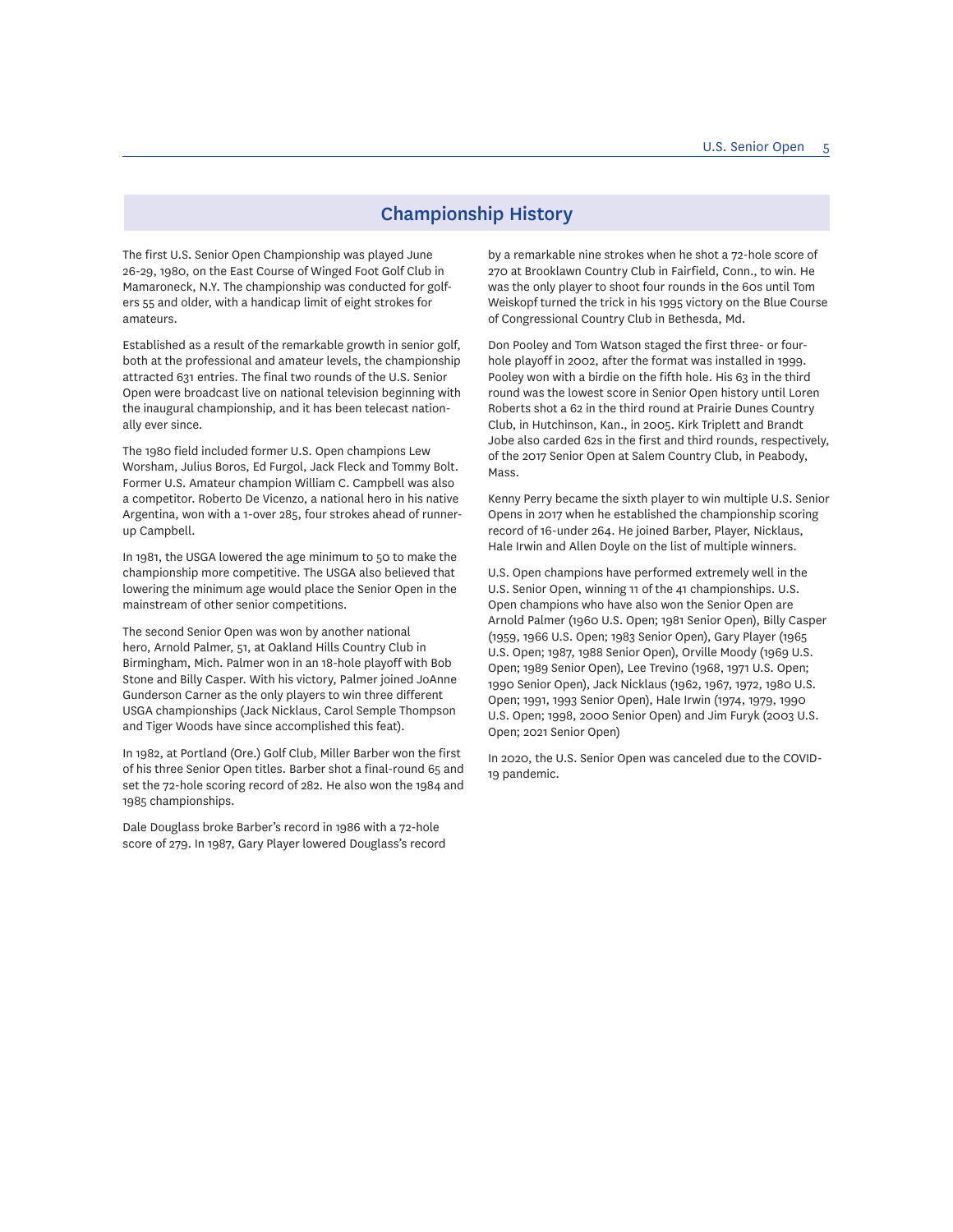## Championship History

The first U.S. Senior Open Championship was played June 26-29, 1980, on the East Course of Winged Foot Golf Club in Mamaroneck, N.Y. The championship was conducted for golfers 55 and older, with a handicap limit of eight strokes for amateurs.

Established as a result of the remarkable growth in senior golf, both at the professional and amateur levels, the championship attracted 631 entries. The final two rounds of the U.S. Senior Open were broadcast live on national television beginning with the inaugural championship, and it has been telecast nationally ever since.

The 1980 field included former U.S. Open champions Lew Worsham, Julius Boros, Ed Furgol, Jack Fleck and Tommy Bolt. Former U.S. Amateur champion William C. Campbell was also a competitor. Roberto De Vicenzo, a national hero in his native Argentina, won with a 1-over 285, four strokes ahead of runner-up Campbell.

In 1981, the USGA lowered the age minimum to 50 to make the championship more competitive. The USGA also believed that lowering the minimum age would place the Senior Open in the mainstream of other senior competitions.

The second Senior Open was won by another national hero, Arnold Palmer, 51, at Oakland Hills Country Club in Birmingham, Mich. Palmer won in an 18-hole playoff with Bob Stone and Billy Casper. With his victory, Palmer joined JoAnne Gunderson Carner as the only players to win three different USGA championships (Jack Nicklaus, Carol Semple Thompson and Tiger Woods have since accomplished this feat).

In 1982, at Portland (Ore.) Golf Club, Miller Barber won the first of his three Senior Open titles. Barber shot a final-round 65 and set the 72-hole scoring record of 282. He also won the 1984 and 1985 championships.

Dale Douglass broke Barber's record in 1986 with a 72-hole score of 279. In 1987, Gary Player lowered Douglass's record by a remarkable nine strokes when he shot a 72-hole score of 270 at Brooklawn Country Club in Fairfield, Conn., to win. He was the only player to shoot four rounds in the 60s until Tom Weiskopf turned the trick in his 1995 victory on the Blue Course of Congressional Country Club in Bethesda, Md.

Don Pooley and Tom Watson staged the first three- or four-hole playoff in 2002, after the format was installed in 1999. Pooley won with a birdie on the fifth hole. His 63 in the third round was the lowest score in Senior Open history until Loren Roberts shot a 62 in the third round at Prairie Dunes Country Club, in Hutchinson, Kan., in 2005. Kirk Triplett and Brandt Jobe also carded 62s in the first and third rounds, respectively, of the 2017 Senior Open at Salem Country Club, in Peabody, Mass.

Kenny Perry became the sixth player to win multiple U.S. Senior Opens in 2017 when he established the championship scoring record of 16-under 264. He joined Barber, Player, Nicklaus, Hale Irwin and Allen Doyle on the list of multiple winners.

U.S. Open champions have performed extremely well in the U.S. Senior Open, winning 11 of the 41 championships. U.S. Open champions who have also won the Senior Open are Arnold Palmer (1960 U.S. Open; 1981 Senior Open), Billy Casper (1959, 1966 U.S. Open; 1983 Senior Open), Gary Player (1965 U.S. Open; 1987, 1988 Senior Open), Orville Moody (1969 U.S. Open; 1989 Senior Open), Lee Trevino (1968, 1971 U.S. Open; 1990 Senior Open), Jack Nicklaus (1962, 1967, 1972, 1980 U.S. Open; 1991, 1993 Senior Open), Hale Irwin (1974, 1979, 1990 U.S. Open; 1998, 2000 Senior Open) and Jim Furyk (2003 U.S. Open; 2021 Senior Open)

In 2020, the U.S. Senior Open was canceled due to the COVID-19 pandemic.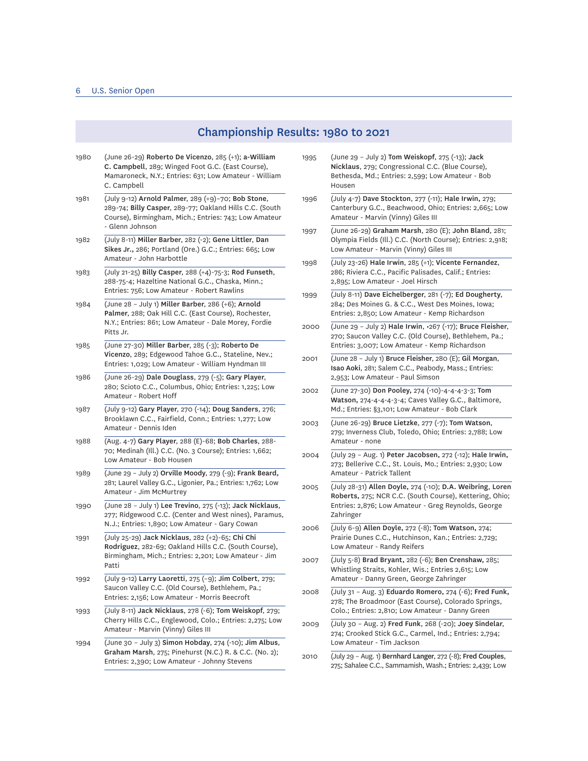## Championship Results: 1980 to 2021

1980 (June 26-29) **Roberto De Vicenzo**, 285 (+1); **a-William C. Campbell**, 289; Winged Foot G.C. (East Course), Mamaroneck, N.Y.; Entries: 631; Low Amateur - William C. Campbell

1981 (July 9-12) **Arnold Palmer**, 289 (+9)–70; **Bob Stone**, 289-74; **Billy Casper**, 289-77; Oakland Hills C.C. (South Course), Birmingham, Mich.; Entries: 743; Low Amateur - Glenn Johnson

1982 (July 8-11) **Miller Barber**, 282 (-2); **Gene Littler**, **Dan Sikes Jr.**, 286; Portland (Ore.) G.C.; Entries: 665; Low Amateur - John Harbottle

1983 (July 21-25) **Billy Casper**, 288 (+4)-75-3; **Rod Funseth**, 288-75-4; Hazeltine National G.C., Chaska, Minn.; Entries: 756; Low Amateur - Robert Rawlins

1984 (June 28 – July 1) **Miller Barber**, 286 (+6); **Arnold Palmer**, 288; Oak Hill C.C. (East Course), Rochester, N.Y.; Entries: 861; Low Amateur - Dale Morey, Fordie Pitts Jr.

1985 (June 27-30) **Miller Barber**, 285 (-3); **Roberto De Vicenzo**, 289; Edgewood Tahoe G.C., Stateline, Nev.; Entries: 1,029; Low Amateur - William Hyndman III

1986 (June 26-29) **Dale Douglass**, 279 (-5); **Gary Player**, 280; Scioto C.C., Columbus, Ohio; Entries: 1,225; Low Amateur - Robert Hoff

1987 (July 9-12) **Gary Player**, 270 (-14); **Doug Sanders**, 276; Brooklawn C.C., Fairfield, Conn.; Entries: 1,277; Low Amateur - Dennis Iden

1988 (Aug. 4-7) **Gary Player**, 288 (E)-68; **Bob Charles**, 288-70; Medinah (Ill.) C.C. (No. 3 Course); Entries: 1,662; Low Amateur - Bob Housen

1989 (June 29 – July 2) **Orville Moody**, 279 (-9); **Frank Beard**, 281; Laurel Valley G.C., Ligonier, Pa.; Entries: 1,762; Low Amateur - Jim McMurtrey

1990 (June 28 – July 1) **Lee Trevino**, 275 (-13); **Jack Nicklaus**, 277; Ridgewood C.C. (Center and West nines), Paramus, N.J.; Entries: 1,890; Low Amateur - Gary Cowan

1991 (July 25-29) **Jack Nicklaus**, 282 (+2)-65; **Chi Chi Rodriguez**, 282-69; Oakland Hills C.C. (South Course), Birmingham, Mich.; Entries: 2,201; Low Amateur - Jim Patti

1992 (July 9-12) **Larry Laoretti**, 275 (–9); **Jim Colbert**, 279; Saucon Valley C.C. (Old Course), Bethlehem, Pa.; Entries: 2,156; Low Amateur - Morris Beecroft

1993 (July 8-11) **Jack Nicklaus**, 278 (-6); **Tom Weiskopf**, 279; Cherry Hills C.C., Englewood, Colo.; Entries: 2,275; Low Amateur - Marvin (Vinny) Giles III

1994 (June 30 – July 3) **Simon Hobday**, 274 (-10); **Jim Albus**, **Graham Marsh**, 275; Pinehurst (N.C.) R. & C.C. (No. 2); Entries: 2,390; Low Amateur - Johnny Stevens

1995 (June 29 – July 2) **Tom Weiskopf**, 275 (-13); **Jack Nicklaus**, 279; Congressional C.C. (Blue Course), Bethesda, Md.; Entries: 2,599; Low Amateur - Bob Housen

1996 (July 4-7) **Dave Stockton**, 277 (-11); **Hale Irwin**, 279; Canterbury G.C., Beachwood, Ohio; Entries: 2,665; Low Amateur - Marvin (Vinny) Giles III

1997 (June 26-29) **Graham Marsh**, 280 (E); **John Bland**, 281; Olympia Fields (Ill.) C.C. (North Course); Entries: 2,918; Low Amateur - Marvin (Vinny) Giles III

1998 (July 23-26) **Hale Irwin**, 285 (+1); **Vicente Fernandez**, 286; Riviera C.C., Pacific Palisades, Calif.; Entries: 2,895; Low Amateur - Joel Hirsch

1999 (July 8-11) **Dave Eichelberger**, 281 (-7); **Ed Dougherty**, 284; Des Moines G. & C.C., West Des Moines, Iowa; Entries: 2,850; Low Amateur - Kemp Richardson

2000 (June 29 – July 2) **Hale Irwin**, •267 (-17); **Bruce Fleisher**, 270; Saucon Valley C.C. (Old Course), Bethlehem, Pa.; Entries: 3,007; Low Amateur - Kemp Richardson

2001 (June 28 – July 1) **Bruce Fleisher**, 280 (E); **Gil Morgan**, **Isao Aoki**, 281; Salem C.C., Peabody, Mass.; Entries: 2,953; Low Amateur - Paul Simson

2002 (June 27-30) **Don Pooley,** 274 (-10)-4-4-4-3-3; **Tom Watson,** 274-4-4-4-3-4; Caves Valley G.C., Baltimore, Md.; Entries: §3,101; Low Amateur - Bob Clark

2003 (June 26-29) **Bruce Lietzke**, 277 (-7); **Tom Watson**, 279; Inverness Club, Toledo, Ohio; Entries: 2,788; Low Amateur - none

2004 (July 29 – Aug. 1) **Peter Jacobsen,** 272 (-12); **Hale Irwin,** 273; Bellerive C.C., St. Louis, Mo.; Entries: 2,930; Low Amateur - Patrick Tallent

2005 (July 28-31) **Allen Doyle,** 274 (-10); **D.A. Weibring**, **Loren Roberts,** 275; NCR C.C. (South Course), Kettering, Ohio; Entries: 2,876; Low Amateur - Greg Reynolds, George Zahringer

2006 (July 6-9) **Allen Doyle,** 272 (-8); **Tom Watson,** 274; Prairie Dunes C.C., Hutchinson, Kan.; Entries: 2,729; Low Amateur - Randy Reifers

2007 (July 5-8) **Brad Bryant,** 282 (-6); **Ben Crenshaw,** 285; Whistling Straits, Kohler, Wis.; Entries 2,615; Low Amateur - Danny Green, George Zahringer

2008 (July 31 – Aug. 3) **Eduardo Romero,** 274 (-6); **Fred Funk,** 278; The Broadmoor (East Course), Colorado Springs, Colo.; Entries: 2,810; Low Amateur - Danny Green

2009 (July 30 – Aug. 2) **Fred Funk**, 268 (-20); **Joey Sindelar**, 274; Crooked Stick G.C., Carmel, Ind.; Entries: 2,794; Low Amateur - Tim Jackson

2010 (July 29 – Aug. 1) **Bernhard Langer**, 272 (-8); **Fred Couples**, 275; Sahalee C.C., Sammamish, Wash.; Entries: 2,439; Low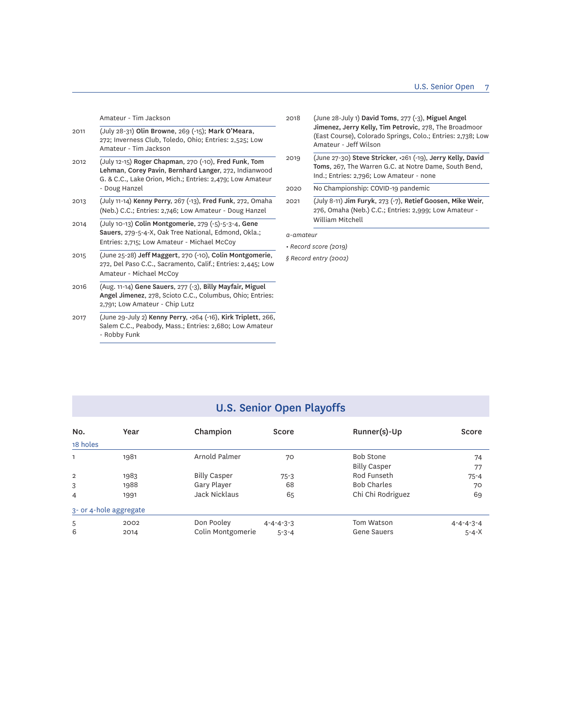| | |
|---|---|
| | Amateur - Tim Jackson |
| 2011 | (July 28-31) **Olin Browne**, 269 (-15); **Mark O'Meara**, 272; Inverness Club, Toledo, Ohio; Entries: 2,525; Low Amateur - Tim Jackson |
| 2012 | (July 12-15) **Roger Chapman**, 270 (-10), **Fred Funk, Tom Lehman, Corey Pavin, Bernhard Langer**, 272, Indianwood G. & C.C., Lake Orion, Mich.; Entries: 2,479; Low Amateur - Doug Hanzel |
| 2013 | (July 11-14) **Kenny Perry**, 267 (-13), **Fred Funk**, 272, Omaha (Neb.) C.C.; Entries: 2,746; Low Amateur - Doug Hanzel |
| 2014 | (July 10-13) **Colin Montgomerie**, 279 (-5)-5-3-4, **Gene Sauers**, 279-5-4-X, Oak Tree National, Edmond, Okla.; Entries: 2,715; Low Amateur - Michael McCoy |
| 2015 | (June 25-28) **Jeff Maggert**, 270 (-10), **Colin Montgomerie**, 272, Del Paso C.C., Sacramento, Calif.; Entries: 2,445; Low Amateur - Michael McCoy |
| 2016 | (Aug. 11-14) **Gene Sauers**, 277 (-3), **Billy Mayfair, Miguel Angel Jimenez**, 278, Scioto C.C., Columbus, Ohio; Entries: 2,791; Low Amateur - Chip Lutz |
| 2017 | (June 29-July 2) **Kenny Perry**, •264 (-16), **Kirk Triplett**, 266, Salem C.C., Peabody, Mass.; Entries: 2,680; Low Amateur - Robby Funk |
| 2018 | (June 28-July 1) **David Toms**, 277 (-3), **Miguel Angel Jimenez, Jerry Kelly, Tim Petrovic**, 278, The Broadmoor (East Course), Colorado Springs, Colo.; Entries: 2,738; Low Amateur - Jeff Wilson |
| 2019 | (June 27-30) **Steve Stricker**, •261 (-19), **Jerry Kelly, David Toms**, 267, The Warren G.C. at Notre Dame, South Bend, Ind.; Entries: 2,796; Low Amateur - none |
| 2020 | No Championship: COVID-19 pandemic |
| 2021 | (July 8-11) **Jim Furyk**, 273 (-7), **Retief Goosen, Mike Weir**, 276, Omaha (Neb.) C.C.; Entries: 2,999; Low Amateur - William Mitchell |

*a-amateur*

*• Record score (2019)*

*§ Record entry (2002)*

## U.S. Senior Open Playoffs

| No. | Year | Champion | Score | Runner(s)-Up | Score |
|---|---|---|---|---|---|
| 18 holes | | | | | |
| 1 | 1981 | Arnold Palmer | 70 | Bob Stone | 74 |
| | | | | Billy Casper | 77 |
| 2 | 1983 | Billy Casper | 75-3 | Rod Funseth | 75-4 |
| 3 | 1988 | Gary Player | 68 | Bob Charles | 70 |
| 4 | 1991 | Jack Nicklaus | 65 | Chi Chi Rodriguez | 69 |
| 3- or 4-hole aggregate | | | | | |
| 5 | 2002 | Don Pooley | 4-4-4-3-3 | Tom Watson | 4-4-4-3-4 |
| 6 | 2014 | Colin Montgomerie | 5-3-4 | Gene Sauers | 5-4-X |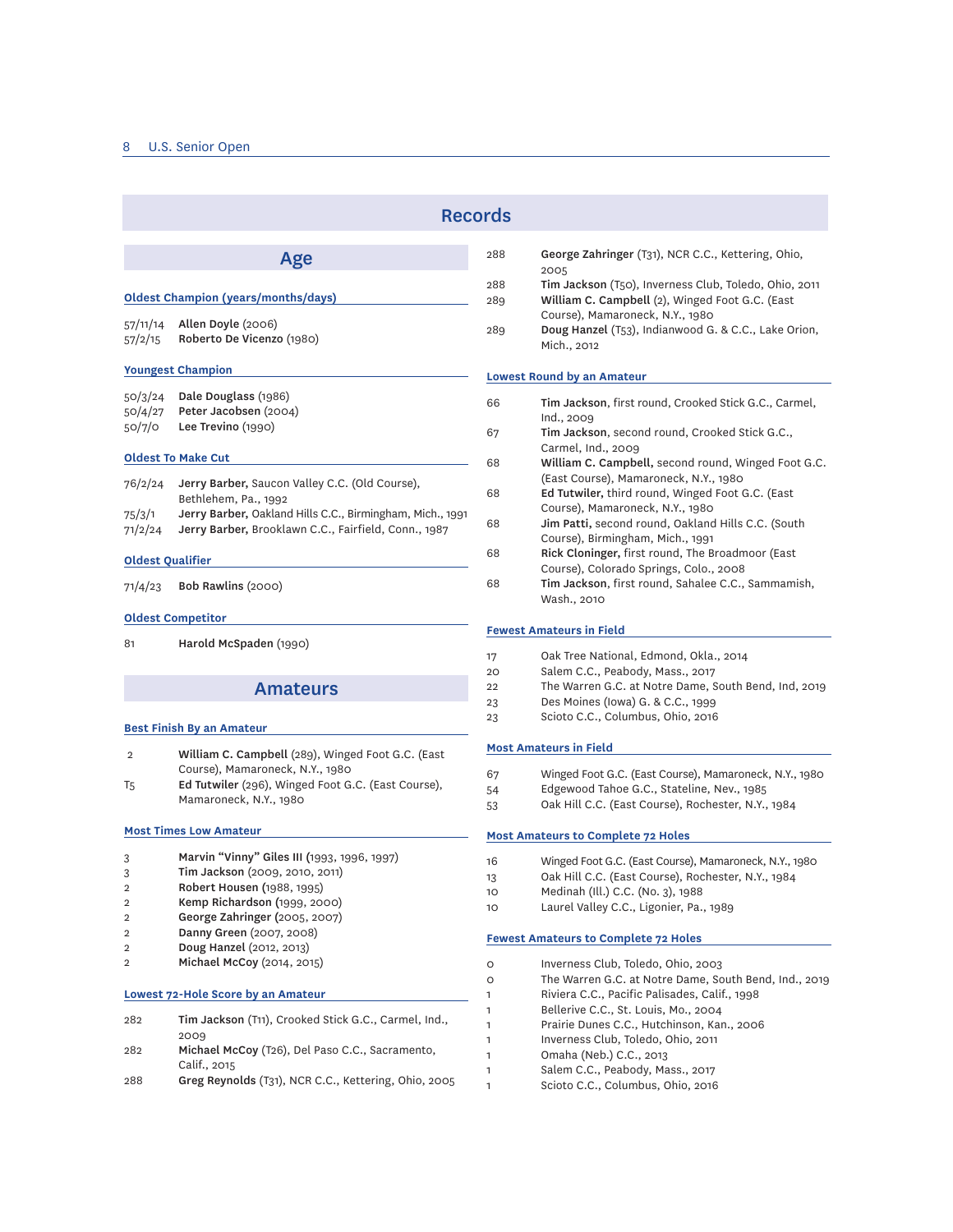# Records

## Age

### Oldest Champion (years/months/days)

| | |
|---|---|
| 57/11/14 | **Allen Doyle** (2006) |
| 57/2/15 | **Roberto De Vicenzo** (1980) |

### Youngest Champion

| | |
|---|---|
| 50/3/24 | **Dale Douglass** (1986) |
| 50/4/27 | **Peter Jacobsen** (2004) |
| 50/7/0 | **Lee Trevino** (1990) |

### Oldest To Make Cut

| | |
|---|---|
| 76/2/24 | **Jerry Barber,** Saucon Valley C.C. (Old Course), Bethlehem, Pa., 1992 |
| 75/3/1 | **Jerry Barber,** Oakland Hills C.C., Birmingham, Mich., 1991 |
| 71/2/24 | **Jerry Barber,** Brooklawn C.C., Fairfield, Conn., 1987 |

### Oldest Qualifier

| | |
|---|---|
| 71/4/23 | **Bob Rawlins** (2000) |

### Oldest Competitor

| | |
|---|---|
| 81 | **Harold McSpaden** (1990) |

## Amateurs

### Best Finish By an Amateur

| | |
|---|---|
| 2 | **William C. Campbell** (289), Winged Foot G.C. (East Course), Mamaroneck, N.Y., 1980 |
| T5 | **Ed Tutwiler** (296), Winged Foot G.C. (East Course), Mamaroneck, N.Y., 1980 |

### Most Times Low Amateur

| | |
|---|---|
| 3 | **Marvin "Vinny" Giles III** (1993, 1996, 1997) |
| 3 | **Tim Jackson** (2009, 2010, 2011) |
| 2 | **Robert Housen** (1988, 1995) |
| 2 | **Kemp Richardson** (1999, 2000) |
| 2 | **George Zahringer** (2005, 2007) |
| 2 | **Danny Green** (2007, 2008) |
| 2 | **Doug Hanzel** (2012, 2013) |
| 2 | **Michael McCoy** (2014, 2015) |

### Lowest 72-Hole Score by an Amateur

| | |
|---|---|
| 282 | **Tim Jackson** (T11), Crooked Stick G.C., Carmel, Ind., 2009 |
| 282 | **Michael McCoy** (T26), Del Paso C.C., Sacramento, Calif., 2015 |
| 288 | **Greg Reynolds** (T31), NCR C.C., Kettering, Ohio, 2005 |
| 288 | **George Zahringer** (T31), NCR C.C., Kettering, Ohio, 2005 |
| 288 | **Tim Jackson** (T50), Inverness Club, Toledo, Ohio, 2011 |
| 289 | **William C. Campbell** (2), Winged Foot G.C. (East Course), Mamaroneck, N.Y., 1980 |
| 289 | **Doug Hanzel** (T53), Indianwood G. & C.C., Lake Orion, Mich., 2012 |

### Lowest Round by an Amateur

| | |
|---|---|
| 66 | **Tim Jackson**, first round, Crooked Stick G.C., Carmel, Ind., 2009 |
| 67 | **Tim Jackson**, second round, Crooked Stick G.C., Carmel, Ind., 2009 |
| 68 | **William C. Campbell,** second round, Winged Foot G.C. (East Course), Mamaroneck, N.Y., 1980 |
| 68 | **Ed Tutwiler,** third round, Winged Foot G.C. (East Course), Mamaroneck, N.Y., 1980 |
| 68 | **Jim Patti,** second round, Oakland Hills C.C. (South Course), Birmingham, Mich., 1991 |
| 68 | **Rick Cloninger,** first round, The Broadmoor (East Course), Colorado Springs, Colo., 2008 |
| 68 | **Tim Jackson**, first round, Sahalee C.C., Sammamish, Wash., 2010 |

### Fewest Amateurs in Field

| | |
|---|---|
| 17 | Oak Tree National, Edmond, Okla., 2014 |
| 20 | Salem C.C., Peabody, Mass., 2017 |
| 22 | The Warren G.C. at Notre Dame, South Bend, Ind, 2019 |
| 23 | Des Moines (Iowa) G. & C.C., 1999 |
| 23 | Scioto C.C., Columbus, Ohio, 2016 |

### Most Amateurs in Field

| | |
|---|---|
| 67 | Winged Foot G.C. (East Course), Mamaroneck, N.Y., 1980 |
| 54 | Edgewood Tahoe G.C., Stateline, Nev., 1985 |
| 53 | Oak Hill C.C. (East Course), Rochester, N.Y., 1984 |

### Most Amateurs to Complete 72 Holes

| | |
|---|---|
| 16 | Winged Foot G.C. (East Course), Mamaroneck, N.Y., 1980 |
| 13 | Oak Hill C.C. (East Course), Rochester, N.Y., 1984 |
| 10 | Medinah (Ill.) C.C. (No. 3), 1988 |
| 10 | Laurel Valley C.C., Ligonier, Pa., 1989 |

### Fewest Amateurs to Complete 72 Holes

| | |
|---|---|
| 0 | Inverness Club, Toledo, Ohio, 2003 |
| 0 | The Warren G.C. at Notre Dame, South Bend, Ind., 2019 |
| 1 | Riviera C.C., Pacific Palisades, Calif., 1998 |
| 1 | Bellerive C.C., St. Louis, Mo., 2004 |
| 1 | Prairie Dunes C.C., Hutchinson, Kan., 2006 |
| 1 | Inverness Club, Toledo, Ohio, 2011 |
| 1 | Omaha (Neb.) C.C., 2013 |
| 1 | Salem C.C., Peabody, Mass., 2017 |
| 1 | Scioto C.C., Columbus, Ohio, 2016 |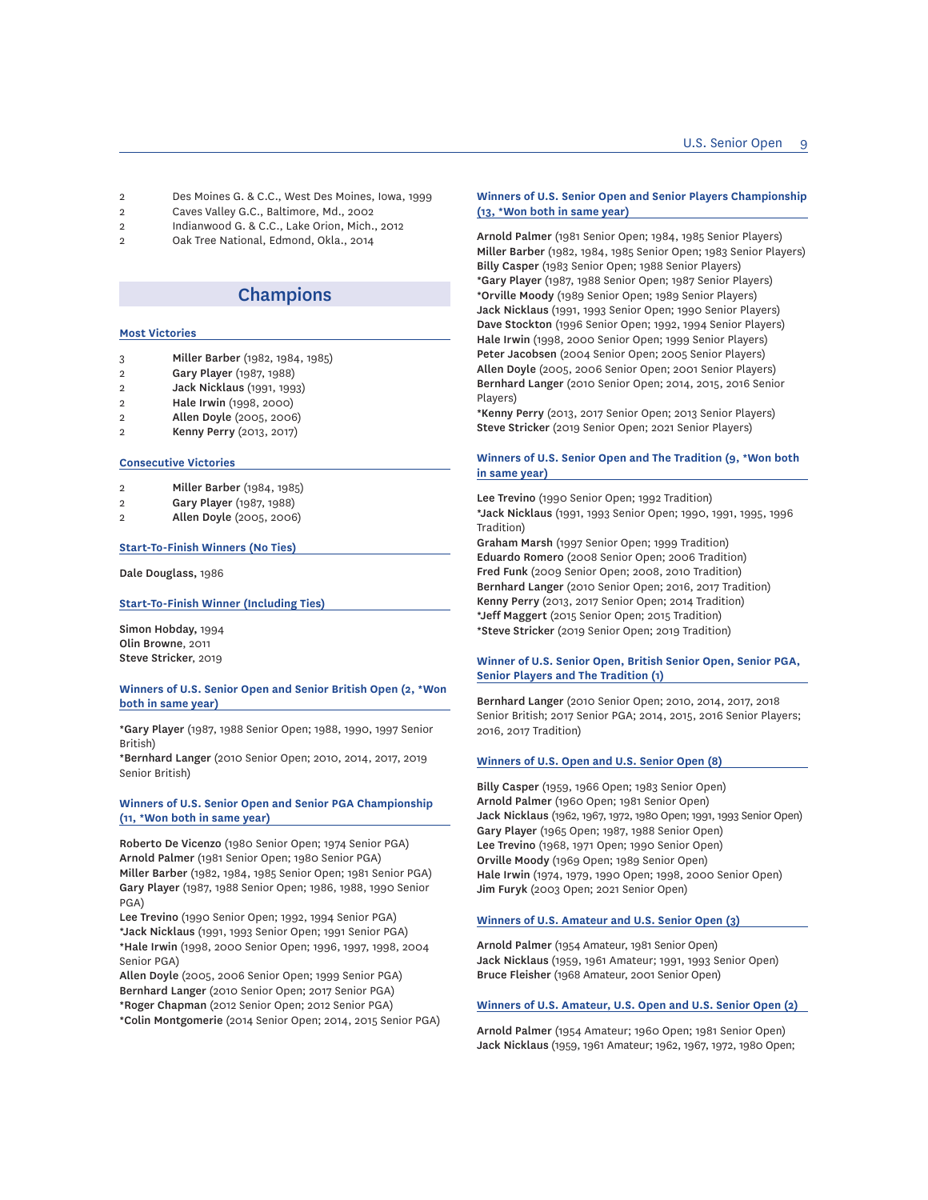| | |
|---|---|
| 2 | Des Moines G. & C.C., West Des Moines, Iowa, 1999 |
| 2 | Caves Valley G.C., Baltimore, Md., 2002 |
| 2 | Indianwood G. & C.C., Lake Orion, Mich., 2012 |
| 2 | Oak Tree National, Edmond, Okla., 2014 |

## Champions

### Most Victories

| | |
|---|---|
| 3 | **Miller Barber** (1982, 1984, 1985) |
| 2 | **Gary Player** (1987, 1988) |
| 2 | **Jack Nicklaus** (1991, 1993) |
| 2 | **Hale Irwin** (1998, 2000) |
| 2 | **Allen Doyle** (2005, 2006) |
| 2 | **Kenny Perry** (2013, 2017) |

### Consecutive Victories

| | |
|---|---|
| 2 | **Miller Barber** (1984, 1985) |
| 2 | **Gary Player** (1987, 1988) |
| 2 | **Allen Doyle** (2005, 2006) |

### Start-To-Finish Winners (No Ties)

**Dale Douglass,** 1986

### Start-To-Finish Winner (Including Ties)

**Simon Hobday,** 1994
**Olin Browne**, 2011
**Steve Stricker**, 2019

### Winners of U.S. Senior Open and Senior British Open (2, *Won both in same year)

***Gary Player** (1987, 1988 Senior Open; 1988, 1990, 1997 Senior British)
***Bernhard Langer** (2010 Senior Open; 2010, 2014, 2017, 2019 Senior British)

### Winners of U.S. Senior Open and Senior PGA Championship (11, *Won both in same year)

**Roberto De Vicenzo** (1980 Senior Open; 1974 Senior PGA)
**Arnold Palmer** (1981 Senior Open; 1980 Senior PGA)
**Miller Barber** (1982, 1984, 1985 Senior Open; 1981 Senior PGA)
**Gary Player** (1987, 1988 Senior Open; 1986, 1988, 1990 Senior PGA)
**Lee Trevino** (1990 Senior Open; 1992, 1994 Senior PGA)
***Jack Nicklaus** (1991, 1993 Senior Open; 1991 Senior PGA)
***Hale Irwin** (1998, 2000 Senior Open; 1996, 1997, 1998, 2004 Senior PGA)
**Allen Doyle** (2005, 2006 Senior Open; 1999 Senior PGA)
**Bernhard Langer** (2010 Senior Open; 2017 Senior PGA)
***Roger Chapman** (2012 Senior Open; 2012 Senior PGA)
***Colin Montgomerie** (2014 Senior Open; 2014, 2015 Senior PGA)

### Winners of U.S. Senior Open and Senior Players Championship (13, *Won both in same year)

**Arnold Palmer** (1981 Senior Open; 1984, 1985 Senior Players)
**Miller Barber** (1982, 1984, 1985 Senior Open; 1983 Senior Players)
**Billy Casper** (1983 Senior Open; 1988 Senior Players)
***Gary Player** (1987, 1988 Senior Open; 1987 Senior Players)
***Orville Moody** (1989 Senior Open; 1989 Senior Players)
**Jack Nicklaus** (1991, 1993 Senior Open; 1990 Senior Players)
**Dave Stockton** (1996 Senior Open; 1992, 1994 Senior Players)
**Hale Irwin** (1998, 2000 Senior Open; 1999 Senior Players)
**Peter Jacobsen** (2004 Senior Open; 2005 Senior Players)
**Allen Doyle** (2005, 2006 Senior Open; 2001 Senior Players)
**Bernhard Langer** (2010 Senior Open; 2014, 2015, 2016 Senior Players)
***Kenny Perry** (2013, 2017 Senior Open; 2013 Senior Players)
**Steve Stricker** (2019 Senior Open; 2021 Senior Players)

### Winners of U.S. Senior Open and The Tradition (9, *Won both in same year)

**Lee Trevino** (1990 Senior Open; 1992 Tradition)
***Jack Nicklaus** (1991, 1993 Senior Open; 1990, 1991, 1995, 1996 Tradition)
**Graham Marsh** (1997 Senior Open; 1999 Tradition)
**Eduardo Romero** (2008 Senior Open; 2006 Tradition)
**Fred Funk** (2009 Senior Open; 2008, 2010 Tradition)
**Bernhard Langer** (2010 Senior Open; 2016, 2017 Tradition)
**Kenny Perry** (2013, 2017 Senior Open; 2014 Tradition)
***Jeff Maggert** (2015 Senior Open; 2015 Tradition)
***Steve Stricker** (2019 Senior Open; 2019 Tradition)

### Winner of U.S. Senior Open, British Senior Open, Senior PGA, Senior Players and The Tradition (1)

**Bernhard Langer** (2010 Senior Open; 2010, 2014, 2017, 2018 Senior British; 2017 Senior PGA; 2014, 2015, 2016 Senior Players; 2016, 2017 Tradition)

### Winners of U.S. Open and U.S. Senior Open (8)

**Billy Casper** (1959, 1966 Open; 1983 Senior Open)
**Arnold Palmer** (1960 Open; 1981 Senior Open)
**Jack Nicklaus** (1962, 1967, 1972, 1980 Open; 1991, 1993 Senior Open)
**Gary Player** (1965 Open; 1987, 1988 Senior Open)
**Lee Trevino** (1968, 1971 Open; 1990 Senior Open)
**Orville Moody** (1969 Open; 1989 Senior Open)
**Hale Irwin** (1974, 1979, 1990 Open; 1998, 2000 Senior Open)
**Jim Furyk** (2003 Open; 2021 Senior Open)

### Winners of U.S. Amateur and U.S. Senior Open (3)

**Arnold Palmer** (1954 Amateur, 1981 Senior Open)
**Jack Nicklaus** (1959, 1961 Amateur; 1991, 1993 Senior Open)
**Bruce Fleisher** (1968 Amateur, 2001 Senior Open)

### Winners of U.S. Amateur, U.S. Open and U.S. Senior Open (2)

**Arnold Palmer** (1954 Amateur; 1960 Open; 1981 Senior Open)
**Jack Nicklaus** (1959, 1961 Amateur; 1962, 1967, 1972, 1980 Open;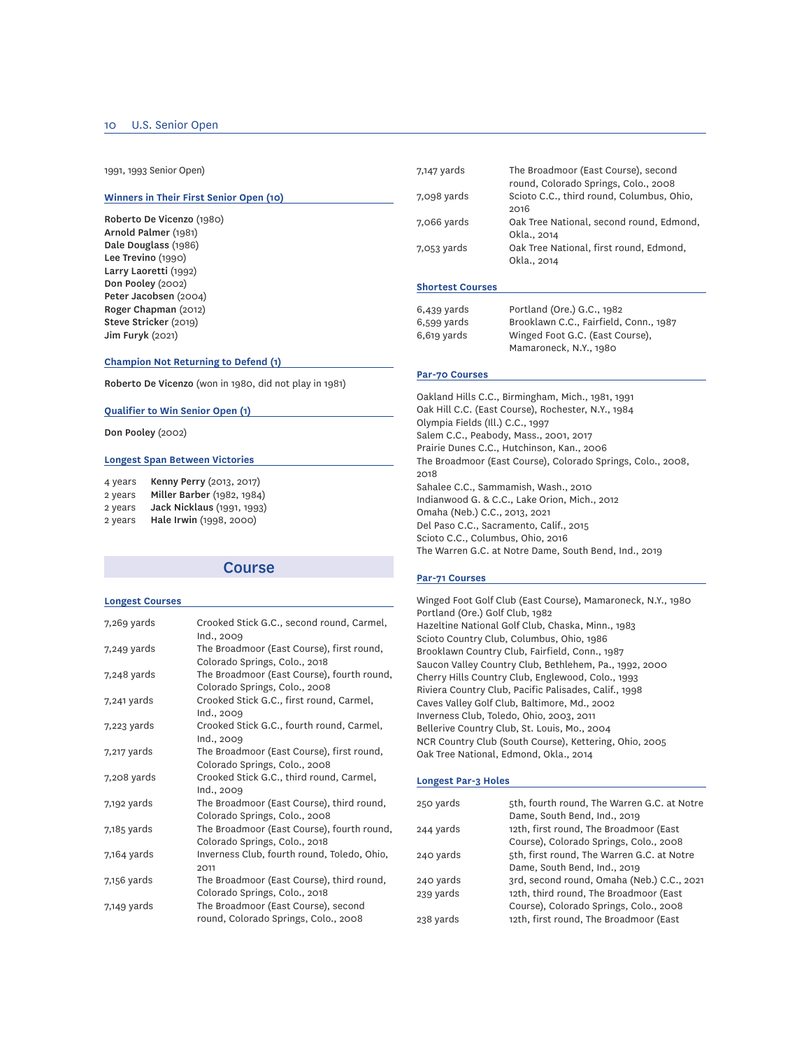1991, 1993 Senior Open)

### Winners in Their First Senior Open (10)

**Roberto De Vicenzo** (1980)
**Arnold Palmer** (1981)
**Dale Douglass** (1986)
**Lee Trevino** (1990)
**Larry Laoretti** (1992)
**Don Pooley** (2002)
**Peter Jacobsen** (2004)
**Roger Chapman** (2012)
**Steve Stricker** (2019)
**Jim Furyk** (2021)

### Champion Not Returning to Defend (1)

**Roberto De Vicenzo** (won in 1980, did not play in 1981)

### Qualifier to Win Senior Open (1)

**Don Pooley** (2002)

### Longest Span Between Victories

| | |
|---|---|
| 4 years | **Kenny Perry** (2013, 2017) |
| 2 years | **Miller Barber** (1982, 1984) |
| 2 years | **Jack Nicklaus** (1991, 1993) |
| 2 years | **Hale Irwin** (1998, 2000) |

## Course

### Longest Courses

| | |
|---|---|
| 7,269 yards | Crooked Stick G.C., second round, Carmel, Ind., 2009 |
| 7,249 yards | The Broadmoor (East Course), first round, Colorado Springs, Colo., 2018 |
| 7,248 yards | The Broadmoor (East Course), fourth round, Colorado Springs, Colo., 2008 |
| 7,241 yards | Crooked Stick G.C., first round, Carmel, Ind., 2009 |
| 7,223 yards | Crooked Stick G.C., fourth round, Carmel, Ind., 2009 |
| 7,217 yards | The Broadmoor (East Course), first round, Colorado Springs, Colo., 2008 |
| 7,208 yards | Crooked Stick G.C., third round, Carmel, Ind., 2009 |
| 7,192 yards | The Broadmoor (East Course), third round, Colorado Springs, Colo., 2008 |
| 7,185 yards | The Broadmoor (East Course), fourth round, Colorado Springs, Colo., 2018 |
| 7,164 yards | Inverness Club, fourth round, Toledo, Ohio, 2011 |
| 7,156 yards | The Broadmoor (East Course), third round, Colorado Springs, Colo., 2018 |
| 7,149 yards | The Broadmoor (East Course), second round, Colorado Springs, Colo., 2008 |
| 7,147 yards | The Broadmoor (East Course), second round, Colorado Springs, Colo., 2008 |
| 7,098 yards | Scioto C.C., third round, Columbus, Ohio, 2016 |
| 7,066 yards | Oak Tree National, second round, Edmond, Okla., 2014 |
| 7,053 yards | Oak Tree National, first round, Edmond, Okla., 2014 |

### Shortest Courses

| | |
|---|---|
| 6,439 yards | Portland (Ore.) G.C., 1982 |
| 6,599 yards | Brooklawn C.C., Fairfield, Conn., 1987 |
| 6,619 yards | Winged Foot G.C. (East Course), Mamaroneck, N.Y., 1980 |

### Par-70 Courses

Oakland Hills C.C., Birmingham, Mich., 1981, 1991
Oak Hill C.C. (East Course), Rochester, N.Y., 1984
Olympia Fields (Ill.) C.C., 1997
Salem C.C., Peabody, Mass., 2001, 2017
Prairie Dunes C.C., Hutchinson, Kan., 2006
The Broadmoor (East Course), Colorado Springs, Colo., 2008, 2018
Sahalee C.C., Sammamish, Wash., 2010
Indianwood G. & C.C., Lake Orion, Mich., 2012
Omaha (Neb.) C.C., 2013, 2021
Del Paso C.C., Sacramento, Calif., 2015
Scioto C.C., Columbus, Ohio, 2016
The Warren G.C. at Notre Dame, South Bend, Ind., 2019

### Par-71 Courses

Winged Foot Golf Club (East Course), Mamaroneck, N.Y., 1980
Portland (Ore.) Golf Club, 1982
Hazeltine National Golf Club, Chaska, Minn., 1983
Scioto Country Club, Columbus, Ohio, 1986
Brooklawn Country Club, Fairfield, Conn., 1987
Saucon Valley Country Club, Bethlehem, Pa., 1992, 2000
Cherry Hills Country Club, Englewood, Colo., 1993
Riviera Country Club, Pacific Palisades, Calif., 1998
Caves Valley Golf Club, Baltimore, Md., 2002
Inverness Club, Toledo, Ohio, 2003, 2011
Bellerive Country Club, St. Louis, Mo., 2004
NCR Country Club (South Course), Kettering, Ohio, 2005
Oak Tree National, Edmond, Okla., 2014

### Longest Par-3 Holes

| | |
|---|---|
| 250 yards | 5th, fourth round, The Warren G.C. at Notre Dame, South Bend, Ind., 2019 |
| 244 yards | 12th, first round, The Broadmoor (East Course), Colorado Springs, Colo., 2008 |
| 240 yards | 5th, first round, The Warren G.C. at Notre Dame, South Bend, Ind., 2019 |
| 240 yards | 3rd, second round, Omaha (Neb.) C.C., 2021 |
| 239 yards | 12th, third round, The Broadmoor (East Course), Colorado Springs, Colo., 2008 |
| 238 yards | 12th, first round, The Broadmoor (East |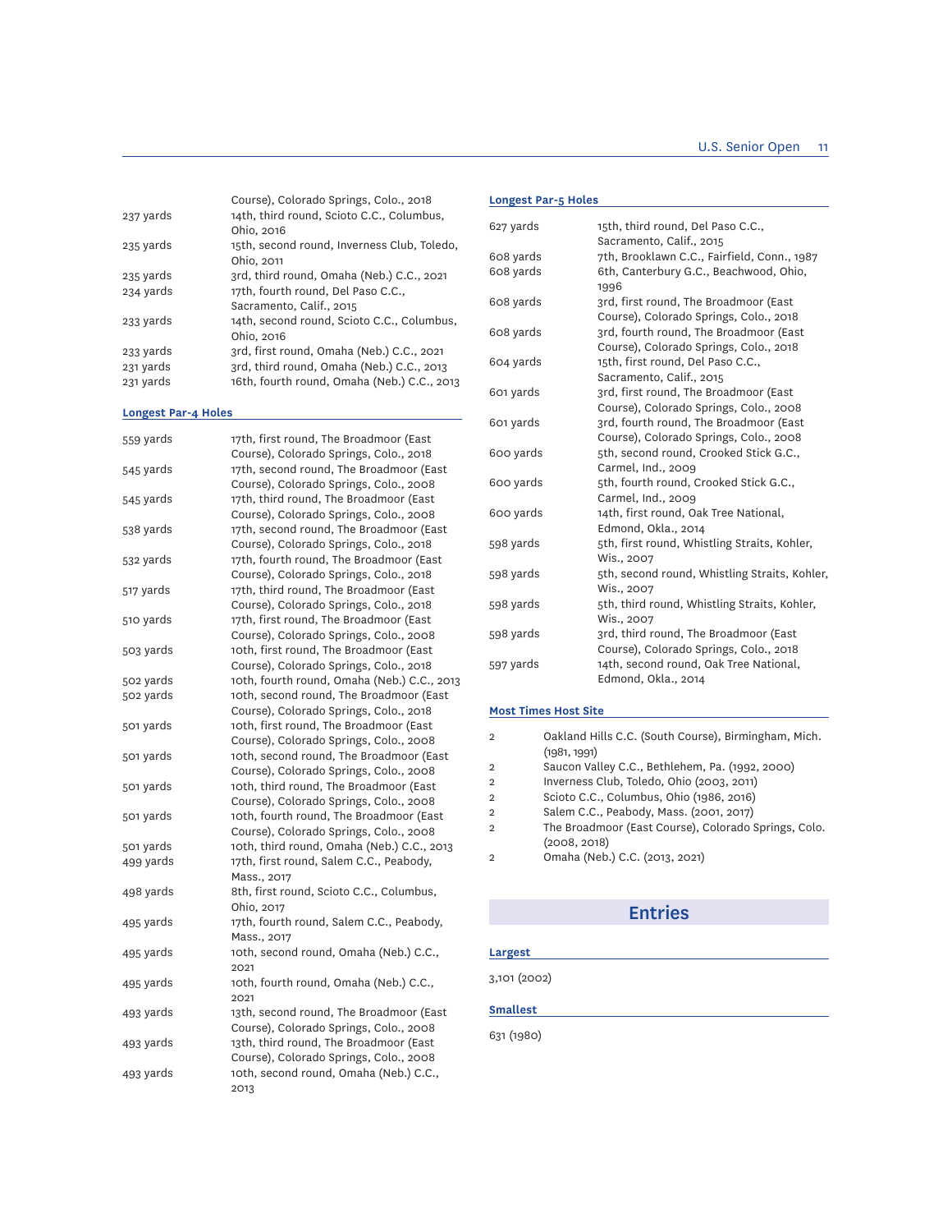| | |
|---|---|
| | Course), Colorado Springs, Colo., 2018 |
| 237 yards | 14th, third round, Scioto C.C., Columbus, Ohio, 2016 |
| 235 yards | 15th, second round, Inverness Club, Toledo, Ohio, 2011 |
| 235 yards | 3rd, third round, Omaha (Neb.) C.C., 2021 |
| 234 yards | 17th, fourth round, Del Paso C.C., Sacramento, Calif., 2015 |
| 233 yards | 14th, second round, Scioto C.C., Columbus, Ohio, 2016 |
| 233 yards | 3rd, first round, Omaha (Neb.) C.C., 2021 |
| 231 yards | 3rd, third round, Omaha (Neb.) C.C., 2013 |
| 231 yards | 16th, fourth round, Omaha (Neb.) C.C., 2013 |

### Longest Par-4 Holes

| | |
|---|---|
| 559 yards | 17th, first round, The Broadmoor (East Course), Colorado Springs, Colo., 2018 |
| 545 yards | 17th, second round, The Broadmoor (East Course), Colorado Springs, Colo., 2008 |
| 545 yards | 17th, third round, The Broadmoor (East Course), Colorado Springs, Colo., 2008 |
| 538 yards | 17th, second round, The Broadmoor (East Course), Colorado Springs, Colo., 2018 |
| 532 yards | 17th, fourth round, The Broadmoor (East Course), Colorado Springs, Colo., 2018 |
| 517 yards | 17th, third round, The Broadmoor (East Course), Colorado Springs, Colo., 2018 |
| 510 yards | 17th, first round, The Broadmoor (East Course), Colorado Springs, Colo., 2008 |
| 503 yards | 10th, first round, The Broadmoor (East Course), Colorado Springs, Colo., 2018 |
| 502 yards | 10th, fourth round, Omaha (Neb.) C.C., 2013 |
| 502 yards | 10th, second round, The Broadmoor (East Course), Colorado Springs, Colo., 2018 |
| 501 yards | 10th, first round, The Broadmoor (East Course), Colorado Springs, Colo., 2008 |
| 501 yards | 10th, second round, The Broadmoor (East Course), Colorado Springs, Colo., 2008 |
| 501 yards | 10th, third round, The Broadmoor (East Course), Colorado Springs, Colo., 2008 |
| 501 yards | 10th, fourth round, The Broadmoor (East Course), Colorado Springs, Colo., 2008 |
| 501 yards | 10th, third round, Omaha (Neb.) C.C., 2013 |
| 499 yards | 17th, first round, Salem C.C., Peabody, Mass., 2017 |
| 498 yards | 8th, first round, Scioto C.C., Columbus, Ohio, 2017 |
| 495 yards | 17th, fourth round, Salem C.C., Peabody, Mass., 2017 |
| 495 yards | 10th, second round, Omaha (Neb.) C.C., 2021 |
| 495 yards | 10th, fourth round, Omaha (Neb.) C.C., 2021 |
| 493 yards | 13th, second round, The Broadmoor (East Course), Colorado Springs, Colo., 2008 |
| 493 yards | 13th, third round, The Broadmoor (East Course), Colorado Springs, Colo., 2008 |
| 493 yards | 10th, second round, Omaha (Neb.) C.C., 2013 |

### Longest Par-5 Holes

| | |
|---|---|
| 627 yards | 15th, third round, Del Paso C.C., Sacramento, Calif., 2015 |
| 608 yards | 7th, Brooklawn C.C., Fairfield, Conn., 1987 |
| 608 yards | 6th, Canterbury G.C., Beachwood, Ohio, 1996 |
| 608 yards | 3rd, first round, The Broadmoor (East Course), Colorado Springs, Colo., 2018 |
| 608 yards | 3rd, fourth round, The Broadmoor (East Course), Colorado Springs, Colo., 2018 |
| 604 yards | 15th, first round, Del Paso C.C., Sacramento, Calif., 2015 |
| 601 yards | 3rd, first round, The Broadmoor (East Course), Colorado Springs, Colo., 2008 |
| 601 yards | 3rd, fourth round, The Broadmoor (East Course), Colorado Springs, Colo., 2008 |
| 600 yards | 5th, second round, Crooked Stick G.C., Carmel, Ind., 2009 |
| 600 yards | 5th, fourth round, Crooked Stick G.C., Carmel, Ind., 2009 |
| 600 yards | 14th, first round, Oak Tree National, Edmond, Okla., 2014 |
| 598 yards | 5th, first round, Whistling Straits, Kohler, Wis., 2007 |
| 598 yards | 5th, second round, Whistling Straits, Kohler, Wis., 2007 |
| 598 yards | 5th, third round, Whistling Straits, Kohler, Wis., 2007 |
| 598 yards | 3rd, third round, The Broadmoor (East Course), Colorado Springs, Colo., 2018 |
| 597 yards | 14th, second round, Oak Tree National, Edmond, Okla., 2014 |

### Most Times Host Site

| | |
|---|---|
| 2 | Oakland Hills C.C. (South Course), Birmingham, Mich. (1981, 1991) |
| 2 | Saucon Valley C.C., Bethlehem, Pa. (1992, 2000) |
| 2 | Inverness Club, Toledo, Ohio (2003, 2011) |
| 2 | Scioto C.C., Columbus, Ohio (1986, 2016) |
| 2 | Salem C.C., Peabody, Mass. (2001, 2017) |
| 2 | The Broadmoor (East Course), Colorado Springs, Colo. (2008, 2018) |
| 2 | Omaha (Neb.) C.C. (2013, 2021) |

## Entries

### Largest

3,101 (2002)

### Smallest

631 (1980)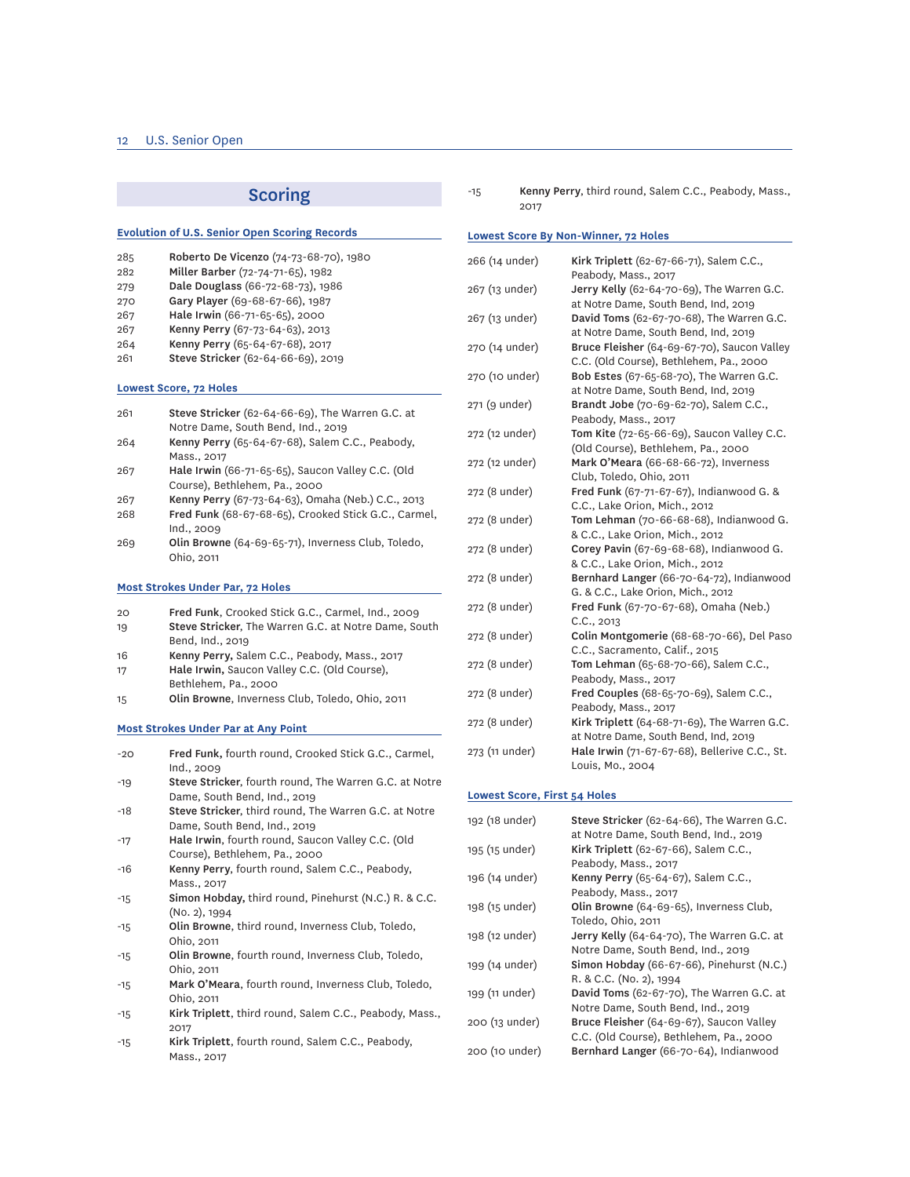## Scoring

### Evolution of U.S. Senior Open Scoring Records

| | |
|---|---|
| 285 | **Roberto De Vicenzo** (74-73-68-70), 1980 |
| 282 | **Miller Barber** (72-74-71-65), 1982 |
| 279 | **Dale Douglass** (66-72-68-73), 1986 |
| 270 | **Gary Player** (69-68-67-66), 1987 |
| 267 | **Hale Irwin** (66-71-65-65), 2000 |
| 267 | **Kenny Perry** (67-73-64-63), 2013 |
| 264 | **Kenny Perry** (65-64-67-68), 2017 |
| 261 | **Steve Stricker** (62-64-66-69), 2019 |

### Lowest Score, 72 Holes

| | |
|---|---|
| 261 | **Steve Stricker** (62-64-66-69), The Warren G.C. at Notre Dame, South Bend, Ind., 2019 |
| 264 | **Kenny Perry** (65-64-67-68), Salem C.C., Peabody, Mass., 2017 |
| 267 | **Hale Irwin** (66-71-65-65), Saucon Valley C.C. (Old Course), Bethlehem, Pa., 2000 |
| 267 | **Kenny Perry** (67-73-64-63), Omaha (Neb.) C.C., 2013 |
| 268 | **Fred Funk** (68-67-68-65), Crooked Stick G.C., Carmel, Ind., 2009 |
| 269 | **Olin Browne** (64-69-65-71), Inverness Club, Toledo, Ohio, 2011 |

### Most Strokes Under Par, 72 Holes

| | |
|---|---|
| 20 | **Fred Funk**, Crooked Stick G.C., Carmel, Ind., 2009 |
| 19 | **Steve Stricker**, The Warren G.C. at Notre Dame, South Bend, Ind., 2019 |
| 16 | **Kenny Perry,** Salem C.C., Peabody, Mass., 2017 |
| 17 | **Hale Irwin,** Saucon Valley C.C. (Old Course), Bethlehem, Pa., 2000 |
| 15 | **Olin Browne**, Inverness Club, Toledo, Ohio, 2011 |

### Most Strokes Under Par at Any Point

| | |
|---|---|
| -20 | **Fred Funk,** fourth round, Crooked Stick G.C., Carmel, Ind., 2009 |
| -19 | **Steve Stricker**, fourth round, The Warren G.C. at Notre Dame, South Bend, Ind., 2019 |
| -18 | **Steve Stricker**, third round, The Warren G.C. at Notre Dame, South Bend, Ind., 2019 |
| -17 | **Hale Irwin**, fourth round, Saucon Valley C.C. (Old Course), Bethlehem, Pa., 2000 |
| -16 | **Kenny Perry**, fourth round, Salem C.C., Peabody, Mass., 2017 |
| -15 | **Simon Hobday,** third round, Pinehurst (N.C.) R. & C.C. (No. 2), 1994 |
| -15 | **Olin Browne**, third round, Inverness Club, Toledo, Ohio, 2011 |
| -15 | **Olin Browne**, fourth round, Inverness Club, Toledo, Ohio, 2011 |
| -15 | **Mark O'Meara**, fourth round, Inverness Club, Toledo, Ohio, 2011 |
| -15 | **Kirk Triplett**, third round, Salem C.C., Peabody, Mass., 2017 |
| -15 | **Kirk Triplett**, fourth round, Salem C.C., Peabody, Mass., 2017 |
| -15 | **Kenny Perry**, third round, Salem C.C., Peabody, Mass., 2017 |

### Lowest Score By Non-Winner, 72 Holes

| | |
|---|---|
| 266 (14 under) | **Kirk Triplett** (62-67-66-71), Salem C.C., Peabody, Mass., 2017 |
| 267 (13 under) | **Jerry Kelly** (62-64-70-69), The Warren G.C. at Notre Dame, South Bend, Ind, 2019 |
| 267 (13 under) | **David Toms** (62-67-70-68), The Warren G.C. at Notre Dame, South Bend, Ind, 2019 |
| 270 (14 under) | **Bruce Fleisher** (64-69-67-70), Saucon Valley C.C. (Old Course), Bethlehem, Pa., 2000 |
| 270 (10 under) | **Bob Estes** (67-65-68-70), The Warren G.C. at Notre Dame, South Bend, Ind, 2019 |
| 271 (9 under) | **Brandt Jobe** (70-69-62-70), Salem C.C., Peabody, Mass., 2017 |
| 272 (12 under) | **Tom Kite** (72-65-66-69), Saucon Valley C.C. (Old Course), Bethlehem, Pa., 2000 |
| 272 (12 under) | **Mark O'Meara** (66-68-66-72), Inverness Club, Toledo, Ohio, 2011 |
| 272 (8 under) | **Fred Funk** (67-71-67-67), Indianwood G. & C.C., Lake Orion, Mich., 2012 |
| 272 (8 under) | **Tom Lehman** (70-66-68-68), Indianwood G. & C.C., Lake Orion, Mich., 2012 |
| 272 (8 under) | **Corey Pavin** (67-69-68-68), Indianwood G. & C.C., Lake Orion, Mich., 2012 |
| 272 (8 under) | **Bernhard Langer** (66-70-64-72), Indianwood G. & C.C., Lake Orion, Mich., 2012 |
| 272 (8 under) | **Fred Funk** (67-70-67-68), Omaha (Neb.) C.C., 2013 |
| 272 (8 under) | **Colin Montgomerie** (68-68-70-66), Del Paso C.C., Sacramento, Calif., 2015 |
| 272 (8 under) | **Tom Lehman** (65-68-70-66), Salem C.C., Peabody, Mass., 2017 |
| 272 (8 under) | **Fred Couples** (68-65-70-69), Salem C.C., Peabody, Mass., 2017 |
| 272 (8 under) | **Kirk Triplett** (64-68-71-69), The Warren G.C. at Notre Dame, South Bend, Ind, 2019 |
| 273 (11 under) | **Hale Irwin** (71-67-67-68), Bellerive C.C., St. Louis, Mo., 2004 |

### Lowest Score, First 54 Holes

| | |
|---|---|
| 192 (18 under) | **Steve Stricker** (62-64-66), The Warren G.C. at Notre Dame, South Bend, Ind., 2019 |
| 195 (15 under) | **Kirk Triplett** (62-67-66), Salem C.C., Peabody, Mass., 2017 |
| 196 (14 under) | **Kenny Perry** (65-64-67), Salem C.C., Peabody, Mass., 2017 |
| 198 (15 under) | **Olin Browne** (64-69-65), Inverness Club, Toledo, Ohio, 2011 |
| 198 (12 under) | **Jerry Kelly** (64-64-70), The Warren G.C. at Notre Dame, South Bend, Ind., 2019 |
| 199 (14 under) | **Simon Hobday** (66-67-66), Pinehurst (N.C.) R. & C.C. (No. 2), 1994 |
| 199 (11 under) | **David Toms** (62-67-70), The Warren G.C. at Notre Dame, South Bend, Ind., 2019 |
| 200 (13 under) | **Bruce Fleisher** (64-69-67), Saucon Valley C.C. (Old Course), Bethlehem, Pa., 2000 |
| 200 (10 under) | **Bernhard Langer** (66-70-64), Indianwood |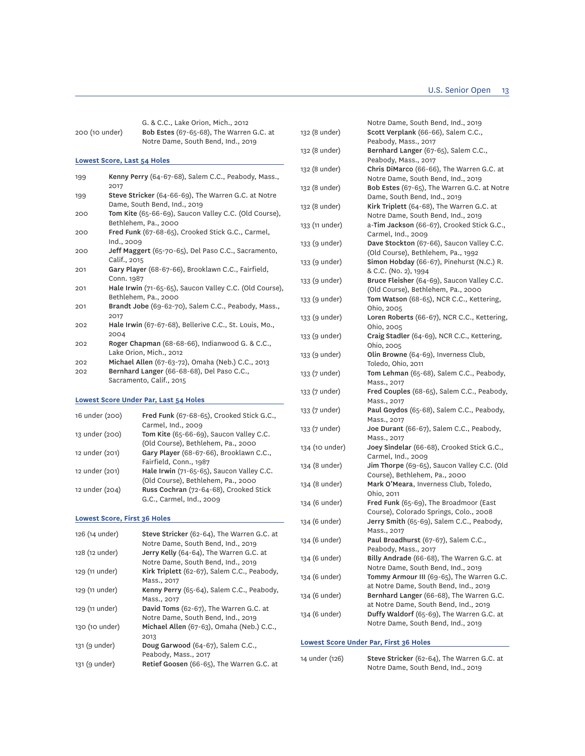| | |
|---|---|
| | G. & C.C., Lake Orion, Mich., 2012 |
| 200 (10 under) | **Bob Estes** (67-65-68), The Warren G.C. at Notre Dame, South Bend, Ind., 2019 |

## Lowest Score, Last 54 Holes

| | |
|---|---|
| 199 | **Kenny Perry** (64-67-68), Salem C.C., Peabody, Mass., 2017 |
| 199 | **Steve Stricker** (64-66-69), The Warren G.C. at Notre Dame, South Bend, Ind., 2019 |
| 200 | **Tom Kite** (65-66-69), Saucon Valley C.C. (Old Course), Bethlehem, Pa., 2000 |
| 200 | **Fred Funk** (67-68-65), Crooked Stick G.C., Carmel, Ind., 2009 |
| 200 | **Jeff Maggert** (65-70-65), Del Paso C.C., Sacramento, Calif., 2015 |
| 201 | **Gary Player** (68-67-66), Brooklawn C.C., Fairfield, Conn. 1987 |
| 201 | **Hale Irwin** (71-65-65), Saucon Valley C.C. (Old Course), Bethlehem, Pa., 2000 |
| 201 | **Brandt Jobe** (69-62-70), Salem C.C., Peabody, Mass., 2017 |
| 202 | **Hale Irwin** (67-67-68), Bellerive C.C., St. Louis, Mo., 2004 |
| 202 | **Roger Chapman** (68-68-66), Indianwood G. & C.C., Lake Orion, Mich., 2012 |
| 202 | **Michael Allen** (67-63-72), Omaha (Neb.) C.C., 2013 |
| 202 | **Bernhard Langer** (66-68-68), Del Paso C.C., Sacramento, Calif., 2015 |

## Lowest Score Under Par, Last 54 Holes

| | |
|---|---|
| 16 under (200) | **Fred Funk** (67-68-65), Crooked Stick G.C., Carmel, Ind., 2009 |
| 13 under (200) | **Tom Kite** (65-66-69), Saucon Valley C.C. (Old Course), Bethlehem, Pa., 2000 |
| 12 under (201) | **Gary Player** (68-67-66), Brooklawn C.C., Fairfield, Conn., 1987 |
| 12 under (201) | **Hale Irwin** (71-65-65), Saucon Valley C.C. (Old Course), Bethlehem, Pa., 2000 |
| 12 under (204) | **Russ Cochran** (72-64-68), Crooked Stick G.C., Carmel, Ind., 2009 |

## Lowest Score, First 36 Holes

| | |
|---|---|
| 126 (14 under) | **Steve Stricker** (62-64), The Warren G.C. at Notre Dame, South Bend, Ind., 2019 |
| 128 (12 under) | **Jerry Kelly** (64-64), The Warren G.C. at Notre Dame, South Bend, Ind., 2019 |
| 129 (11 under) | **Kirk Triplett** (62-67), Salem C.C., Peabody, Mass., 2017 |
| 129 (11 under) | **Kenny Perry** (65-64), Salem C.C., Peabody, Mass., 2017 |
| 129 (11 under) | **David Toms** (62-67), The Warren G.C. at Notre Dame, South Bend, Ind., 2019 |
| 130 (10 under) | **Michael Allen** (67-63), Omaha (Neb.) C.C., 2013 |
| 131 (9 under) | **Doug Garwood** (64-67), Salem C.C., Peabody, Mass., 2017 |
| 131 (9 under) | **Retief Goosen** (66-65), The Warren G.C. at Notre Dame, South Bend, Ind., 2019 |
| 132 (8 under) | **Scott Verplank** (66-66), Salem C.C., Peabody, Mass., 2017 |
| 132 (8 under) | **Bernhard Langer** (67-65), Salem C.C., Peabody, Mass., 2017 |
| 132 (8 under) | **Chris DiMarco** (66-66), The Warren G.C. at Notre Dame, South Bend, Ind., 2019 |
| 132 (8 under) | **Bob Estes** (67-65), The Warren G.C. at Notre Dame, South Bend, Ind., 2019 |
| 132 (8 under) | **Kirk Triplett** (64-68), The Warren G.C. at Notre Dame, South Bend, Ind., 2019 |
| 133 (11 under) | a-**Tim Jackson** (66-67), Crooked Stick G.C., Carmel, Ind., 2009 |
| 133 (9 under) | **Dave Stockton** (67-66), Saucon Valley C.C. (Old Course), Bethlehem, Pa., 1992 |
| 133 (9 under) | **Simon Hobday** (66-67), Pinehurst (N.C.) R. & C.C. (No. 2), 1994 |
| 133 (9 under) | **Bruce Fleisher** (64-69), Saucon Valley C.C. (Old Course), Bethlehem, Pa., 2000 |
| 133 (9 under) | **Tom Watson** (68-65), NCR C.C., Kettering, Ohio, 2005 |
| 133 (9 under) | **Loren Roberts** (66-67), NCR C.C., Kettering, Ohio, 2005 |
| 133 (9 under) | **Craig Stadler** (64-69), NCR C.C., Kettering, Ohio, 2005 |
| 133 (9 under) | **Olin Browne** (64-69), Inverness Club, Toledo, Ohio, 2011 |
| 133 (7 under) | **Tom Lehman** (65-68), Salem C.C., Peabody, Mass., 2017 |
| 133 (7 under) | **Fred Couples** (68-65), Salem C.C., Peabody, Mass., 2017 |
| 133 (7 under) | **Paul Goydos** (65-68), Salem C.C., Peabody, Mass., 2017 |
| 133 (7 under) | **Joe Durant** (66-67), Salem C.C., Peabody, Mass., 2017 |
| 134 (10 under) | **Joey Sindelar** (66-68), Crooked Stick G.C., Carmel, Ind., 2009 |
| 134 (8 under) | **Jim Thorpe** (69-65), Saucon Valley C.C. (Old Course), Bethlehem, Pa., 2000 |
| 134 (8 under) | **Mark O'Meara**, Inverness Club, Toledo, Ohio, 2011 |
| 134 (6 under) | **Fred Funk** (65-69), The Broadmoor (East Course), Colorado Springs, Colo., 2008 |
| 134 (6 under) | **Jerry Smith** (65-69), Salem C.C., Peabody, Mass., 2017 |
| 134 (6 under) | **Paul Broadhurst** (67-67), Salem C.C., Peabody, Mass., 2017 |
| 134 (6 under) | **Billy Andrade** (66-68), The Warren G.C. at Notre Dame, South Bend, Ind., 2019 |
| 134 (6 under) | **Tommy Armour III** (69-65), The Warren G.C. at Notre Dame, South Bend, Ind., 2019 |
| 134 (6 under) | **Bernhard Langer** (66-68), The Warren G.C. at Notre Dame, South Bend, Ind., 2019 |
| 134 (6 under) | **Duffy Waldorf** (65-69), The Warren G.C. at Notre Dame, South Bend, Ind., 2019 |

## Lowest Score Under Par, First 36 Holes

| | |
|---|---|
| 14 under (126) | **Steve Stricker** (62-64), The Warren G.C. at Notre Dame, South Bend, Ind., 2019 |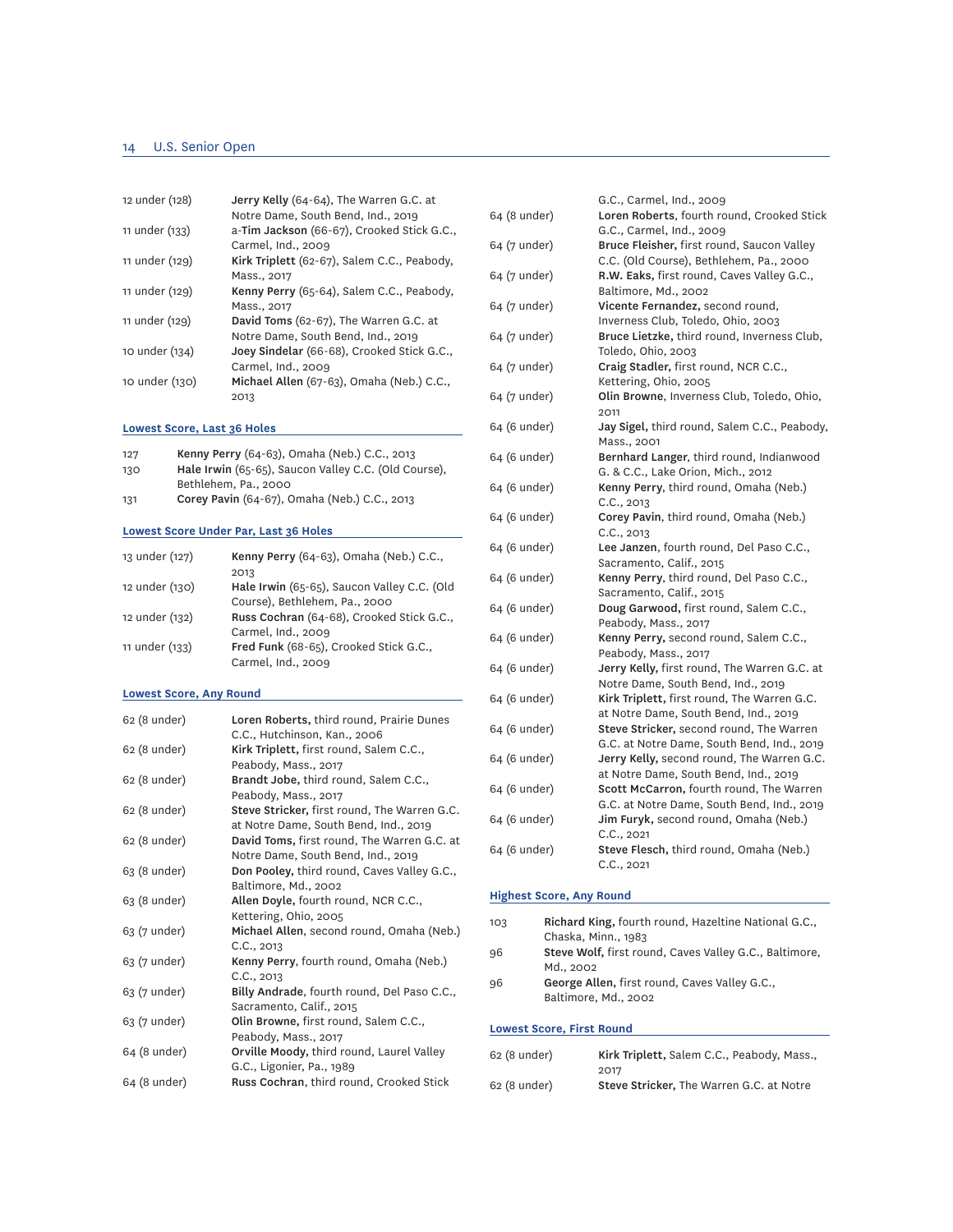| | |
|---|---|
| 12 under (128) | **Jerry Kelly** (64-64), The Warren G.C. at Notre Dame, South Bend, Ind., 2019 |
| 11 under (133) | a-**Tim Jackson** (66-67), Crooked Stick G.C., Carmel, Ind., 2009 |
| 11 under (129) | **Kirk Triplett** (62-67), Salem C.C., Peabody, Mass., 2017 |
| 11 under (129) | **Kenny Perry** (65-64), Salem C.C., Peabody, Mass., 2017 |
| 11 under (129) | **David Toms** (62-67), The Warren G.C. at Notre Dame, South Bend, Ind., 2019 |
| 10 under (134) | **Joey Sindelar** (66-68), Crooked Stick G.C., Carmel, Ind., 2009 |
| 10 under (130) | **Michael Allen** (67-63), Omaha (Neb.) C.C., 2013 |

## Lowest Score, Last 36 Holes

| | |
|---|---|
| 127 | **Kenny Perry** (64-63), Omaha (Neb.) C.C., 2013 |
| 130 | **Hale Irwin** (65-65), Saucon Valley C.C. (Old Course), Bethlehem, Pa., 2000 |
| 131 | **Corey Pavin** (64-67), Omaha (Neb.) C.C., 2013 |

## Lowest Score Under Par, Last 36 Holes

| | |
|---|---|
| 13 under (127) | **Kenny Perry** (64-63), Omaha (Neb.) C.C., 2013 |
| 12 under (130) | **Hale Irwin** (65-65), Saucon Valley C.C. (Old Course), Bethlehem, Pa., 2000 |
| 12 under (132) | **Russ Cochran** (64-68), Crooked Stick G.C., Carmel, Ind., 2009 |
| 11 under (133) | **Fred Funk** (68-65), Crooked Stick G.C., Carmel, Ind., 2009 |

## Lowest Score, Any Round

| | |
|---|---|
| 62 (8 under) | **Loren Roberts**, third round, Prairie Dunes C.C., Hutchinson, Kan., 2006 |
| 62 (8 under) | **Kirk Triplett**, first round, Salem C.C., Peabody, Mass., 2017 |
| 62 (8 under) | **Brandt Jobe**, third round, Salem C.C., Peabody, Mass., 2017 |
| 62 (8 under) | **Steve Stricker**, first round, The Warren G.C. at Notre Dame, South Bend, Ind., 2019 |
| 62 (8 under) | **David Toms**, first round, The Warren G.C. at Notre Dame, South Bend, Ind., 2019 |
| 63 (8 under) | **Don Pooley**, third round, Caves Valley G.C., Baltimore, Md., 2002 |
| 63 (8 under) | **Allen Doyle**, fourth round, NCR C.C., Kettering, Ohio, 2005 |
| 63 (7 under) | **Michael Allen**, second round, Omaha (Neb.) C.C., 2013 |
| 63 (7 under) | **Kenny Perry**, fourth round, Omaha (Neb.) C.C., 2013 |
| 63 (7 under) | **Billy Andrade**, fourth round, Del Paso C.C., Sacramento, Calif., 2015 |
| 63 (7 under) | **Olin Browne**, first round, Salem C.C., Peabody, Mass., 2017 |
| 64 (8 under) | **Orville Moody**, third round, Laurel Valley G.C., Ligonier, Pa., 1989 |
| 64 (8 under) | **Russ Cochran**, third round, Crooked Stick G.C., Carmel, Ind., 2009 |
| 64 (8 under) | **Loren Roberts**, fourth round, Crooked Stick G.C., Carmel, Ind., 2009 |
| 64 (7 under) | **Bruce Fleisher**, first round, Saucon Valley C.C. (Old Course), Bethlehem, Pa., 2000 |
| 64 (7 under) | **R.W. Eaks**, first round, Caves Valley G.C., Baltimore, Md., 2002 |
| 64 (7 under) | **Vicente Fernandez**, second round, Inverness Club, Toledo, Ohio, 2003 |
| 64 (7 under) | **Bruce Lietzke**, third round, Inverness Club, Toledo, Ohio, 2003 |
| 64 (7 under) | **Craig Stadler**, first round, NCR C.C., Kettering, Ohio, 2005 |
| 64 (7 under) | **Olin Browne**, Inverness Club, Toledo, Ohio, 2011 |
| 64 (6 under) | **Jay Sigel**, third round, Salem C.C., Peabody, Mass., 2001 |
| 64 (6 under) | **Bernhard Langer**, third round, Indianwood G. & C.C., Lake Orion, Mich., 2012 |
| 64 (6 under) | **Kenny Perry**, third round, Omaha (Neb.) C.C., 2013 |
| 64 (6 under) | **Corey Pavin**, third round, Omaha (Neb.) C.C., 2013 |
| 64 (6 under) | **Lee Janzen**, fourth round, Del Paso C.C., Sacramento, Calif., 2015 |
| 64 (6 under) | **Kenny Perry**, third round, Del Paso C.C., Sacramento, Calif., 2015 |
| 64 (6 under) | **Doug Garwood**, first round, Salem C.C., Peabody, Mass., 2017 |
| 64 (6 under) | **Kenny Perry**, second round, Salem C.C., Peabody, Mass., 2017 |
| 64 (6 under) | **Jerry Kelly**, first round, The Warren G.C. at Notre Dame, South Bend, Ind., 2019 |
| 64 (6 under) | **Kirk Triplett**, first round, The Warren G.C. at Notre Dame, South Bend, Ind., 2019 |
| 64 (6 under) | **Steve Stricker**, second round, The Warren G.C. at Notre Dame, South Bend, Ind., 2019 |
| 64 (6 under) | **Jerry Kelly**, second round, The Warren G.C. at Notre Dame, South Bend, Ind., 2019 |
| 64 (6 under) | **Scott McCarron**, fourth round, The Warren G.C. at Notre Dame, South Bend, Ind., 2019 |
| 64 (6 under) | **Jim Furyk**, second round, Omaha (Neb.) C.C., 2021 |
| 64 (6 under) | **Steve Flesch**, third round, Omaha (Neb.) C.C., 2021 |

## Highest Score, Any Round

| | |
|---|---|
| 103 | **Richard King**, fourth round, Hazeltine National G.C., Chaska, Minn., 1983 |
| 96 | **Steve Wolf**, first round, Caves Valley G.C., Baltimore, Md., 2002 |
| 96 | **George Allen**, first round, Caves Valley G.C., Baltimore, Md., 2002 |

## Lowest Score, First Round

| | |
|---|---|
| 62 (8 under) | **Kirk Triplett**, Salem C.C., Peabody, Mass., 2017 |
| 62 (8 under) | **Steve Stricker**, The Warren G.C. at Notre |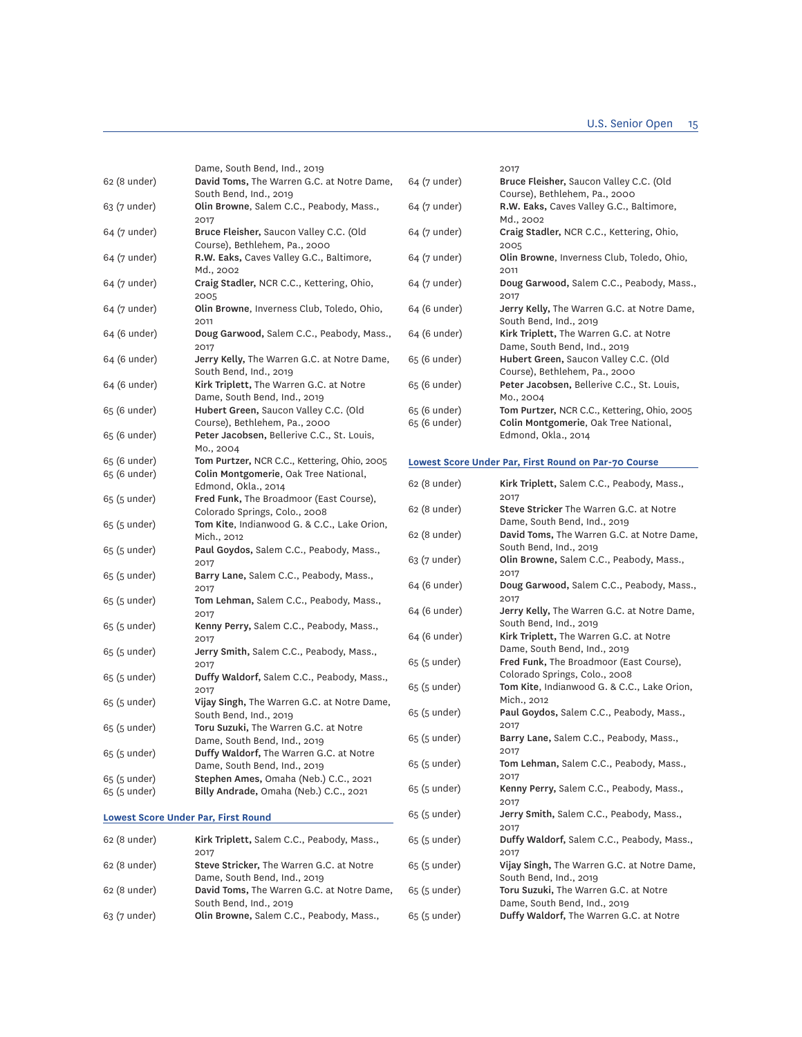| | |
|---|---|
| | Dame, South Bend, Ind., 2019 |
| 62 (8 under) | **David Toms,** The Warren G.C. at Notre Dame, South Bend, Ind., 2019 |
| 63 (7 under) | **Olin Browne**, Salem C.C., Peabody, Mass., 2017 |
| 64 (7 under) | **Bruce Fleisher,** Saucon Valley C.C. (Old Course), Bethlehem, Pa., 2000 |
| 64 (7 under) | **R.W. Eaks,** Caves Valley G.C., Baltimore, Md., 2002 |
| 64 (7 under) | **Craig Stadler,** NCR C.C., Kettering, Ohio, 2005 |
| 64 (7 under) | **Olin Browne**, Inverness Club, Toledo, Ohio, 2011 |
| 64 (6 under) | **Doug Garwood,** Salem C.C., Peabody, Mass., 2017 |
| 64 (6 under) | **Jerry Kelly,** The Warren G.C. at Notre Dame, South Bend, Ind., 2019 |
| 64 (6 under) | **Kirk Triplett,** The Warren G.C. at Notre Dame, South Bend, Ind., 2019 |
| 65 (6 under) | **Hubert Green,** Saucon Valley C.C. (Old Course), Bethlehem, Pa., 2000 |
| 65 (6 under) | **Peter Jacobsen,** Bellerive C.C., St. Louis, Mo., 2004 |
| 65 (6 under) | **Tom Purtzer,** NCR C.C., Kettering, Ohio, 2005 |
| 65 (6 under) | **Colin Montgomerie**, Oak Tree National, Edmond, Okla., 2014 |
| 65 (5 under) | **Fred Funk,** The Broadmoor (East Course), Colorado Springs, Colo., 2008 |
| 65 (5 under) | **Tom Kite**, Indianwood G. & C.C., Lake Orion, Mich., 2012 |
| 65 (5 under) | **Paul Goydos,** Salem C.C., Peabody, Mass., 2017 |
| 65 (5 under) | **Barry Lane,** Salem C.C., Peabody, Mass., 2017 |
| 65 (5 under) | **Tom Lehman,** Salem C.C., Peabody, Mass., 2017 |
| 65 (5 under) | **Kenny Perry,** Salem C.C., Peabody, Mass., 2017 |
| 65 (5 under) | **Jerry Smith,** Salem C.C., Peabody, Mass., 2017 |
| 65 (5 under) | **Duffy Waldorf,** Salem C.C., Peabody, Mass., 2017 |
| 65 (5 under) | **Vijay Singh,** The Warren G.C. at Notre Dame, South Bend, Ind., 2019 |
| 65 (5 under) | **Toru Suzuki,** The Warren G.C. at Notre Dame, South Bend, Ind., 2019 |
| 65 (5 under) | **Duffy Waldorf,** The Warren G.C. at Notre Dame, South Bend, Ind., 2019 |
| 65 (5 under) | **Stephen Ames,** Omaha (Neb.) C.C., 2021 |
| 65 (5 under) | **Billy Andrade,** Omaha (Neb.) C.C., 2021 |

### Lowest Score Under Par, First Round

| | |
|---|---|
| 62 (8 under) | **Kirk Triplett,** Salem C.C., Peabody, Mass., 2017 |
| 62 (8 under) | **Steve Stricker,** The Warren G.C. at Notre Dame, South Bend, Ind., 2019 |
| 62 (8 under) | **David Toms,** The Warren G.C. at Notre Dame, South Bend, Ind., 2019 |
| 63 (7 under) | **Olin Browne,** Salem C.C., Peabody, Mass., 2017 |
| 64 (7 under) | **Bruce Fleisher,** Saucon Valley C.C. (Old Course), Bethlehem, Pa., 2000 |
| 64 (7 under) | **R.W. Eaks,** Caves Valley G.C., Baltimore, Md., 2002 |
| 64 (7 under) | **Craig Stadler,** NCR C.C., Kettering, Ohio, 2005 |
| 64 (7 under) | **Olin Browne**, Inverness Club, Toledo, Ohio, 2011 |
| 64 (7 under) | **Doug Garwood,** Salem C.C., Peabody, Mass., 2017 |
| 64 (6 under) | **Jerry Kelly,** The Warren G.C. at Notre Dame, South Bend, Ind., 2019 |
| 64 (6 under) | **Kirk Triplett,** The Warren G.C. at Notre Dame, South Bend, Ind., 2019 |
| 65 (6 under) | **Hubert Green,** Saucon Valley C.C. (Old Course), Bethlehem, Pa., 2000 |
| 65 (6 under) | **Peter Jacobsen,** Bellerive C.C., St. Louis, Mo., 2004 |
| 65 (6 under) | **Tom Purtzer,** NCR C.C., Kettering, Ohio, 2005 |
| 65 (6 under) | **Colin Montgomerie**, Oak Tree National, Edmond, Okla., 2014 |

### Lowest Score Under Par, First Round on Par-70 Course

| | |
|---|---|
| 62 (8 under) | **Kirk Triplett,** Salem C.C., Peabody, Mass., 2017 |
| 62 (8 under) | **Steve Stricker** The Warren G.C. at Notre Dame, South Bend, Ind., 2019 |
| 62 (8 under) | **David Toms,** The Warren G.C. at Notre Dame, South Bend, Ind., 2019 |
| 63 (7 under) | **Olin Browne,** Salem C.C., Peabody, Mass., 2017 |
| 64 (6 under) | **Doug Garwood,** Salem C.C., Peabody, Mass., 2017 |
| 64 (6 under) | **Jerry Kelly,** The Warren G.C. at Notre Dame, South Bend, Ind., 2019 |
| 64 (6 under) | **Kirk Triplett,** The Warren G.C. at Notre Dame, South Bend, Ind., 2019 |
| 65 (5 under) | **Fred Funk,** The Broadmoor (East Course), Colorado Springs, Colo., 2008 |
| 65 (5 under) | **Tom Kite**, Indianwood G. & C.C., Lake Orion, Mich., 2012 |
| 65 (5 under) | **Paul Goydos,** Salem C.C., Peabody, Mass., 2017 |
| 65 (5 under) | **Barry Lane,** Salem C.C., Peabody, Mass., 2017 |
| 65 (5 under) | **Tom Lehman,** Salem C.C., Peabody, Mass., 2017 |
| 65 (5 under) | **Kenny Perry,** Salem C.C., Peabody, Mass., 2017 |
| 65 (5 under) | **Jerry Smith,** Salem C.C., Peabody, Mass., 2017 |
| 65 (5 under) | **Duffy Waldorf,** Salem C.C., Peabody, Mass., 2017 |
| 65 (5 under) | **Vijay Singh,** The Warren G.C. at Notre Dame, South Bend, Ind., 2019 |
| 65 (5 under) | **Toru Suzuki,** The Warren G.C. at Notre Dame, South Bend, Ind., 2019 |
| 65 (5 under) | **Duffy Waldorf,** The Warren G.C. at Notre |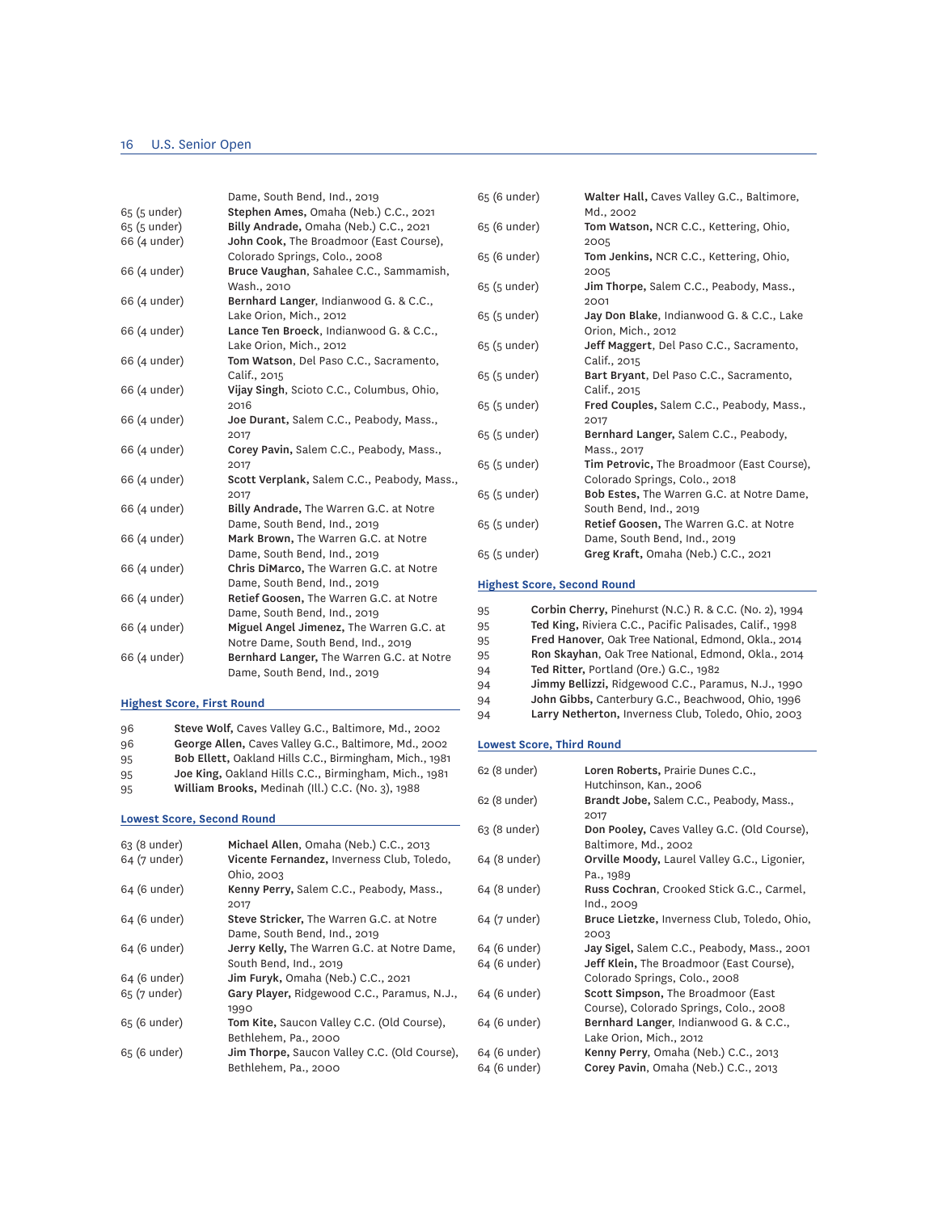Dame, South Bend, Ind., 2019

65 (5 under) **Stephen Ames,** Omaha (Neb.) C.C., 2021
65 (5 under) **Billy Andrade,** Omaha (Neb.) C.C., 2021
66 (4 under) **John Cook,** The Broadmoor (East Course), Colorado Springs, Colo., 2008
66 (4 under) **Bruce Vaughan**, Sahalee C.C., Sammamish, Wash., 2010
66 (4 under) **Bernhard Langer**, Indianwood G. & C.C., Lake Orion, Mich., 2012
66 (4 under) **Lance Ten Broeck**, Indianwood G. & C.C., Lake Orion, Mich., 2012
66 (4 under) **Tom Watson**, Del Paso C.C., Sacramento, Calif., 2015
66 (4 under) **Vijay Singh**, Scioto C.C., Columbus, Ohio, 2016
66 (4 under) **Joe Durant,** Salem C.C., Peabody, Mass., 2017
66 (4 under) **Corey Pavin,** Salem C.C., Peabody, Mass., 2017
66 (4 under) **Scott Verplank,** Salem C.C., Peabody, Mass., 2017
66 (4 under) **Billy Andrade,** The Warren G.C. at Notre Dame, South Bend, Ind., 2019
66 (4 under) **Mark Brown,** The Warren G.C. at Notre Dame, South Bend, Ind., 2019
66 (4 under) **Chris DiMarco,** The Warren G.C. at Notre Dame, South Bend, Ind., 2019
66 (4 under) **Retief Goosen,** The Warren G.C. at Notre Dame, South Bend, Ind., 2019
66 (4 under) **Miguel Angel Jimenez,** The Warren G.C. at Notre Dame, South Bend, Ind., 2019
66 (4 under) **Bernhard Langer,** The Warren G.C. at Notre Dame, South Bend, Ind., 2019

### Highest Score, First Round

96 **Steve Wolf,** Caves Valley G.C., Baltimore, Md., 2002
96 **George Allen,** Caves Valley G.C., Baltimore, Md., 2002
95 **Bob Ellett,** Oakland Hills C.C., Birmingham, Mich., 1981
95 **Joe King,** Oakland Hills C.C., Birmingham, Mich., 1981
95 **William Brooks,** Medinah (Ill.) C.C. (No. 3), 1988

### Lowest Score, Second Round

63 (8 under) **Michael Allen**, Omaha (Neb.) C.C., 2013
64 (7 under) **Vicente Fernandez,** Inverness Club, Toledo, Ohio, 2003
64 (6 under) **Kenny Perry,** Salem C.C., Peabody, Mass., 2017
64 (6 under) **Steve Stricker,** The Warren G.C. at Notre Dame, South Bend, Ind., 2019
64 (6 under) **Jerry Kelly,** The Warren G.C. at Notre Dame, South Bend, Ind., 2019
64 (6 under) **Jim Furyk,** Omaha (Neb.) C.C., 2021
65 (7 under) **Gary Player,** Ridgewood C.C., Paramus, N.J., 1990
65 (6 under) **Tom Kite,** Saucon Valley C.C. (Old Course), Bethlehem, Pa., 2000
65 (6 under) **Jim Thorpe,** Saucon Valley C.C. (Old Course), Bethlehem, Pa., 2000
65 (6 under) **Walter Hall,** Caves Valley G.C., Baltimore, Md., 2002
65 (6 under) **Tom Watson,** NCR C.C., Kettering, Ohio, 2005
65 (6 under) **Tom Jenkins,** NCR C.C., Kettering, Ohio, 2005
65 (5 under) **Jim Thorpe,** Salem C.C., Peabody, Mass., 2001
65 (5 under) **Jay Don Blake**, Indianwood G. & C.C., Lake Orion, Mich., 2012
65 (5 under) **Jeff Maggert**, Del Paso C.C., Sacramento, Calif., 2015
65 (5 under) **Bart Bryant**, Del Paso C.C., Sacramento, Calif., 2015
65 (5 under) **Fred Couples,** Salem C.C., Peabody, Mass., 2017
65 (5 under) **Bernhard Langer,** Salem C.C., Peabody, Mass., 2017
65 (5 under) **Tim Petrovic,** The Broadmoor (East Course), Colorado Springs, Colo., 2018
65 (5 under) **Bob Estes,** The Warren G.C. at Notre Dame, South Bend, Ind., 2019
65 (5 under) **Retief Goosen,** The Warren G.C. at Notre Dame, South Bend, Ind., 2019
65 (5 under) **Greg Kraft,** Omaha (Neb.) C.C., 2021

### Highest Score, Second Round

95 **Corbin Cherry,** Pinehurst (N.C.) R. & C.C. (No. 2), 1994
95 **Ted King,** Riviera C.C., Pacific Palisades, Calif., 1998
95 **Fred Hanover**, Oak Tree National, Edmond, Okla., 2014
95 **Ron Skayhan**, Oak Tree National, Edmond, Okla., 2014
94 **Ted Ritter,** Portland (Ore.) G.C., 1982
94 **Jimmy Bellizzi,** Ridgewood C.C., Paramus, N.J., 1990
94 **John Gibbs,** Canterbury G.C., Beachwood, Ohio, 1996
94 **Larry Netherton,** Inverness Club, Toledo, Ohio, 2003

### Lowest Score, Third Round

62 (8 under) **Loren Roberts,** Prairie Dunes C.C., Hutchinson, Kan., 2006
62 (8 under) **Brandt Jobe,** Salem C.C., Peabody, Mass., 2017
63 (8 under) **Don Pooley,** Caves Valley G.C. (Old Course), Baltimore, Md., 2002
64 (8 under) **Orville Moody,** Laurel Valley G.C., Ligonier, Pa., 1989
64 (8 under) **Russ Cochran**, Crooked Stick G.C., Carmel, Ind., 2009
64 (7 under) **Bruce Lietzke,** Inverness Club, Toledo, Ohio, 2003
64 (6 under) **Jay Sigel,** Salem C.C., Peabody, Mass., 2001
64 (6 under) **Jeff Klein,** The Broadmoor (East Course), Colorado Springs, Colo., 2008
64 (6 under) **Scott Simpson,** The Broadmoor (East Course), Colorado Springs, Colo., 2008
64 (6 under) **Bernhard Langer,** Indianwood G. & C.C., Lake Orion, Mich., 2012
64 (6 under) **Kenny Perry**, Omaha (Neb.) C.C., 2013
64 (6 under) **Corey Pavin**, Omaha (Neb.) C.C., 2013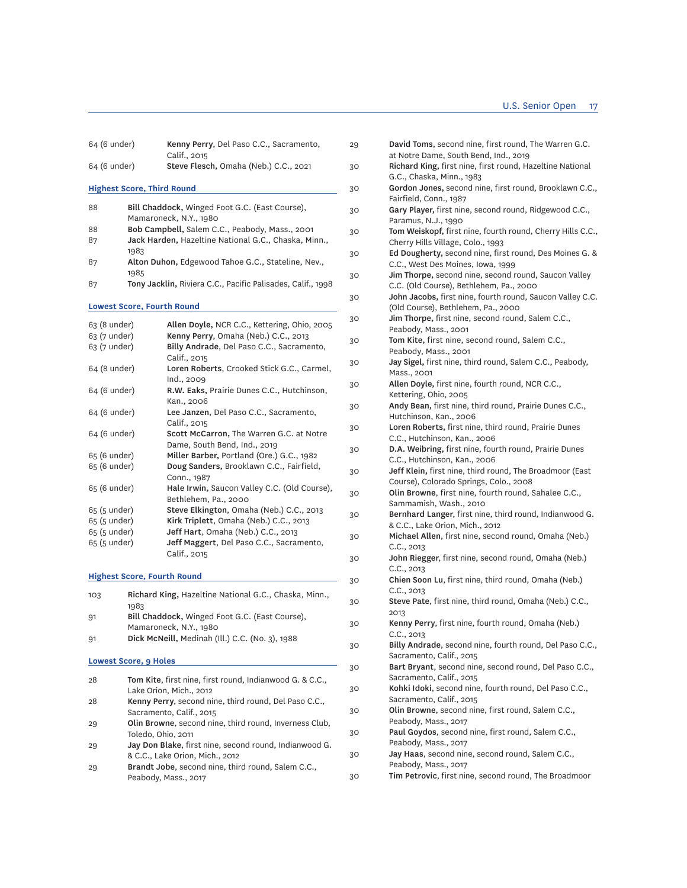| | |
|---|---|
| 64 (6 under) | **Kenny Perry**, Del Paso C.C., Sacramento, Calif., 2015 |
| 64 (6 under) | **Steve Flesch,** Omaha (Neb.) C.C., 2021 |

### Highest Score, Third Round

| | |
|---|---|
| 88 | **Bill Chaddock,** Winged Foot G.C. (East Course), Mamaroneck, N.Y., 1980 |
| 88 | **Bob Campbell,** Salem C.C., Peabody, Mass., 2001 |
| 87 | **Jack Harden,** Hazeltine National G.C., Chaska, Minn., 1983 |
| 87 | **Alton Duhon,** Edgewood Tahoe G.C., Stateline, Nev., 1985 |
| 87 | **Tony Jacklin,** Riviera C.C., Pacific Palisades, Calif., 1998 |

### Lowest Score, Fourth Round

| | |
|---|---|
| 63 (8 under) | **Allen Doyle,** NCR C.C., Kettering, Ohio, 2005 |
| 63 (7 under) | **Kenny Perry,** Omaha (Neb.) C.C., 2013 |
| 63 (7 under) | **Billy Andrade**, Del Paso C.C., Sacramento, Calif., 2015 |
| 64 (8 under) | **Loren Roberts**, Crooked Stick G.C., Carmel, Ind., 2009 |
| 64 (6 under) | **R.W. Eaks,** Prairie Dunes C.C., Hutchinson, Kan., 2006 |
| 64 (6 under) | **Lee Janzen**, Del Paso C.C., Sacramento, Calif., 2015 |
| 64 (6 under) | **Scott McCarron,** The Warren G.C. at Notre Dame, South Bend, Ind., 2019 |
| 65 (6 under) | **Miller Barber,** Portland (Ore.) G.C., 1982 |
| 65 (6 under) | **Doug Sanders,** Brooklawn C.C., Fairfield, Conn., 1987 |
| 65 (6 under) | **Hale Irwin,** Saucon Valley C.C. (Old Course), Bethlehem, Pa., 2000 |
| 65 (5 under) | **Steve Elkington**, Omaha (Neb.) C.C., 2013 |
| 65 (5 under) | **Kirk Triplett**, Omaha (Neb.) C.C., 2013 |
| 65 (5 under) | **Jeff Hart**, Omaha (Neb.) C.C., 2013 |
| 65 (5 under) | **Jeff Maggert**, Del Paso C.C., Sacramento, Calif., 2015 |

### Highest Score, Fourth Round

| | |
|---|---|
| 103 | **Richard King,** Hazeltine National G.C., Chaska, Minn., 1983 |
| 91 | **Bill Chaddock,** Winged Foot G.C. (East Course), Mamaroneck, N.Y., 1980 |
| 91 | **Dick McNeill,** Medinah (Ill.) C.C. (No. 3), 1988 |

### Lowest Score, 9 Holes

| | |
|---|---|
| 28 | **Tom Kite**, first nine, first round, Indianwood G. & C.C., Lake Orion, Mich., 2012 |
| 28 | **Kenny Perry**, second nine, third round, Del Paso C.C., Sacramento, Calif., 2015 |
| 29 | **Olin Browne**, second nine, third round, Inverness Club, Toledo, Ohio, 2011 |
| 29 | **Jay Don Blake**, first nine, second round, Indianwood G. & C.C., Lake Orion, Mich., 2012 |
| 29 | **Brandt Jobe**, second nine, third round, Salem C.C., Peabody, Mass., 2017 |
| 29 | **David Toms**, second nine, first round, The Warren G.C. at Notre Dame, South Bend, Ind., 2019 |
| 30 | **Richard King,** first nine, first round, Hazeltine National G.C., Chaska, Minn., 1983 |
| 30 | **Gordon Jones,** second nine, first round, Brooklawn C.C., Fairfield, Conn., 1987 |
| 30 | **Gary Player,** first nine, second round, Ridgewood C.C., Paramus, N.J., 1990 |
| 30 | **Tom Weiskopf,** first nine, fourth round, Cherry Hills C.C., Cherry Hills Village, Colo., 1993 |
| 30 | **Ed Dougherty,** second nine, first round, Des Moines G. & C.C., West Des Moines, Iowa, 1999 |
| 30 | **Jim Thorpe,** second nine, second round, Saucon Valley C.C. (Old Course), Bethlehem, Pa., 2000 |
| 30 | **John Jacobs,** first nine, fourth round, Saucon Valley C.C. (Old Course), Bethlehem, Pa., 2000 |
| 30 | **Jim Thorpe,** first nine, second round, Salem C.C., Peabody, Mass., 2001 |
| 30 | **Tom Kite,** first nine, second round, Salem C.C., Peabody, Mass., 2001 |
| 30 | **Jay Sigel,** first nine, third round, Salem C.C., Peabody, Mass., 2001 |
| 30 | **Allen Doyle,** first nine, fourth round, NCR C.C., Kettering, Ohio, 2005 |
| 30 | **Andy Bean,** first nine, third round, Prairie Dunes C.C., Hutchinson, Kan., 2006 |
| 30 | **Loren Roberts,** first nine, third round, Prairie Dunes C.C., Hutchinson, Kan., 2006 |
| 30 | **D.A. Weibring,** first nine, fourth round, Prairie Dunes C.C., Hutchinson, Kan., 2006 |
| 30 | **Jeff Klein,** first nine, third round, The Broadmoor (East Course), Colorado Springs, Colo., 2008 |
| 30 | **Olin Browne**, first nine, fourth round, Sahalee C.C., Sammamish, Wash., 2010 |
| 30 | **Bernhard Langer**, first nine, third round, Indianwood G. & C.C., Lake Orion, Mich., 2012 |
| 30 | **Michael Allen**, first nine, second round, Omaha (Neb.) C.C., 2013 |
| 30 | **John Riegger**, first nine, second round, Omaha (Neb.) C.C., 2013 |
| 30 | **Chien Soon Lu**, first nine, third round, Omaha (Neb.) C.C., 2013 |
| 30 | **Steve Pate**, first nine, third round, Omaha (Neb.) C.C., 2013 |
| 30 | **Kenny Perry**, first nine, fourth round, Omaha (Neb.) C.C., 2013 |
| 30 | **Billy Andrade**, second nine, fourth round, Del Paso C.C., Sacramento, Calif., 2015 |
| 30 | **Bart Bryant**, second nine, second round, Del Paso C.C., Sacramento, Calif., 2015 |
| 30 | **Kohki Idoki**, second nine, fourth round, Del Paso C.C., Sacramento, Calif., 2015 |
| 30 | **Olin Browne**, second nine, first round, Salem C.C., Peabody, Mass., 2017 |
| 30 | **Paul Goydos**, second nine, first round, Salem C.C., Peabody, Mass., 2017 |
| 30 | **Jay Haas**, second nine, second round, Salem C.C., Peabody, Mass., 2017 |
| 30 | **Tim Petrovic**, first nine, second round, The Broadmoor |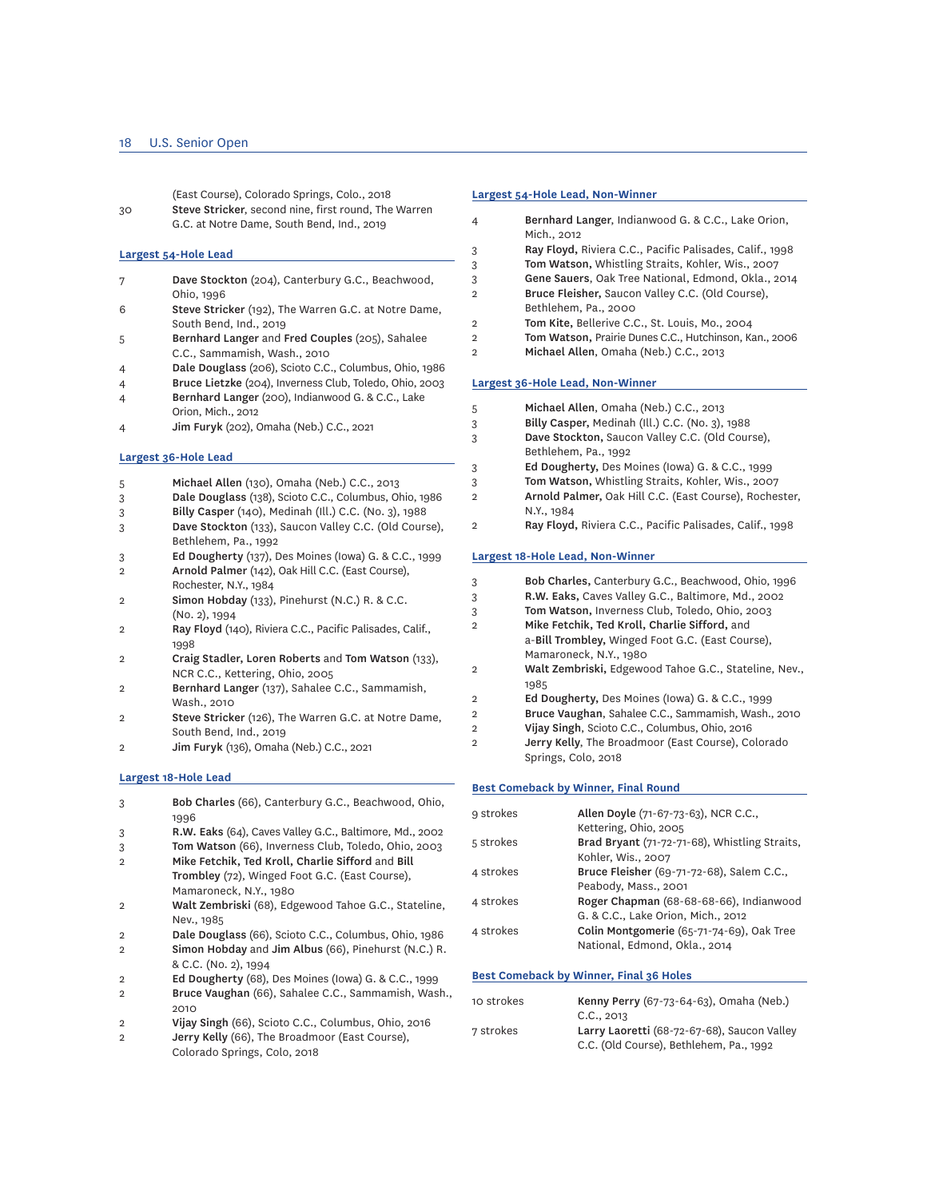(East Course), Colorado Springs, Colo., 2018

30 **Steve Stricker**, second nine, first round, The Warren G.C. at Notre Dame, South Bend, Ind., 2019

### Largest 54-Hole Lead

| | |
|---|---|
| 7 | **Dave Stockton** (204), Canterbury G.C., Beachwood, Ohio, 1996 |
| 6 | **Steve Stricker** (192), The Warren G.C. at Notre Dame, South Bend, Ind., 2019 |
| 5 | **Bernhard Langer** and **Fred Couples** (205), Sahalee C.C., Sammamish, Wash., 2010 |
| 4 | **Dale Douglass** (206), Scioto C.C., Columbus, Ohio, 1986 |
| 4 | **Bruce Lietzke** (204), Inverness Club, Toledo, Ohio, 2003 |
| 4 | **Bernhard Langer** (200), Indianwood G. & C.C., Lake Orion, Mich., 2012 |
| 4 | **Jim Furyk** (202), Omaha (Neb.) C.C., 2021 |

### Largest 36-Hole Lead

| | |
|---|---|
| 5 | **Michael Allen** (130), Omaha (Neb.) C.C., 2013 |
| 3 | **Dale Douglass** (138), Scioto C.C., Columbus, Ohio, 1986 |
| 3 | **Billy Casper** (140), Medinah (Ill.) C.C. (No. 3), 1988 |
| 3 | **Dave Stockton** (133), Saucon Valley C.C. (Old Course), Bethlehem, Pa., 1992 |
| 3 | **Ed Dougherty** (137), Des Moines (Iowa) G. & C.C., 1999 |
| 2 | **Arnold Palmer** (142), Oak Hill C.C. (East Course), Rochester, N.Y., 1984 |
| 2 | **Simon Hobday** (133), Pinehurst (N.C.) R. & C.C. (No. 2), 1994 |
| 2 | **Ray Floyd** (140), Riviera C.C., Pacific Palisades, Calif., 1998 |
| 2 | **Craig Stadler, Loren Roberts** and **Tom Watson** (133), NCR C.C., Kettering, Ohio, 2005 |
| 2 | **Bernhard Langer** (137), Sahalee C.C., Sammamish, Wash., 2010 |
| 2 | **Steve Stricker** (126), The Warren G.C. at Notre Dame, South Bend, Ind., 2019 |
| 2 | **Jim Furyk** (136), Omaha (Neb.) C.C., 2021 |

### Largest 18-Hole Lead

| | |
|---|---|
| 3 | **Bob Charles** (66), Canterbury G.C., Beachwood, Ohio, 1996 |
| 3 | **R.W. Eaks** (64), Caves Valley G.C., Baltimore, Md., 2002 |
| 3 | **Tom Watson** (66), Inverness Club, Toledo, Ohio, 2003 |
| 2 | **Mike Fetchik, Ted Kroll, Charlie Sifford** and **Bill Trombley** (72), Winged Foot G.C. (East Course), Mamaroneck, N.Y., 1980 |
| 2 | **Walt Zembriski** (68), Edgewood Tahoe G.C., Stateline, Nev., 1985 |
| 2 | **Dale Douglass** (66), Scioto C.C., Columbus, Ohio, 1986 |
| 2 | **Simon Hobday** and **Jim Albus** (66), Pinehurst (N.C.) R. & C.C. (No. 2), 1994 |
| 2 | **Ed Dougherty** (68), Des Moines (Iowa) G. & C.C., 1999 |
| 2 | **Bruce Vaughan** (66), Sahalee C.C., Sammamish, Wash., 2010 |
| 2 | **Vijay Singh** (66), Scioto C.C., Columbus, Ohio, 2016 |
| 2 | **Jerry Kelly** (66), The Broadmoor (East Course), Colorado Springs, Colo, 2018 |

### Largest 54-Hole Lead, Non-Winner

| | |
|---|---|
| 4 | **Bernhard Langer**, Indianwood G. & C.C., Lake Orion, Mich., 2012 |
| 3 | **Ray Floyd,** Riviera C.C., Pacific Palisades, Calif., 1998 |
| 3 | **Tom Watson,** Whistling Straits, Kohler, Wis., 2007 |
| 3 | **Gene Sauers**, Oak Tree National, Edmond, Okla., 2014 |
| 2 | **Bruce Fleisher,** Saucon Valley C.C. (Old Course), Bethlehem, Pa., 2000 |
| 2 | **Tom Kite,** Bellerive C.C., St. Louis, Mo., 2004 |
| 2 | **Tom Watson,** Prairie Dunes C.C., Hutchinson, Kan., 2006 |
| 2 | **Michael Allen**, Omaha (Neb.) C.C., 2013 |

### Largest 36-Hole Lead, Non-Winner

| | |
|---|---|
| 5 | **Michael Allen**, Omaha (Neb.) C.C., 2013 |
| 3 | **Billy Casper,** Medinah (Ill.) C.C. (No. 3), 1988 |
| 3 | **Dave Stockton,** Saucon Valley C.C. (Old Course), Bethlehem, Pa., 1992 |
| 3 | **Ed Dougherty,** Des Moines (Iowa) G. & C.C., 1999 |
| 3 | **Tom Watson,** Whistling Straits, Kohler, Wis., 2007 |
| 2 | **Arnold Palmer,** Oak Hill C.C. (East Course), Rochester, N.Y., 1984 |
| 2 | **Ray Floyd,** Riviera C.C., Pacific Palisades, Calif., 1998 |

### Largest 18-Hole Lead, Non-Winner

| | |
|---|---|
| 3 | **Bob Charles,** Canterbury G.C., Beachwood, Ohio, 1996 |
| 3 | **R.W. Eaks,** Caves Valley G.C., Baltimore, Md., 2002 |
| 3 | **Tom Watson,** Inverness Club, Toledo, Ohio, 2003 |
| 2 | **Mike Fetchik, Ted Kroll, Charlie Sifford,** and a-**Bill Trombley,** Winged Foot G.C. (East Course), Mamaroneck, N.Y., 1980 |
| 2 | **Walt Zembriski,** Edgewood Tahoe G.C., Stateline, Nev., 1985 |
| 2 | **Ed Dougherty,** Des Moines (Iowa) G. & C.C., 1999 |
| 2 | **Bruce Vaughan**, Sahalee C.C., Sammamish, Wash., 2010 |
| 2 | **Vijay Singh**, Scioto C.C., Columbus, Ohio, 2016 |
| 2 | **Jerry Kelly**, The Broadmoor (East Course), Colorado Springs, Colo, 2018 |

### Best Comeback by Winner, Final Round

| | |
|---|---|
| 9 strokes | **Allen Doyle** (71-67-73-63), NCR C.C., Kettering, Ohio, 2005 |
| 5 strokes | **Brad Bryant** (71-72-71-68), Whistling Straits, Kohler, Wis., 2007 |
| 4 strokes | **Bruce Fleisher** (69-71-72-68), Salem C.C., Peabody, Mass., 2001 |
| 4 strokes | **Roger Chapman** (68-68-68-66), Indianwood G. & C.C., Lake Orion, Mich., 2012 |
| 4 strokes | **Colin Montgomerie** (65-71-74-69), Oak Tree National, Edmond, Okla., 2014 |

### Best Comeback by Winner, Final 36 Holes

| | |
|---|---|
| 10 strokes | **Kenny Perry** (67-73-64-63), Omaha (Neb.) C.C., 2013 |
| 7 strokes | **Larry Laoretti** (68-72-67-68), Saucon Valley C.C. (Old Course), Bethlehem, Pa., 1992 |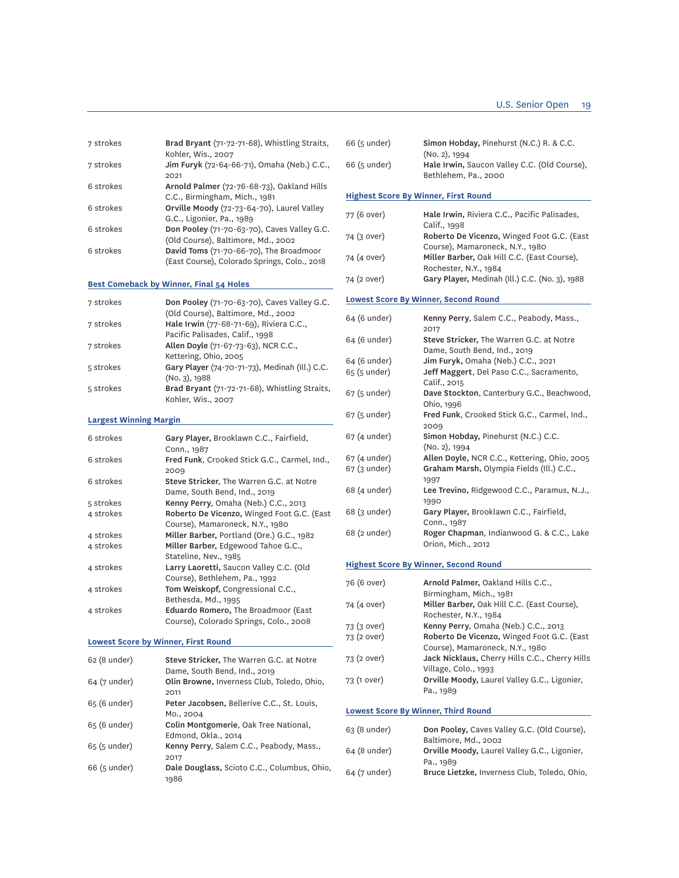| | |
|---|---|
| 7 strokes | **Brad Bryant** (71-72-71-68), Whistling Straits, Kohler, Wis., 2007 |
| 7 strokes | **Jim Furyk** (72-64-66-71), Omaha (Neb.) C.C., 2021 |
| 6 strokes | **Arnold Palmer** (72-76-68-73), Oakland Hills C.C., Birmingham, Mich., 1981 |
| 6 strokes | **Orville Moody** (72-73-64-70), Laurel Valley G.C., Ligonier, Pa., 1989 |
| 6 strokes | **Don Pooley** (71-70-63-70), Caves Valley G.C. (Old Course), Baltimore, Md., 2002 |
| 6 strokes | **David Toms** (71-70-66-70), The Broadmoor (East Course), Colorado Springs, Colo., 2018 |

### Best Comeback by Winner, Final 54 Holes

| | |
|---|---|
| 7 strokes | **Don Pooley** (71-70-63-70), Caves Valley G.C. (Old Course), Baltimore, Md., 2002 |
| 7 strokes | **Hale Irwin** (77-68-71-69), Riviera C.C., Pacific Palisades, Calif., 1998 |
| 7 strokes | **Allen Doyle** (71-67-73-63), NCR C.C., Kettering, Ohio, 2005 |
| 5 strokes | **Gary Player** (74-70-71-73), Medinah (Ill.) C.C. (No. 3), 1988 |
| 5 strokes | **Brad Bryant** (71-72-71-68), Whistling Straits, Kohler, Wis., 2007 |

### Largest Winning Margin

| | |
|---|---|
| 6 strokes | **Gary Player,** Brooklawn C.C., Fairfield, Conn., 1987 |
| 6 strokes | **Fred Funk**, Crooked Stick G.C., Carmel, Ind., 2009 |
| 6 strokes | **Steve Stricker**, The Warren G.C. at Notre Dame, South Bend, Ind., 2019 |
| 5 strokes | **Kenny Perry**, Omaha (Neb.) C.C., 2013 |
| 4 strokes | **Roberto De Vicenzo,** Winged Foot G.C. (East Course), Mamaroneck, N.Y., 1980 |
| 4 strokes | **Miller Barber,** Portland (Ore.) G.C., 1982 |
| 4 strokes | **Miller Barber,** Edgewood Tahoe G.C., Stateline, Nev., 1985 |
| 4 strokes | **Larry Laoretti,** Saucon Valley C.C. (Old Course), Bethlehem, Pa., 1992 |
| 4 strokes | **Tom Weiskopf,** Congressional C.C., Bethesda, Md., 1995 |
| 4 strokes | **Eduardo Romero,** The Broadmoor (East Course), Colorado Springs, Colo., 2008 |

### Lowest Score by Winner, First Round

| | |
|---|---|
| 62 (8 under) | **Steve Stricker,** The Warren G.C. at Notre Dame, South Bend, Ind., 2019 |
| 64 (7 under) | **Olin Browne,** Inverness Club, Toledo, Ohio, 2011 |
| 65 (6 under) | **Peter Jacobsen,** Bellerive C.C., St. Louis, Mo., 2004 |
| 65 (6 under) | **Colin Montgomerie**, Oak Tree National, Edmond, Okla., 2014 |
| 65 (5 under) | **Kenny Perry**, Salem C.C., Peabody, Mass., 2017 |
| 66 (5 under) | **Dale Douglass,** Scioto C.C., Columbus, Ohio, 1986 |
| 66 (5 under) | **Simon Hobday,** Pinehurst (N.C.) R. & C.C. (No. 2), 1994 |
| 66 (5 under) | **Hale Irwin,** Saucon Valley C.C. (Old Course), Bethlehem, Pa., 2000 |

### Highest Score By Winner, First Round

| | |
|---|---|
| 77 (6 over) | **Hale Irwin,** Riviera C.C., Pacific Palisades, Calif., 1998 |
| 74 (3 over) | **Roberto De Vicenzo,** Winged Foot G.C. (East Course), Mamaroneck, N.Y., 1980 |
| 74 (4 over) | **Miller Barber,** Oak Hill C.C. (East Course), Rochester, N.Y., 1984 |
| 74 (2 over) | **Gary Player,** Medinah (Ill.) C.C. (No. 3), 1988 |

### Lowest Score By Winner, Second Round

| | |
|---|---|
| 64 (6 under) | **Kenny Perry**, Salem C.C., Peabody, Mass., 2017 |
| 64 (6 under) | **Steve Stricker,** The Warren G.C. at Notre Dame, South Bend, Ind., 2019 |
| 64 (6 under) | **Jim Furyk,** Omaha (Neb.) C.C., 2021 |
| 65 (5 under) | **Jeff Maggert**, Del Paso C.C., Sacramento, Calif., 2015 |
| 67 (5 under) | **Dave Stockton**, Canterbury G.C., Beachwood, Ohio, 1996 |
| 67 (5 under) | **Fred Funk**, Crooked Stick G.C., Carmel, Ind., 2009 |
| 67 (4 under) | **Simon Hobday,** Pinehurst (N.C.) C.C. (No. 2), 1994 |
| 67 (4 under) | **Allen Doyle,** NCR C.C., Kettering, Ohio, 2005 |
| 67 (3 under) | **Graham Marsh,** Olympia Fields (Ill.) C.C., 1997 |
| 68 (4 under) | **Lee Trevino,** Ridgewood C.C., Paramus, N.J., 1990 |
| 68 (3 under) | **Gary Player,** Brooklawn C.C., Fairfield, Conn., 1987 |
| 68 (2 under) | **Roger Chapman**, Indianwood G. & C.C., Lake Orion, Mich., 2012 |

### Highest Score By Winner, Second Round

| | |
|---|---|
| 76 (6 over) | **Arnold Palmer,** Oakland Hills C.C., Birmingham, Mich., 1981 |
| 74 (4 over) | **Miller Barber,** Oak Hill C.C. (East Course), Rochester, N.Y., 1984 |
| 73 (3 over) | **Kenny Perry,** Omaha (Neb.) C.C., 2013 |
| 73 (2 over) | **Roberto De Vicenzo,** Winged Foot G.C. (East Course), Mamaroneck, N.Y., 1980 |
| 73 (2 over) | **Jack Nicklaus,** Cherry Hills C.C., Cherry Hills Village, Colo., 1993 |
| 73 (1 over) | **Orville Moody,** Laurel Valley G.C., Ligonier, Pa., 1989 |

### Lowest Score By Winner, Third Round

| | |
|---|---|
| 63 (8 under) | **Don Pooley,** Caves Valley G.C. (Old Course), Baltimore, Md., 2002 |
| 64 (8 under) | **Orville Moody,** Laurel Valley G.C., Ligonier, Pa., 1989 |
| 64 (7 under) | **Bruce Lietzke,** Inverness Club, Toledo, Ohio, |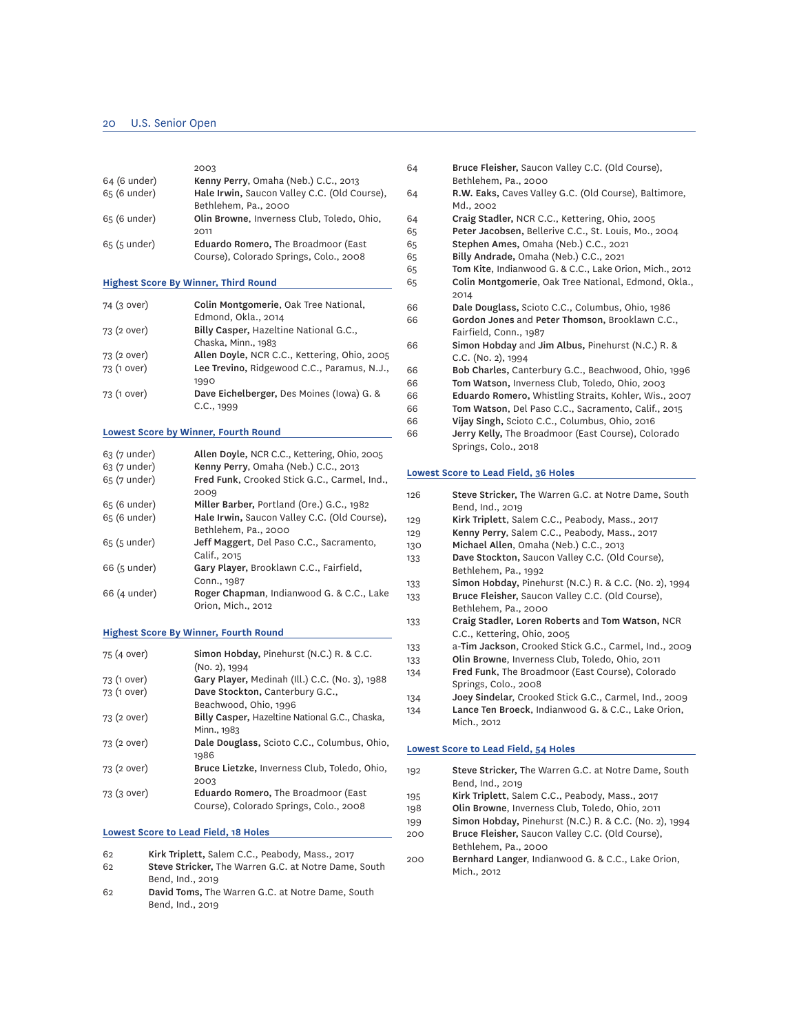2003

64 (6 under) **Kenny Perry**, Omaha (Neb.) C.C., 2013

65 (6 under) **Hale Irwin**, Saucon Valley C.C. (Old Course), Bethlehem, Pa., 2000

65 (6 under) **Olin Browne**, Inverness Club, Toledo, Ohio, 2011

65 (5 under) **Eduardo Romero**, The Broadmoor (East Course), Colorado Springs, Colo., 2008

### Highest Score By Winner, Third Round

| | |
|---|---|
| 74 (3 over) | **Colin Montgomerie**, Oak Tree National, Edmond, Okla., 2014 |
| 73 (2 over) | **Billy Casper**, Hazeltine National G.C., Chaska, Minn., 1983 |
| 73 (2 over) | **Allen Doyle**, NCR C.C., Kettering, Ohio, 2005 |
| 73 (1 over) | **Lee Trevino**, Ridgewood C.C., Paramus, N.J., 1990 |
| 73 (1 over) | **Dave Eichelberger**, Des Moines (Iowa) G. & C.C., 1999 |

### Lowest Score by Winner, Fourth Round

| | |
|---|---|
| 63 (7 under) | **Allen Doyle**, NCR C.C., Kettering, Ohio, 2005 |
| 63 (7 under) | **Kenny Perry**, Omaha (Neb.) C.C., 2013 |
| 65 (7 under) | **Fred Funk**, Crooked Stick G.C., Carmel, Ind., 2009 |
| 65 (6 under) | **Miller Barber**, Portland (Ore.) G.C., 1982 |
| 65 (6 under) | **Hale Irwin**, Saucon Valley C.C. (Old Course), Bethlehem, Pa., 2000 |
| 65 (5 under) | **Jeff Maggert**, Del Paso C.C., Sacramento, Calif., 2015 |
| 66 (5 under) | **Gary Player**, Brooklawn C.C., Fairfield, Conn., 1987 |
| 66 (4 under) | **Roger Chapman**, Indianwood G. & C.C., Lake Orion, Mich., 2012 |

### Highest Score By Winner, Fourth Round

| | |
|---|---|
| 75 (4 over) | **Simon Hobday**, Pinehurst (N.C.) R. & C.C. (No. 2), 1994 |
| 73 (1 over) | **Gary Player**, Medinah (Ill.) C.C. (No. 3), 1988 |
| 73 (1 over) | **Dave Stockton**, Canterbury G.C., Beachwood, Ohio, 1996 |
| 73 (2 over) | **Billy Casper**, Hazeltine National G.C., Chaska, Minn., 1983 |
| 73 (2 over) | **Dale Douglass**, Scioto C.C., Columbus, Ohio, 1986 |
| 73 (2 over) | **Bruce Lietzke**, Inverness Club, Toledo, Ohio, 2003 |
| 73 (3 over) | **Eduardo Romero**, The Broadmoor (East Course), Colorado Springs, Colo., 2008 |

### Lowest Score to Lead Field, 18 Holes

| | |
|---|---|
| 62 | **Kirk Triplett**, Salem C.C., Peabody, Mass., 2017 |
| 62 | **Steve Stricker**, The Warren G.C. at Notre Dame, South Bend, Ind., 2019 |
| 62 | **David Toms**, The Warren G.C. at Notre Dame, South Bend, Ind., 2019 |
| 64 | **Bruce Fleisher**, Saucon Valley C.C. (Old Course), Bethlehem, Pa., 2000 |
| 64 | **R.W. Eaks**, Caves Valley G.C. (Old Course), Baltimore, Md., 2002 |
| 64 | **Craig Stadler**, NCR C.C., Kettering, Ohio, 2005 |
| 65 | **Peter Jacobsen**, Bellerive C.C., St. Louis, Mo., 2004 |
| 65 | **Stephen Ames**, Omaha (Neb.) C.C., 2021 |
| 65 | **Billy Andrade**, Omaha (Neb.) C.C., 2021 |
| 65 | **Tom Kite**, Indianwood G. & C.C., Lake Orion, Mich., 2012 |
| 65 | **Colin Montgomerie**, Oak Tree National, Edmond, Okla., 2014 |
| 66 | **Dale Douglass**, Scioto C.C., Columbus, Ohio, 1986 |
| 66 | **Gordon Jones** and **Peter Thomson**, Brooklawn C.C., Fairfield, Conn., 1987 |
| 66 | **Simon Hobday** and **Jim Albus**, Pinehurst (N.C.) R. & C.C. (No. 2), 1994 |
| 66 | **Bob Charles**, Canterbury G.C., Beachwood, Ohio, 1996 |
| 66 | **Tom Watson**, Inverness Club, Toledo, Ohio, 2003 |
| 66 | **Eduardo Romero**, Whistling Straits, Kohler, Wis., 2007 |
| 66 | **Tom Watson**, Del Paso C.C., Sacramento, Calif., 2015 |
| 66 | **Vijay Singh**, Scioto C.C., Columbus, Ohio, 2016 |
| 66 | **Jerry Kelly**, The Broadmoor (East Course), Colorado Springs, Colo., 2018 |

### Lowest Score to Lead Field, 36 Holes

| | |
|---|---|
| 126 | **Steve Stricker**, The Warren G.C. at Notre Dame, South Bend, Ind., 2019 |
| 129 | **Kirk Triplett**, Salem C.C., Peabody, Mass., 2017 |
| 129 | **Kenny Perry**, Salem C.C., Peabody, Mass., 2017 |
| 130 | **Michael Allen**, Omaha (Neb.) C.C., 2013 |
| 133 | **Dave Stockton**, Saucon Valley C.C. (Old Course), Bethlehem, Pa., 1992 |
| 133 | **Simon Hobday**, Pinehurst (N.C.) R. & C.C. (No. 2), 1994 |
| 133 | **Bruce Fleisher**, Saucon Valley C.C. (Old Course), Bethlehem, Pa., 2000 |
| 133 | **Craig Stadler**, **Loren Roberts** and **Tom Watson**, NCR C.C., Kettering, Ohio, 2005 |
| 133 | a-**Tim Jackson**, Crooked Stick G.C., Carmel, Ind., 2009 |
| 133 | **Olin Browne**, Inverness Club, Toledo, Ohio, 2011 |
| 134 | **Fred Funk**, The Broadmoor (East Course), Colorado Springs, Colo., 2008 |
| 134 | **Joey Sindelar**, Crooked Stick G.C., Carmel, Ind., 2009 |
| 134 | **Lance Ten Broeck**, Indianwood G. & C.C., Lake Orion, Mich., 2012 |

### Lowest Score to Lead Field, 54 Holes

| | |
|---|---|
| 192 | **Steve Stricker**, The Warren G.C. at Notre Dame, South Bend, Ind., 2019 |
| 195 | **Kirk Triplett**, Salem C.C., Peabody, Mass., 2017 |
| 198 | **Olin Browne**, Inverness Club, Toledo, Ohio, 2011 |
| 199 | **Simon Hobday**, Pinehurst (N.C.) R. & C.C. (No. 2), 1994 |
| 200 | **Bruce Fleisher**, Saucon Valley C.C. (Old Course), Bethlehem, Pa., 2000 |
| 200 | **Bernhard Langer**, Indianwood G. & C.C., Lake Orion, Mich., 2012 |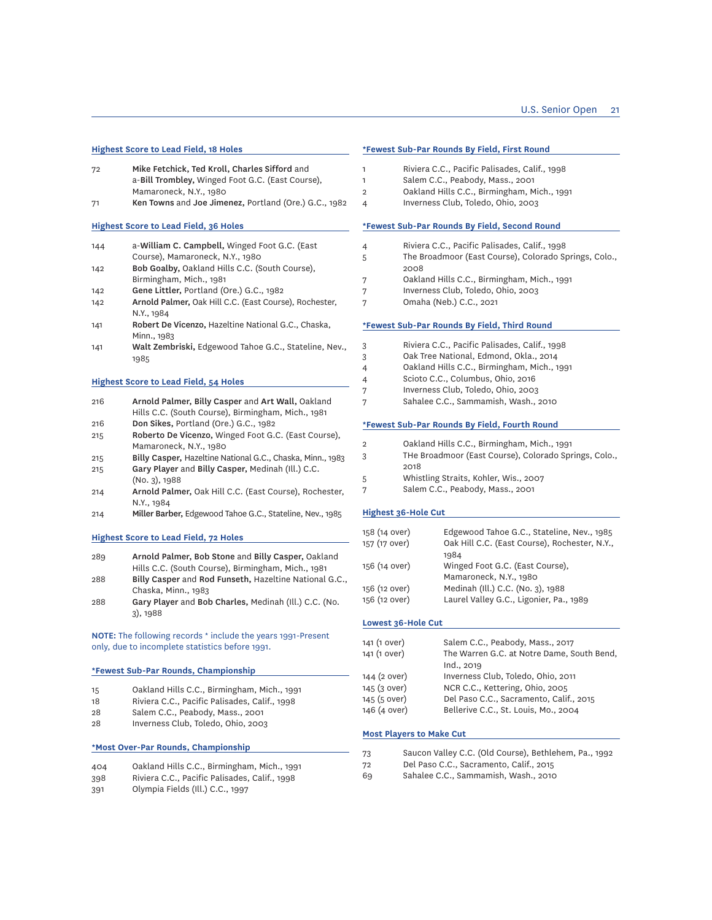### Highest Score to Lead Field, 18 Holes

| | |
|---|---|
| 72 | **Mike Fetchick, Ted Kroll, Charles Sifford** and a-**Bill Trombley,** Winged Foot G.C. (East Course), Mamaroneck, N.Y., 1980 |
| 71 | **Ken Towns** and **Joe Jimenez,** Portland (Ore.) G.C., 1982 |

### Highest Score to Lead Field, 36 Holes

| | |
|---|---|
| 144 | a-**William C. Campbell,** Winged Foot G.C. (East Course), Mamaroneck, N.Y., 1980 |
| 142 | **Bob Goalby,** Oakland Hills C.C. (South Course), Birmingham, Mich., 1981 |
| 142 | **Gene Littler,** Portland (Ore.) G.C., 1982 |
| 142 | **Arnold Palmer,** Oak Hill C.C. (East Course), Rochester, N.Y., 1984 |
| 141 | **Robert De Vicenzo,** Hazeltine National G.C., Chaska, Minn., 1983 |
| 141 | **Walt Zembriski,** Edgewood Tahoe G.C., Stateline, Nev., 1985 |

### Highest Score to Lead Field, 54 Holes

| | |
|---|---|
| 216 | **Arnold Palmer, Billy Casper** and **Art Wall,** Oakland Hills C.C. (South Course), Birmingham, Mich., 1981 |
| 216 | **Don Sikes,** Portland (Ore.) G.C., 1982 |
| 215 | **Roberto De Vicenzo,** Winged Foot G.C. (East Course), Mamaroneck, N.Y., 1980 |
| 215 | **Billy Casper,** Hazeltine National G.C., Chaska, Minn., 1983 |
| 215 | **Gary Player** and **Billy Casper,** Medinah (Ill.) C.C. (No. 3), 1988 |
| 214 | **Arnold Palmer,** Oak Hill C.C. (East Course), Rochester, N.Y., 1984 |
| 214 | **Miller Barber,** Edgewood Tahoe G.C., Stateline, Nev., 1985 |

### Highest Score to Lead Field, 72 Holes

| | |
|---|---|
| 289 | **Arnold Palmer, Bob Stone** and **Billy Casper,** Oakland Hills C.C. (South Course), Birmingham, Mich., 1981 |
| 288 | **Billy Casper** and **Rod Funseth,** Hazeltine National G.C., Chaska, Minn., 1983 |
| 288 | **Gary Player** and **Bob Charles,** Medinah (Ill.) C.C. (No. 3), 1988 |

**NOTE:** The following records * include the years 1991-Present only, due to incomplete statistics before 1991.

### *Fewest Sub-Par Rounds, Championship

| | |
|---|---|
| 15 | Oakland Hills C.C., Birmingham, Mich., 1991 |
| 18 | Riviera C.C., Pacific Palisades, Calif., 1998 |
| 28 | Salem C.C., Peabody, Mass., 2001 |
| 28 | Inverness Club, Toledo, Ohio, 2003 |

### *Most Over-Par Rounds, Championship

| | |
|---|---|
| 404 | Oakland Hills C.C., Birmingham, Mich., 1991 |
| 398 | Riviera C.C., Pacific Palisades, Calif., 1998 |
| 391 | Olympia Fields (Ill.) C.C., 1997 |

### *Fewest Sub-Par Rounds By Field, First Round

| | |
|---|---|
| 1 | Riviera C.C., Pacific Palisades, Calif., 1998 |
| 1 | Salem C.C., Peabody, Mass., 2001 |
| 2 | Oakland Hills C.C., Birmingham, Mich., 1991 |
| 4 | Inverness Club, Toledo, Ohio, 2003 |

### *Fewest Sub-Par Rounds By Field, Second Round

| | |
|---|---|
| 4 | Riviera C.C., Pacific Palisades, Calif., 1998 |
| 5 | The Broadmoor (East Course), Colorado Springs, Colo., 2008 |
| 7 | Oakland Hills C.C., Birmingham, Mich., 1991 |
| 7 | Inverness Club, Toledo, Ohio, 2003 |
| 7 | Omaha (Neb.) C.C., 2021 |

### *Fewest Sub-Par Rounds By Field, Third Round

| | |
|---|---|
| 3 | Riviera C.C., Pacific Palisades, Calif., 1998 |
| 3 | Oak Tree National, Edmond, Okla., 2014 |
| 4 | Oakland Hills C.C., Birmingham, Mich., 1991 |
| 4 | Scioto C.C., Columbus, Ohio, 2016 |
| 7 | Inverness Club, Toledo, Ohio, 2003 |
| 7 | Sahalee C.C., Sammamish, Wash., 2010 |

### *Fewest Sub-Par Rounds By Field, Fourth Round

| | |
|---|---|
| 2 | Oakland Hills C.C., Birmingham, Mich., 1991 |
| 3 | THe Broadmoor (East Course), Colorado Springs, Colo., 2018 |
| 5 | Whistling Straits, Kohler, Wis., 2007 |
| 7 | Salem C.C., Peabody, Mass., 2001 |

### Highest 36-Hole Cut

| | |
|---|---|
| 158 (14 over) | Edgewood Tahoe G.C., Stateline, Nev., 1985 |
| 157 (17 over) | Oak Hill C.C. (East Course), Rochester, N.Y., 1984 |
| 156 (14 over) | Winged Foot G.C. (East Course), Mamaroneck, N.Y., 1980 |
| 156 (12 over) | Medinah (Ill.) C.C. (No. 3), 1988 |
| 156 (12 over) | Laurel Valley G.C., Ligonier, Pa., 1989 |

### Lowest 36-Hole Cut

| | |
|---|---|
| 141 (1 over) | Salem C.C., Peabody, Mass., 2017 |
| 141 (1 over) | The Warren G.C. at Notre Dame, South Bend, Ind., 2019 |
| 144 (2 over) | Inverness Club, Toledo, Ohio, 2011 |
| 145 (3 over) | NCR C.C., Kettering, Ohio, 2005 |
| 145 (5 over) | Del Paso C.C., Sacramento, Calif., 2015 |
| 146 (4 over) | Bellerive C.C., St. Louis, Mo., 2004 |

### Most Players to Make Cut

| | |
|---|---|
| 73 | Saucon Valley C.C. (Old Course), Bethlehem, Pa., 1992 |
| 72 | Del Paso C.C., Sacramento, Calif., 2015 |
| 69 | Sahalee C.C., Sammamish, Wash., 2010 |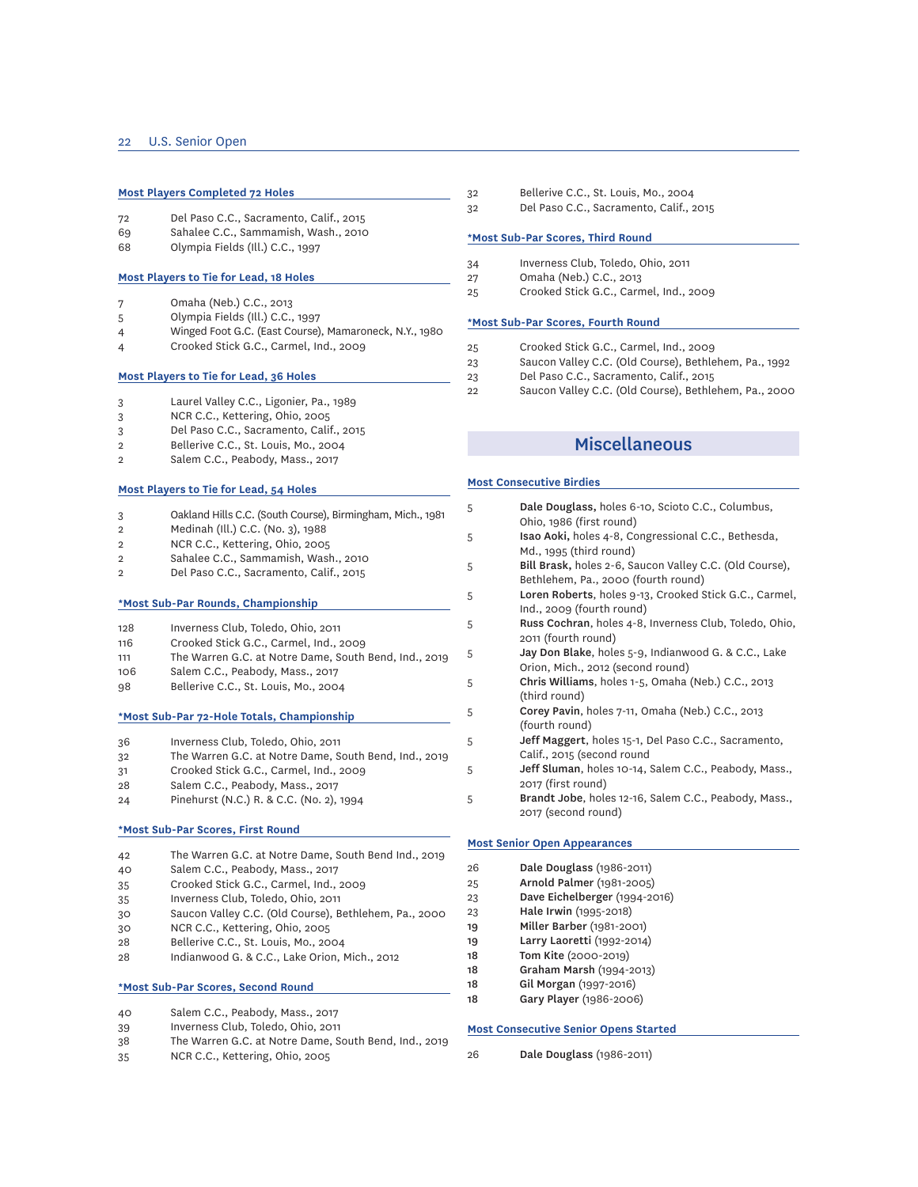### Most Players Completed 72 Holes

| | |
|---|---|
| 72 | Del Paso C.C., Sacramento, Calif., 2015 |
| 69 | Sahalee C.C., Sammamish, Wash., 2010 |
| 68 | Olympia Fields (Ill.) C.C., 1997 |

### Most Players to Tie for Lead, 18 Holes

| | |
|---|---|
| 7 | Omaha (Neb.) C.C., 2013 |
| 5 | Olympia Fields (Ill.) C.C., 1997 |
| 4 | Winged Foot G.C. (East Course), Mamaroneck, N.Y., 1980 |
| 4 | Crooked Stick G.C., Carmel, Ind., 2009 |

### Most Players to Tie for Lead, 36 Holes

| | |
|---|---|
| 3 | Laurel Valley C.C., Ligonier, Pa., 1989 |
| 3 | NCR C.C., Kettering, Ohio, 2005 |
| 3 | Del Paso C.C., Sacramento, Calif., 2015 |
| 2 | Bellerive C.C., St. Louis, Mo., 2004 |
| 2 | Salem C.C., Peabody, Mass., 2017 |

### Most Players to Tie for Lead, 54 Holes

| | |
|---|---|
| 3 | Oakland Hills C.C. (South Course), Birmingham, Mich., 1981 |
| 2 | Medinah (Ill.) C.C. (No. 3), 1988 |
| 2 | NCR C.C., Kettering, Ohio, 2005 |
| 2 | Sahalee C.C., Sammamish, Wash., 2010 |
| 2 | Del Paso C.C., Sacramento, Calif., 2015 |

### *Most Sub-Par Rounds, Championship

| | |
|---|---|
| 128 | Inverness Club, Toledo, Ohio, 2011 |
| 116 | Crooked Stick G.C., Carmel, Ind., 2009 |
| 111 | The Warren G.C. at Notre Dame, South Bend, Ind., 2019 |
| 106 | Salem C.C., Peabody, Mass., 2017 |
| 98 | Bellerive C.C., St. Louis, Mo., 2004 |

### *Most Sub-Par 72-Hole Totals, Championship

| | |
|---|---|
| 36 | Inverness Club, Toledo, Ohio, 2011 |
| 32 | The Warren G.C. at Notre Dame, South Bend, Ind., 2019 |
| 31 | Crooked Stick G.C., Carmel, Ind., 2009 |
| 28 | Salem C.C., Peabody, Mass., 2017 |
| 24 | Pinehurst (N.C.) R. & C.C. (No. 2), 1994 |

### *Most Sub-Par Scores, First Round

| | |
|---|---|
| 42 | The Warren G.C. at Notre Dame, South Bend Ind., 2019 |
| 40 | Salem C.C., Peabody, Mass., 2017 |
| 35 | Crooked Stick G.C., Carmel, Ind., 2009 |
| 35 | Inverness Club, Toledo, Ohio, 2011 |
| 30 | Saucon Valley C.C. (Old Course), Bethlehem, Pa., 2000 |
| 30 | NCR C.C., Kettering, Ohio, 2005 |
| 28 | Bellerive C.C., St. Louis, Mo., 2004 |
| 28 | Indianwood G. & C.C., Lake Orion, Mich., 2012 |

### *Most Sub-Par Scores, Second Round

| | |
|---|---|
| 40 | Salem C.C., Peabody, Mass., 2017 |
| 39 | Inverness Club, Toledo, Ohio, 2011 |
| 38 | The Warren G.C. at Notre Dame, South Bend, Ind., 2019 |
| 35 | NCR C.C., Kettering, Ohio, 2005 |
| 32 | Bellerive C.C., St. Louis, Mo., 2004 |
| 32 | Del Paso C.C., Sacramento, Calif., 2015 |

### *Most Sub-Par Scores, Third Round

| | |
|---|---|
| 34 | Inverness Club, Toledo, Ohio, 2011 |
| 27 | Omaha (Neb.) C.C., 2013 |
| 25 | Crooked Stick G.C., Carmel, Ind., 2009 |

### *Most Sub-Par Scores, Fourth Round

| | |
|---|---|
| 25 | Crooked Stick G.C., Carmel, Ind., 2009 |
| 23 | Saucon Valley C.C. (Old Course), Bethlehem, Pa., 1992 |
| 23 | Del Paso C.C., Sacramento, Calif., 2015 |
| 22 | Saucon Valley C.C. (Old Course), Bethlehem, Pa., 2000 |

## Miscellaneous

### Most Consecutive Birdies

| | |
|---|---|
| 5 | **Dale Douglass**, holes 6-10, Scioto C.C., Columbus, Ohio, 1986 (first round) |
| 5 | **Isao Aoki,** holes 4-8, Congressional C.C., Bethesda, Md., 1995 (third round) |
| 5 | **Bill Brask,** holes 2-6, Saucon Valley C.C. (Old Course), Bethlehem, Pa., 2000 (fourth round) |
| 5 | **Loren Roberts**, holes 9-13, Crooked Stick G.C., Carmel, Ind., 2009 (fourth round) |
| 5 | **Russ Cochran**, holes 4-8, Inverness Club, Toledo, Ohio, 2011 (fourth round) |
| 5 | **Jay Don Blake**, holes 5-9, Indianwood G. & C.C., Lake Orion, Mich., 2012 (second round) |
| 5 | **Chris Williams**, holes 1-5, Omaha (Neb.) C.C., 2013 (third round) |
| 5 | **Corey Pavin**, holes 7-11, Omaha (Neb.) C.C., 2013 (fourth round) |
| 5 | **Jeff Maggert**, holes 15-1, Del Paso C.C., Sacramento, Calif., 2015 (second round |
| 5 | **Jeff Sluman**, holes 10-14, Salem C.C., Peabody, Mass., 2017 (first round) |
| 5 | **Brandt Jobe**, holes 12-16, Salem C.C., Peabody, Mass., 2017 (second round) |

### Most Senior Open Appearances

| | |
|---|---|
| 26 | **Dale Douglass** (1986-2011) |
| 25 | **Arnold Palmer** (1981-2005) |
| 23 | **Dave Eichelberger** (1994-2016) |
| 23 | **Hale Irwin** (1995-2018) |
| 19 | **Miller Barber** (1981-2001) |
| 19 | **Larry Laoretti** (1992-2014) |
| 18 | **Tom Kite** (2000-2019) |
| 18 | **Graham Marsh** (1994-2013) |
| 18 | **Gil Morgan** (1997-2016) |
| 18 | **Gary Player** (1986-2006) |

### Most Consecutive Senior Opens Started

| | |
|---|---|
| 26 | **Dale Douglass** (1986-2011) |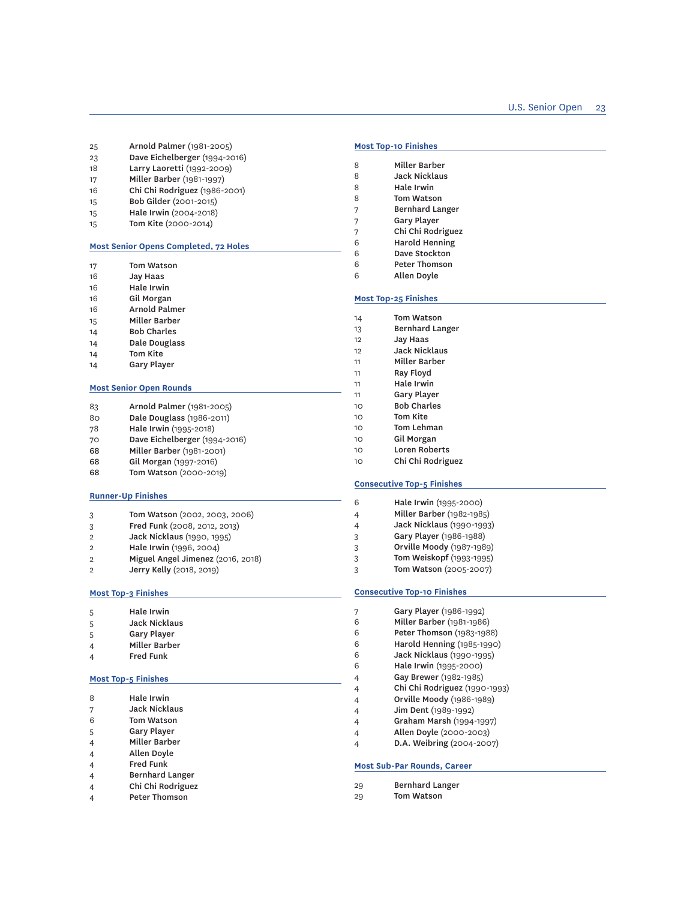| | |
|---|---|
| 25 | **Arnold Palmer** (1981-2005) |
| 23 | **Dave Eichelberger** (1994-2016) |
| 18 | **Larry Laoretti** (1992-2009) |
| 17 | **Miller Barber** (1981-1997) |
| 16 | **Chi Chi Rodriguez** (1986-2001) |
| 15 | **Bob Gilder** (2001-2015) |
| 15 | **Hale Irwin** (2004-2018) |
| 15 | **Tom Kite** (2000-2014) |

## Most Senior Opens Completed, 72 Holes

| | |
|---|---|
| 17 | **Tom Watson** |
| 16 | **Jay Haas** |
| 16 | **Hale Irwin** |
| 16 | **Gil Morgan** |
| 16 | **Arnold Palmer** |
| 15 | **Miller Barber** |
| 14 | **Bob Charles** |
| 14 | **Dale Douglass** |
| 14 | **Tom Kite** |
| 14 | **Gary Player** |

## Most Senior Open Rounds

| | |
|---|---|
| 83 | **Arnold Palmer** (1981-2005) |
| 80 | **Dale Douglass** (1986-2011) |
| 78 | **Hale Irwin** (1995-2018) |
| 70 | **Dave Eichelberger** (1994-2016) |
| 68 | **Miller Barber** (1981-2001) |
| 68 | **Gil Morgan** (1997-2016) |
| 68 | **Tom Watson** (2000-2019) |

## Runner-Up Finishes

| | |
|---|---|
| 3 | **Tom Watson** (2002, 2003, 2006) |
| 3 | **Fred Funk** (2008, 2012, 2013) |
| 2 | **Jack Nicklaus** (1990, 1995) |
| 2 | **Hale Irwin** (1996, 2004) |
| 2 | **Miguel Angel Jimenez** (2016, 2018) |
| 2 | **Jerry Kelly** (2018, 2019) |

## Most Top-3 Finishes

| | |
|---|---|
| 5 | **Hale Irwin** |
| 5 | **Jack Nicklaus** |
| 5 | **Gary Player** |
| 4 | **Miller Barber** |
| 4 | **Fred Funk** |

## Most Top-5 Finishes

| | |
|---|---|
| 8 | **Hale Irwin** |
| 7 | **Jack Nicklaus** |
| 6 | **Tom Watson** |
| 5 | **Gary Player** |
| 4 | **Miller Barber** |
| 4 | **Allen Doyle** |
| 4 | **Fred Funk** |
| 4 | **Bernhard Langer** |
| 4 | **Chi Chi Rodriguez** |
| 4 | **Peter Thomson** |

## Most Top-10 Finishes

| | |
|---|---|
| 8 | **Miller Barber** |
| 8 | **Jack Nicklaus** |
| 8 | **Hale Irwin** |
| 8 | **Tom Watson** |
| 7 | **Bernhard Langer** |
| 7 | **Gary Player** |
| 7 | **Chi Chi Rodriguez** |
| 6 | **Harold Henning** |
| 6 | **Dave Stockton** |
| 6 | **Peter Thomson** |
| 6 | **Allen Doyle** |

## Most Top-25 Finishes

| | |
|---|---|
| 14 | **Tom Watson** |
| 13 | **Bernhard Langer** |
| 12 | **Jay Haas** |
| 12 | **Jack Nicklaus** |
| 11 | **Miller Barber** |
| 11 | **Ray Floyd** |
| 11 | **Hale Irwin** |
| 11 | **Gary Player** |
| 10 | **Bob Charles** |
| 10 | **Tom Kite** |
| 10 | **Tom Lehman** |
| 10 | **Gil Morgan** |
| 10 | **Loren Roberts** |
| 10 | **Chi Chi Rodriguez** |

## Consecutive Top-5 Finishes

| | |
|---|---|
| 6 | **Hale Irwin** (1995-2000) |
| 4 | **Miller Barber** (1982-1985) |
| 4 | **Jack Nicklaus** (1990-1993) |
| 3 | **Gary Player** (1986-1988) |
| 3 | **Orville Moody** (1987-1989) |
| 3 | **Tom Weiskopf** (1993-1995) |
| 3 | **Tom Watson** (2005-2007) |

## Consecutive Top-10 Finishes

| | |
|---|---|
| 7 | **Gary Player** (1986-1992) |
| 6 | **Miller Barber** (1981-1986) |
| 6 | **Peter Thomson** (1983-1988) |
| 6 | **Harold Henning** (1985-1990) |
| 6 | **Jack Nicklaus** (1990-1995) |
| 6 | **Hale Irwin** (1995-2000) |
| 4 | **Gay Brewer** (1982-1985) |
| 4 | **Chi Chi Rodriguez** (1990-1993) |
| 4 | **Orville Moody** (1986-1989) |
| 4 | **Jim Dent** (1989-1992) |
| 4 | **Graham Marsh** (1994-1997) |
| 4 | **Allen Doyle** (2000-2003) |
| 4 | **D.A. Weibring** (2004-2007) |

## Most Sub-Par Rounds, Career

| | |
|---|---|
| 29 | **Bernhard Langer** |
| 29 | **Tom Watson** |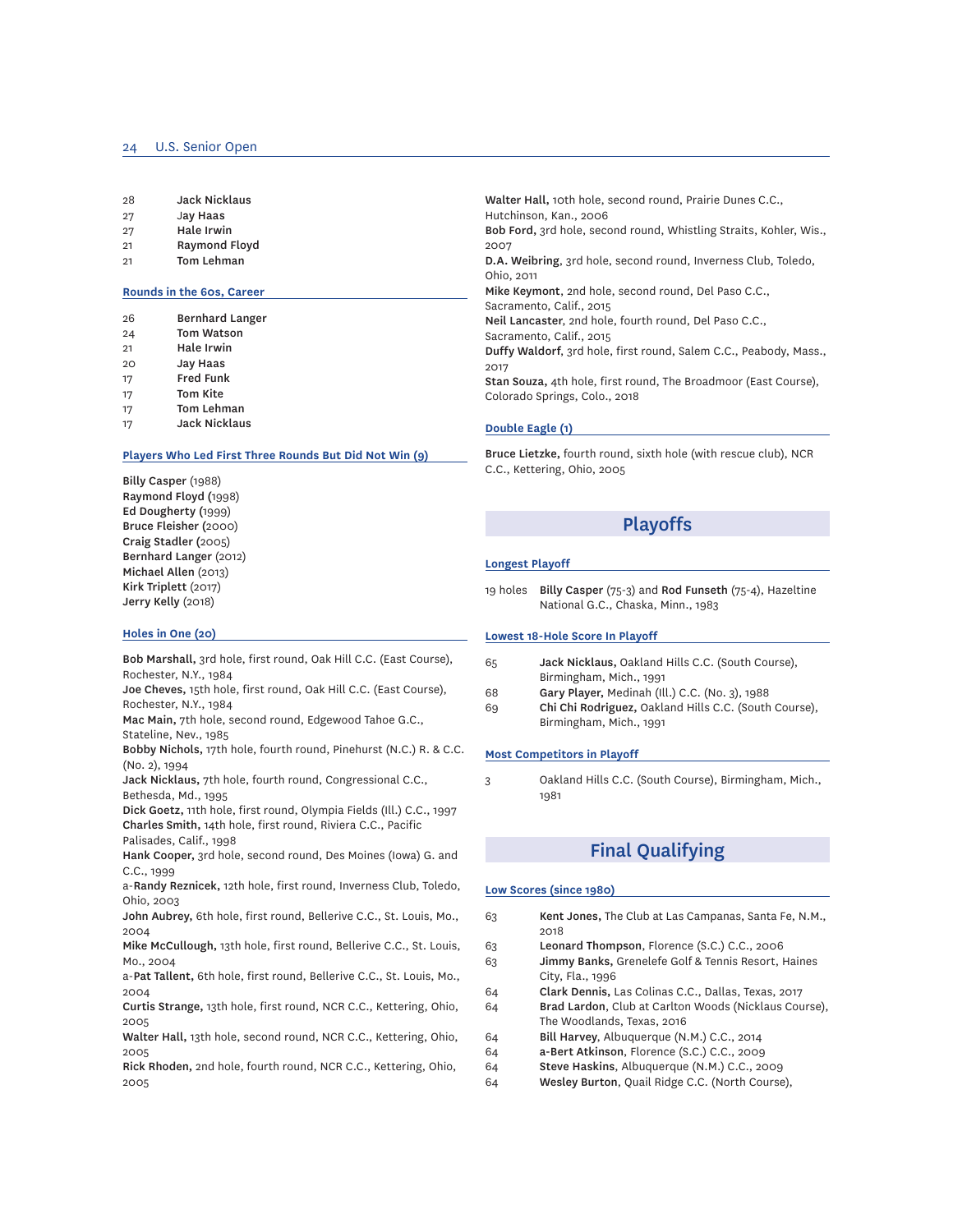| | |
|---|---|
| 28 | Jack Nicklaus |
| 27 | Jay Haas |
| 27 | Hale Irwin |
| 21 | Raymond Floyd |
| 21 | Tom Lehman |

### Rounds in the 60s, Career

| | |
|---|---|
| 26 | Bernhard Langer |
| 24 | Tom Watson |
| 21 | Hale Irwin |
| 20 | Jay Haas |
| 17 | Fred Funk |
| 17 | Tom Kite |
| 17 | Tom Lehman |
| 17 | Jack Nicklaus |

### Players Who Led First Three Rounds But Did Not Win (9)

**Billy Casper** (1988)
**Raymond Floyd** (1998)
**Ed Dougherty** (1999)
**Bruce Fleisher** (2000)
**Craig Stadler** (2005)
**Bernhard Langer** (2012)
**Michael Allen** (2013)
**Kirk Triplett** (2017)
**Jerry Kelly** (2018)

### Holes in One (20)

**Bob Marshall,** 3rd hole, first round, Oak Hill C.C. (East Course), Rochester, N.Y., 1984
**Joe Cheves,** 15th hole, first round, Oak Hill C.C. (East Course), Rochester, N.Y., 1984
**Mac Main,** 7th hole, second round, Edgewood Tahoe G.C., Stateline, Nev., 1985
**Bobby Nichols,** 17th hole, fourth round, Pinehurst (N.C.) R. & C.C. (No. 2), 1994
**Jack Nicklaus,** 7th hole, fourth round, Congressional C.C., Bethesda, Md., 1995
**Dick Goetz,** 11th hole, first round, Olympia Fields (Ill.) C.C., 1997
**Charles Smith,** 14th hole, first round, Riviera C.C., Pacific Palisades, Calif., 1998
**Hank Cooper,** 3rd hole, second round, Des Moines (Iowa) G. and C.C., 1999
a-**Randy Reznicek,** 12th hole, first round, Inverness Club, Toledo, Ohio, 2003
**John Aubrey,** 6th hole, first round, Bellerive C.C., St. Louis, Mo., 2004
**Mike McCullough,** 13th hole, first round, Bellerive C.C., St. Louis, Mo., 2004
a-**Pat Tallent,** 6th hole, first round, Bellerive C.C., St. Louis, Mo., 2004
**Curtis Strange,** 13th hole, first round, NCR C.C., Kettering, Ohio, 2005
**Walter Hall,** 13th hole, second round, NCR C.C., Kettering, Ohio, 2005
**Rick Rhoden,** 2nd hole, fourth round, NCR C.C., Kettering, Ohio, 2005
**Walter Hall,** 10th hole, second round, Prairie Dunes C.C., Hutchinson, Kan., 2006
**Bob Ford,** 3rd hole, second round, Whistling Straits, Kohler, Wis., 2007
**D.A. Weibring**, 3rd hole, second round, Inverness Club, Toledo, Ohio, 2011
**Mike Keymont**, 2nd hole, second round, Del Paso C.C., Sacramento, Calif., 2015
**Neil Lancaster**, 2nd hole, fourth round, Del Paso C.C., Sacramento, Calif., 2015
**Duffy Waldorf**, 3rd hole, first round, Salem C.C., Peabody, Mass., 2017
**Stan Souza,** 4th hole, first round, The Broadmoor (East Course), Colorado Springs, Colo., 2018

### Double Eagle (1)

**Bruce Lietzke,** fourth round, sixth hole (with rescue club), NCR C.C., Kettering, Ohio, 2005

## Playoffs

### Longest Playoff

| | |
|---|---|
| 19 holes | **Billy Casper** (75-3) and **Rod Funseth** (75-4), Hazeltine National G.C., Chaska, Minn., 1983 |

### Lowest 18-Hole Score In Playoff

| | |
|---|---|
| 65 | **Jack Nicklaus,** Oakland Hills C.C. (South Course), Birmingham, Mich., 1991 |
| 68 | **Gary Player,** Medinah (Ill.) C.C. (No. 3), 1988 |
| 69 | **Chi Chi Rodriguez,** Oakland Hills C.C. (South Course), Birmingham, Mich., 1991 |

### Most Competitors in Playoff

| | |
|---|---|
| 3 | Oakland Hills C.C. (South Course), Birmingham, Mich., 1981 |

## Final Qualifying

### Low Scores (since 1980)

| | |
|---|---|
| 63 | **Kent Jones,** The Club at Las Campanas, Santa Fe, N.M., 2018 |
| 63 | **Leonard Thompson**, Florence (S.C.) C.C., 2006 |
| 63 | **Jimmy Banks,** Grenelefe Golf & Tennis Resort, Haines City, Fla., 1996 |
| 64 | **Clark Dennis,** Las Colinas C.C., Dallas, Texas, 2017 |
| 64 | **Brad Lardon**, Club at Carlton Woods (Nicklaus Course), The Woodlands, Texas, 2016 |
| 64 | **Bill Harvey**, Albuquerque (N.M.) C.C., 2014 |
| 64 | **a-Bert Atkinson**, Florence (S.C.) C.C., 2009 |
| 64 | **Steve Haskins**, Albuquerque (N.M.) C.C., 2009 |
| 64 | **Wesley Burton**, Quail Ridge C.C. (North Course), |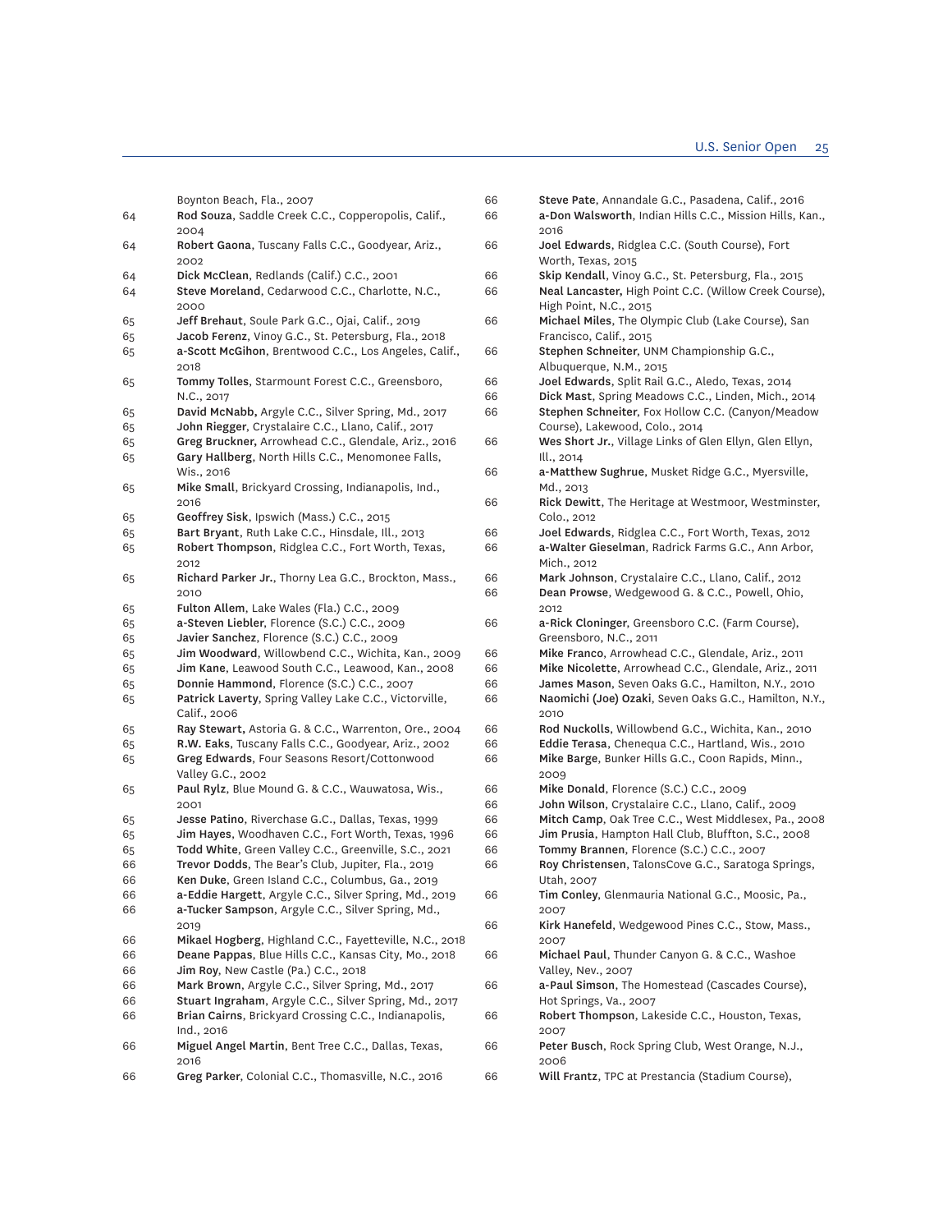| | |
|---|---|
| | Boynton Beach, Fla., 2007 |
| 64 | **Rod Souza**, Saddle Creek C.C., Copperopolis, Calif., 2004 |
| 64 | **Robert Gaona**, Tuscany Falls C.C., Goodyear, Ariz., 2002 |
| 64 | **Dick McClean**, Redlands (Calif.) C.C., 2001 |
| 64 | **Steve Moreland**, Cedarwood C.C., Charlotte, N.C., 2000 |
| 65 | **Jeff Brehaut**, Soule Park G.C., Ojai, Calif., 2019 |
| 65 | **Jacob Ferenz**, Vinoy G.C., St. Petersburg, Fla., 2018 |
| 65 | **a-Scott McGihon**, Brentwood C.C., Los Angeles, Calif., 2018 |
| 65 | **Tommy Tolles**, Starmount Forest C.C., Greensboro, N.C., 2017 |
| 65 | **David McNabb,** Argyle C.C., Silver Spring, Md., 2017 |
| 65 | **John Riegger**, Crystalaire C.C., Llano, Calif., 2017 |
| 65 | **Greg Bruckner,** Arrowhead C.C., Glendale, Ariz., 2016 |
| 65 | **Gary Hallberg**, North Hills C.C., Menomonee Falls, Wis., 2016 |
| 65 | **Mike Small**, Brickyard Crossing, Indianapolis, Ind., 2016 |
| 65 | **Geoffrey Sisk**, Ipswich (Mass.) C.C., 2015 |
| 65 | **Bart Bryant**, Ruth Lake C.C., Hinsdale, Ill., 2013 |
| 65 | **Robert Thompson**, Ridglea C.C., Fort Worth, Texas, 2012 |
| 65 | **Richard Parker Jr.**, Thorny Lea G.C., Brockton, Mass., 2010 |
| 65 | **Fulton Allem**, Lake Wales (Fla.) C.C., 2009 |
| 65 | **a-Steven Liebler**, Florence (S.C.) C.C., 2009 |
| 65 | **Javier Sanchez**, Florence (S.C.) C.C., 2009 |
| 65 | **Jim Woodward**, Willowbend C.C., Wichita, Kan., 2009 |
| 65 | **Jim Kane**, Leawood South C.C., Leawood, Kan., 2008 |
| 65 | **Donnie Hammond**, Florence (S.C.) C.C., 2007 |
| 65 | **Patrick Laverty**, Spring Valley Lake C.C., Victorville, Calif., 2006 |
| 65 | **Ray Stewart,** Astoria G. & C.C., Warrenton, Ore., 2004 |
| 65 | **R.W. Eaks**, Tuscany Falls C.C., Goodyear, Ariz., 2002 |
| 65 | **Greg Edwards**, Four Seasons Resort/Cottonwood Valley G.C., 2002 |
| 65 | **Paul Rylz**, Blue Mound G. & C.C., Wauwatosa, Wis., 2001 |
| 65 | **Jesse Patino**, Riverchase G.C., Dallas, Texas, 1999 |
| 65 | **Jim Hayes**, Woodhaven C.C., Fort Worth, Texas, 1996 |
| 65 | **Todd White**, Green Valley C.C., Greenville, S.C., 2021 |
| 66 | **Trevor Dodds**, The Bear's Club, Jupiter, Fla., 2019 |
| 66 | **Ken Duke**, Green Island C.C., Columbus, Ga., 2019 |
| 66 | **a-Eddie Hargett**, Argyle C.C., Silver Spring, Md., 2019 |
| 66 | **a-Tucker Sampson**, Argyle C.C., Silver Spring, Md., 2019 |
| 66 | **Mikael Hogberg**, Highland C.C., Fayetteville, N.C., 2018 |
| 66 | **Deane Pappas**, Blue Hills C.C., Kansas City, Mo., 2018 |
| 66 | **Jim Roy**, New Castle (Pa.) C.C., 2018 |
| 66 | **Mark Brown**, Argyle C.C., Silver Spring, Md., 2017 |
| 66 | **Stuart Ingraham**, Argyle C.C., Silver Spring, Md., 2017 |
| 66 | **Brian Cairns**, Brickyard Crossing C.C., Indianapolis, Ind., 2016 |
| 66 | **Miguel Angel Martin**, Bent Tree C.C., Dallas, Texas, 2016 |
| 66 | **Greg Parker**, Colonial C.C., Thomasville, N.C., 2016 |
| 66 | **Steve Pate**, Annandale G.C., Pasadena, Calif., 2016 |
| 66 | **a-Don Walsworth**, Indian Hills C.C., Mission Hills, Kan., 2016 |
| 66 | **Joel Edwards**, Ridglea C.C. (South Course), Fort Worth, Texas, 2015 |
| 66 | **Skip Kendall**, Vinoy G.C., St. Petersburg, Fla., 2015 |
| 66 | **Neal Lancaster,** High Point C.C. (Willow Creek Course), High Point, N.C., 2015 |
| 66 | **Michael Miles**, The Olympic Club (Lake Course), San Francisco, Calif., 2015 |
| 66 | **Stephen Schneiter**, UNM Championship G.C., Albuquerque, N.M., 2015 |
| 66 | **Joel Edwards**, Split Rail G.C., Aledo, Texas, 2014 |
| 66 | **Dick Mast**, Spring Meadows C.C., Linden, Mich., 2014 |
| 66 | **Stephen Schneiter**, Fox Hollow C.C. (Canyon/Meadow Course), Lakewood, Colo., 2014 |
| 66 | **Wes Short Jr.**, Village Links of Glen Ellyn, Glen Ellyn, Ill., 2014 |
| 66 | **a-Matthew Sughrue**, Musket Ridge G.C., Myersville, Md., 2013 |
| 66 | **Rick Dewitt**, The Heritage at Westmoor, Westminster, Colo., 2012 |
| 66 | **Joel Edwards**, Ridglea C.C., Fort Worth, Texas, 2012 |
| 66 | **a-Walter Gieselman**, Radrick Farms G.C., Ann Arbor, Mich., 2012 |
| 66 | **Mark Johnson**, Crystalaire C.C., Llano, Calif., 2012 |
| 66 | **Dean Prowse**, Wedgewood G. & C.C., Powell, Ohio, 2012 |
| 66 | **a-Rick Cloninger**, Greensboro C.C. (Farm Course), Greensboro, N.C., 2011 |
| 66 | **Mike Franco**, Arrowhead C.C., Glendale, Ariz., 2011 |
| 66 | **Mike Nicolette**, Arrowhead C.C., Glendale, Ariz., 2011 |
| 66 | **James Mason**, Seven Oaks G.C., Hamilton, N.Y., 2010 |
| 66 | **Naomichi (Joe) Ozaki**, Seven Oaks G.C., Hamilton, N.Y., 2010 |
| 66 | **Rod Nuckolls**, Willowbend G.C., Wichita, Kan., 2010 |
| 66 | **Eddie Terasa**, Chenequa C.C., Hartland, Wis., 2010 |
| 66 | **Mike Barge**, Bunker Hills G.C., Coon Rapids, Minn., 2009 |
| 66 | **Mike Donald**, Florence (S.C.) C.C., 2009 |
| 66 | **John Wilson**, Crystalaire C.C., Llano, Calif., 2009 |
| 66 | **Mitch Camp**, Oak Tree C.C., West Middlesex, Pa., 2008 |
| 66 | **Jim Prusia**, Hampton Hall Club, Bluffton, S.C., 2008 |
| 66 | **Tommy Brannen**, Florence (S.C.) C.C., 2007 |
| 66 | **Roy Christensen**, TalonsCove G.C., Saratoga Springs, Utah, 2007 |
| 66 | **Tim Conley**, Glenmauria National G.C., Moosic, Pa., 2007 |
| 66 | **Kirk Hanefeld**, Wedgewood Pines C.C., Stow, Mass., 2007 |
| 66 | **Michael Paul**, Thunder Canyon G. & C.C., Washoe Valley, Nev., 2007 |
| 66 | **a-Paul Simson**, The Homestead (Cascades Course), Hot Springs, Va., 2007 |
| 66 | **Robert Thompson**, Lakeside C.C., Houston, Texas, 2007 |
| 66 | **Peter Busch**, Rock Spring Club, West Orange, N.J., 2006 |
| 66 | **Will Frantz**, TPC at Prestancia (Stadium Course), |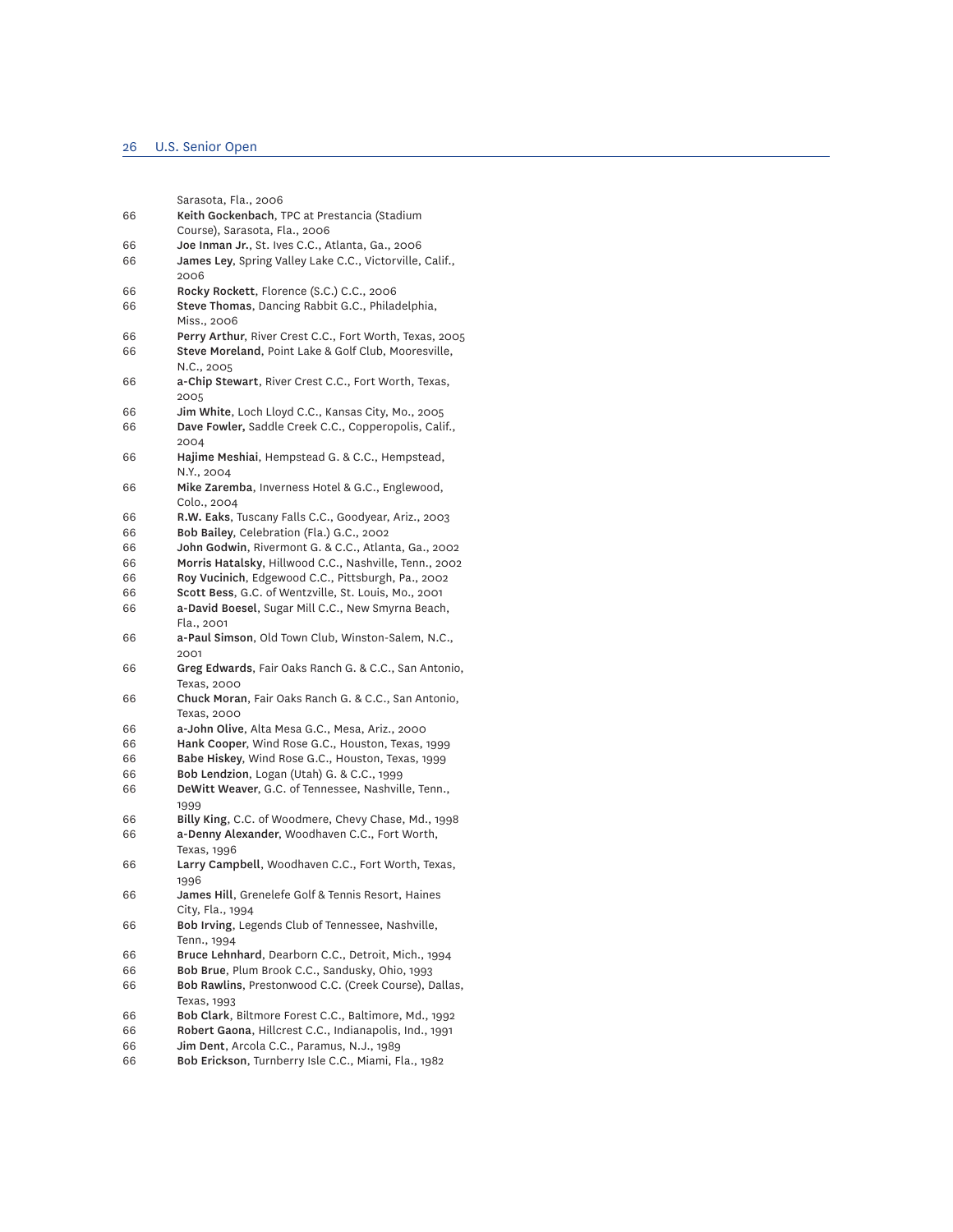Sarasota, Fla., 2006

66 **Keith Gockenbach**, TPC at Prestancia (Stadium Course), Sarasota, Fla., 2006
66 **Joe Inman Jr.**, St. Ives C.C., Atlanta, Ga., 2006
66 **James Ley**, Spring Valley Lake C.C., Victorville, Calif., 2006
66 **Rocky Rockett**, Florence (S.C.) C.C., 2006
66 **Steve Thomas**, Dancing Rabbit G.C., Philadelphia, Miss., 2006
66 **Perry Arthur**, River Crest C.C., Fort Worth, Texas, 2005
66 **Steve Moreland**, Point Lake & Golf Club, Mooresville, N.C., 2005
66 **a-Chip Stewart**, River Crest C.C., Fort Worth, Texas, 2005
66 **Jim White**, Loch Lloyd C.C., Kansas City, Mo., 2005
66 **Dave Fowler**, Saddle Creek C.C., Copperopolis, Calif., 2004
66 **Hajime Meshiai**, Hempstead G. & C.C., Hempstead, N.Y., 2004
66 **Mike Zaremba**, Inverness Hotel & G.C., Englewood, Colo., 2004
66 **R.W. Eaks**, Tuscany Falls C.C., Goodyear, Ariz., 2003
66 **Bob Bailey**, Celebration (Fla.) G.C., 2002
66 **John Godwin**, Rivermont G. & C.C., Atlanta, Ga., 2002
66 **Morris Hatalsky**, Hillwood C.C., Nashville, Tenn., 2002
66 **Roy Vucinich**, Edgewood C.C., Pittsburgh, Pa., 2002
66 **Scott Bess**, G.C. of Wentzville, St. Louis, Mo., 2001
66 **a-David Boesel**, Sugar Mill C.C., New Smyrna Beach, Fla., 2001
66 **a-Paul Simson**, Old Town Club, Winston-Salem, N.C., 2001
66 **Greg Edwards**, Fair Oaks Ranch G. & C.C., San Antonio, Texas, 2000
66 **Chuck Moran**, Fair Oaks Ranch G. & C.C., San Antonio, Texas, 2000
66 **a-John Olive**, Alta Mesa G.C., Mesa, Ariz., 2000
66 **Hank Cooper**, Wind Rose G.C., Houston, Texas, 1999
66 **Babe Hiskey**, Wind Rose G.C., Houston, Texas, 1999
66 **Bob Lendzion**, Logan (Utah) G. & C.C., 1999
66 **DeWitt Weaver**, G.C. of Tennessee, Nashville, Tenn., 1999
66 **Billy King**, C.C. of Woodmere, Chevy Chase, Md., 1998
66 **a-Denny Alexander**, Woodhaven C.C., Fort Worth, Texas, 1996
66 **Larry Campbell**, Woodhaven C.C., Fort Worth, Texas, 1996
66 **James Hill**, Grenelefe Golf & Tennis Resort, Haines City, Fla., 1994
66 **Bob Irving**, Legends Club of Tennessee, Nashville, Tenn., 1994
66 **Bruce Lehnhard**, Dearborn C.C., Detroit, Mich., 1994
66 **Bob Brue**, Plum Brook C.C., Sandusky, Ohio, 1993
66 **Bob Rawlins**, Prestonwood C.C. (Creek Course), Dallas, Texas, 1993
66 **Bob Clark**, Biltmore Forest C.C., Baltimore, Md., 1992
66 **Robert Gaona**, Hillcrest C.C., Indianapolis, Ind., 1991
66 **Jim Dent**, Arcola C.C., Paramus, N.J., 1989
66 **Bob Erickson**, Turnberry Isle C.C., Miami, Fla., 1982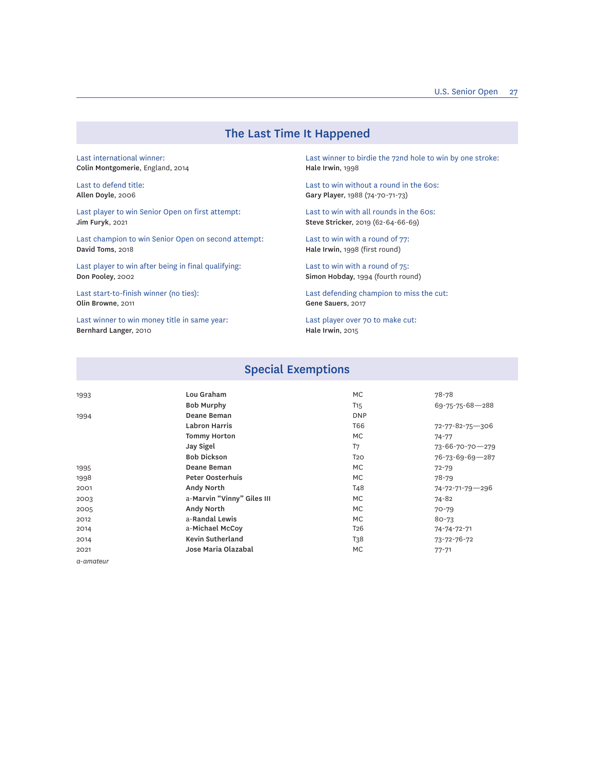## The Last Time It Happened

Last international winner:
**Colin Montgomerie**, England, 2014

Last to defend title:
**Allen Doyle**, 2006

Last player to win Senior Open on first attempt:
**Jim Furyk**, 2021

Last champion to win Senior Open on second attempt:
**David Toms**, 2018

Last player to win after being in final qualifying:
**Don Pooley**, 2002

Last start-to-finish winner (no ties):
**Olin Browne**, 2011

Last winner to win money title in same year:
**Bernhard Langer**, 2010

Last winner to birdie the 72nd hole to win by one stroke:
**Hale Irwin**, 1998

Last to win without a round in the 60s:
**Gary Player**, 1988 (74-70-71-73)

Last to win with all rounds in the 60s:
**Steve Stricker**, 2019 (62-64-66-69)

Last to win with a round of 77:
**Hale Irwin**, 1998 (first round)

Last to win with a round of 75:
**Simon Hobday**, 1994 (fourth round)

Last defending champion to miss the cut:
**Gene Sauers**, 2017

Last player over 70 to make cut:
**Hale Irwin**, 2015

## Special Exemptions

| | | | |
|---|---|---|---|
| 1993 | **Lou Graham** | MC | 78-78 |
| | **Bob Murphy** | T15 | 69-75-75-68—288 |
| 1994 | **Deane Beman** | DNP | |
| | **Labron Harris** | T66 | 72-77-82-75—306 |
| | **Tommy Horton** | MC | 74-77 |
| | **Jay Sigel** | T7 | 73-66-70-70—279 |
| | **Bob Dickson** | T20 | 76-73-69-69—287 |
| 1995 | **Deane Beman** | MC | 72-79 |
| 1998 | **Peter Oosterhuis** | MC | 78-79 |
| 2001 | **Andy North** | T48 | 74-72-71-79—296 |
| 2003 | a-**Marvin "Vinny" Giles III** | MC | 74-82 |
| 2005 | **Andy North** | MC | 70-79 |
| 2012 | a-**Randal Lewis** | MC | 80-73 |
| 2014 | a-**Michael McCoy** | T26 | 74-74-72-71 |
| 2014 | **Kevin Sutherland** | T38 | 73-72-76-72 |
| 2021 | **Jose Maria Olazabal** | MC | 77-71 |

*a-amateur*